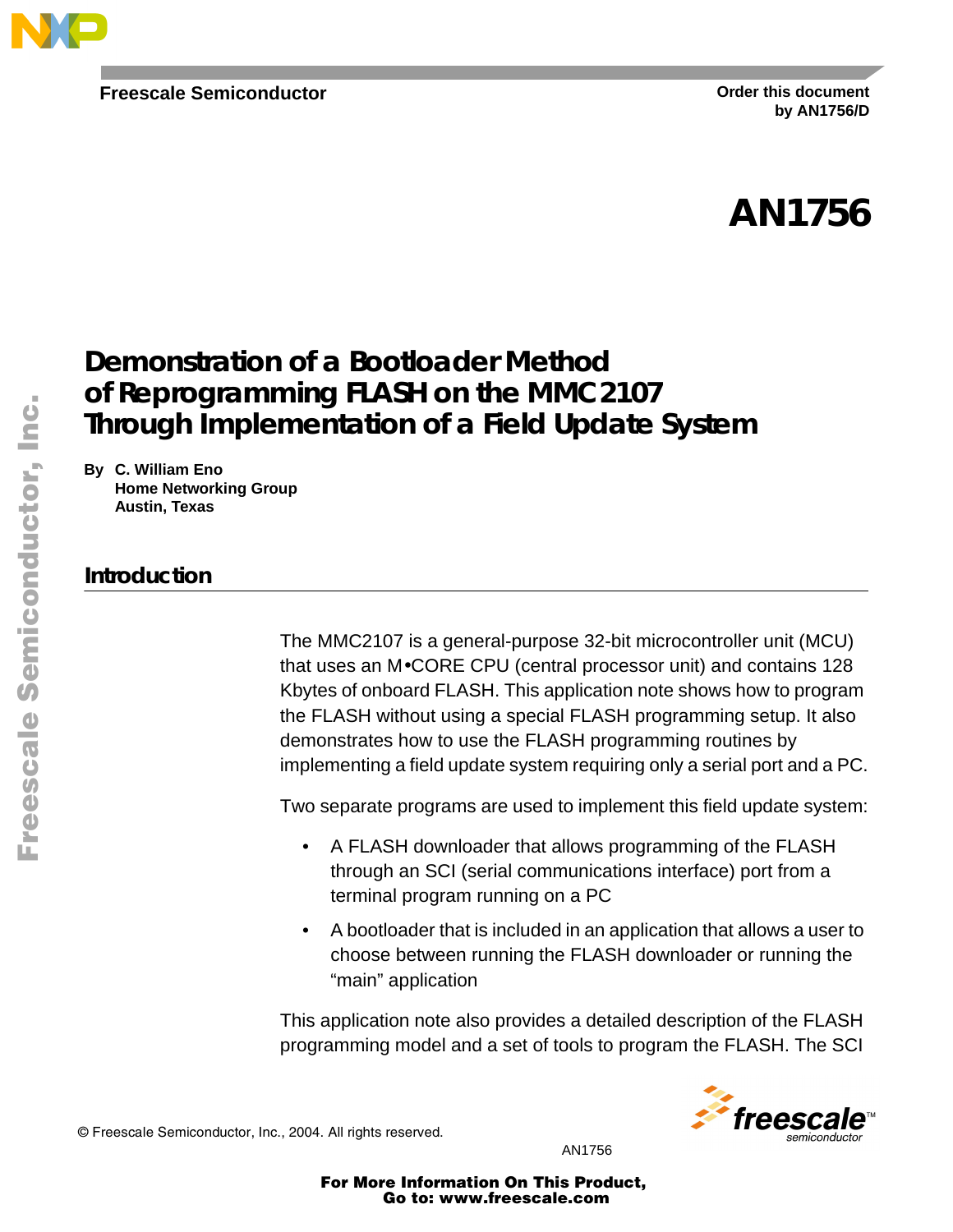Freescale Semiconductor

Order this document
by AN1756/D

# AN1756

# Demonstration of a Bootloader Method of Reprogramming FLASH on the MMC2107 Through Implementation of a Field Update System

**By C. William Eno**
**Home Networking Group**
**Austin, Texas**

## Introduction

The MMC2107 is a general-purpose 32-bit microcontroller unit (MCU) that uses an M•CORE CPU (central processor unit) and contains 128 Kbytes of onboard FLASH. This application note shows how to program the FLASH without using a special FLASH programming setup. It also demonstrates how to use the FLASH programming routines by implementing a field update system requiring only a serial port and a PC.

Two separate programs are used to implement this field update system:

- A FLASH downloader that allows programming of the FLASH through an SCI (serial communications interface) port from a terminal program running on a PC
- A bootloader that is included in an application that allows a user to choose between running the FLASH downloader or running the "main" application

This application note also provides a detailed description of the FLASH programming model and a set of tools to program the FLASH. The SCI

© Freescale Semiconductor, Inc., 2004. All rights reserved.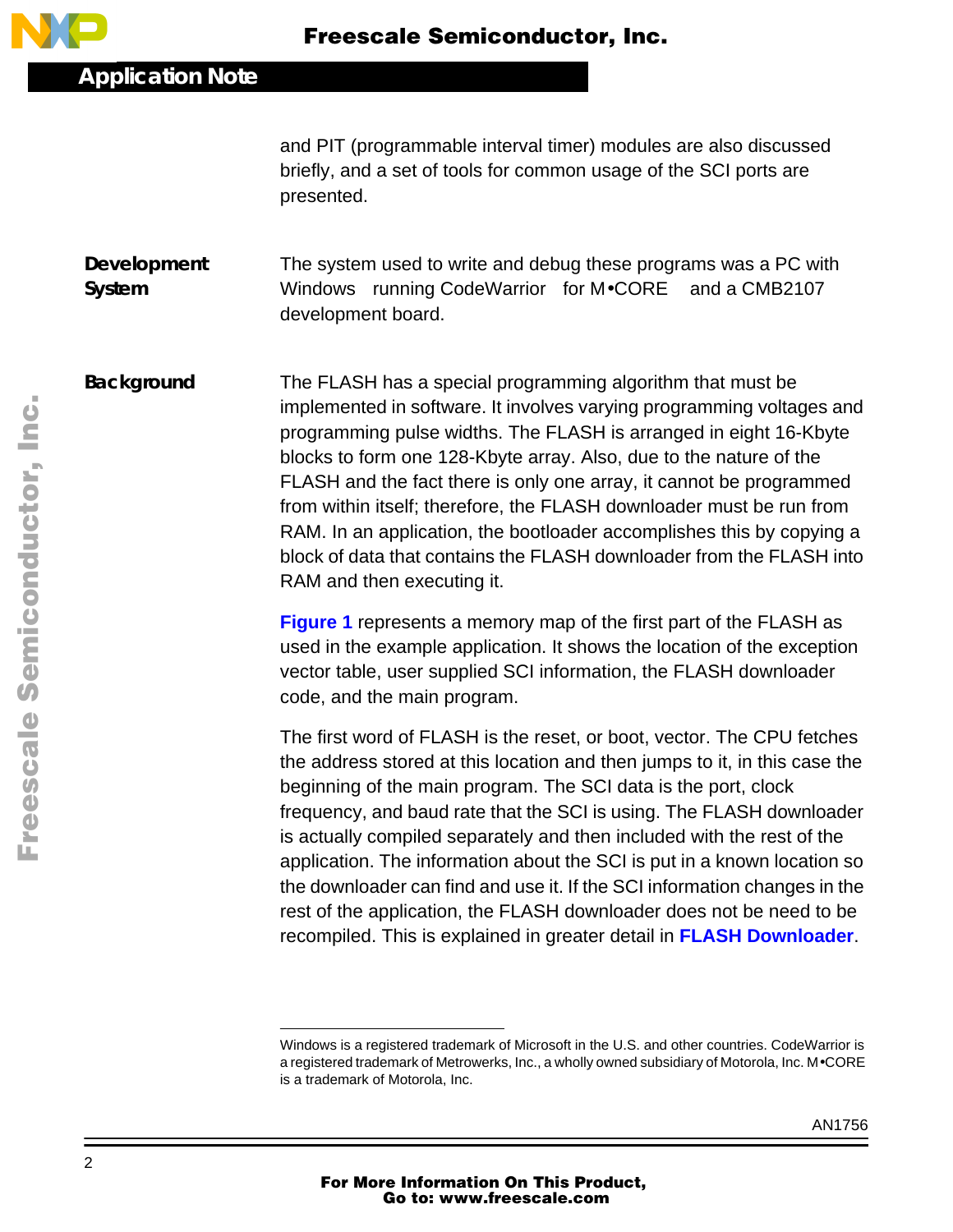and PIT (programmable interval timer) modules are also discussed briefly, and a set of tools for common usage of the SCI ports are presented.

## Development System

The system used to write and debug these programs was a PC with Windows running CodeWarrior for M•CORE and a CMB2107 development board.

## Background

The FLASH has a special programming algorithm that must be implemented in software. It involves varying programming voltages and programming pulse widths. The FLASH is arranged in eight 16-Kbyte blocks to form one 128-Kbyte array. Also, due to the nature of the FLASH and the fact there is only one array, it cannot be programmed from within itself; therefore, the FLASH downloader must be run from RAM. In an application, the bootloader accomplishes this by copying a block of data that contains the FLASH downloader from the FLASH into RAM and then executing it.

**Figure 1** represents a memory map of the first part of the FLASH as used in the example application. It shows the location of the exception vector table, user supplied SCI information, the FLASH downloader code, and the main program.

The first word of FLASH is the reset, or boot, vector. The CPU fetches the address stored at this location and then jumps to it, in this case the beginning of the main program. The SCI data is the port, clock frequency, and baud rate that the SCI is using. The FLASH downloader is actually compiled separately and then included with the rest of the application. The information about the SCI is put in a known location so the downloader can find and use it. If the SCI information changes in the rest of the application, the FLASH downloader does not be need to be recompiled. This is explained in greater detail in **FLASH Downloader**.

---

Windows is a registered trademark of Microsoft in the U.S. and other countries. CodeWarrior is a registered trademark of Metrowerks, Inc., a wholly owned subsidiary of Motorola, Inc. M•CORE is a trademark of Motorola, Inc.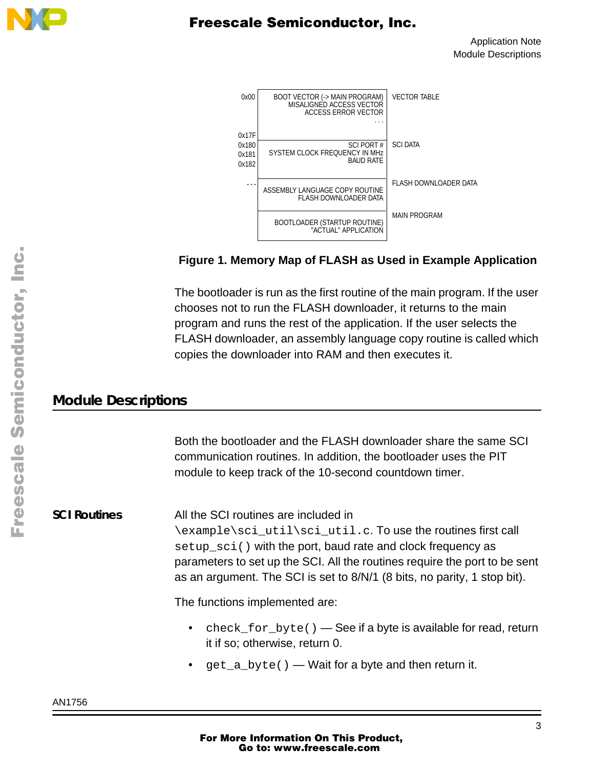| Address | Contents | Section |
|---|---|---|
| 0x00 | BOOT VECTOR (-> MAIN PROGRAM)<br>MISALIGNED ACCESS VECTOR<br>ACCESS ERROR VECTOR<br>. . . | VECTOR TABLE |
| 0x17F | | |
| 0x180 | SCI PORT # | SCI DATA |
| 0x181 | SYSTEM CLOCK FREQUENCY IN MHz | |
| 0x182 | BAUD RATE | |
| . . . | ASSEMBLY LANGUAGE COPY ROUTINE<br>FLASH DOWNLOADER DATA | FLASH DOWNLOADER DATA |
| | BOOTLOADER (STARTUP ROUTINE)<br>"ACTUAL" APPLICATION | MAIN PROGRAM |

**Figure 1. Memory Map of FLASH as Used in Example Application**

The bootloader is run as the first routine of the main program. If the user chooses not to run the FLASH downloader, it returns to the main program and runs the rest of the application. If the user selects the FLASH downloader, an assembly language copy routine is called which copies the downloader into RAM and then executes it.

## Module Descriptions

Both the bootloader and the FLASH downloader share the same SCI communication routines. In addition, the bootloader uses the PIT module to keep track of the 10-second countdown timer.

### SCI Routines

All the SCI routines are included in `\example\sci_util\sci_util.c`. To use the routines first call `setup_sci()` with the port, baud rate and clock frequency as parameters to set up the SCI. All the routines require the port to be sent as an argument. The SCI is set to 8/N/1 (8 bits, no parity, 1 stop bit).

The functions implemented are:

- `check_for_byte()` — See if a byte is available for read, return it if so; otherwise, return 0.
- `get_a_byte()` — Wait for a byte and then return it.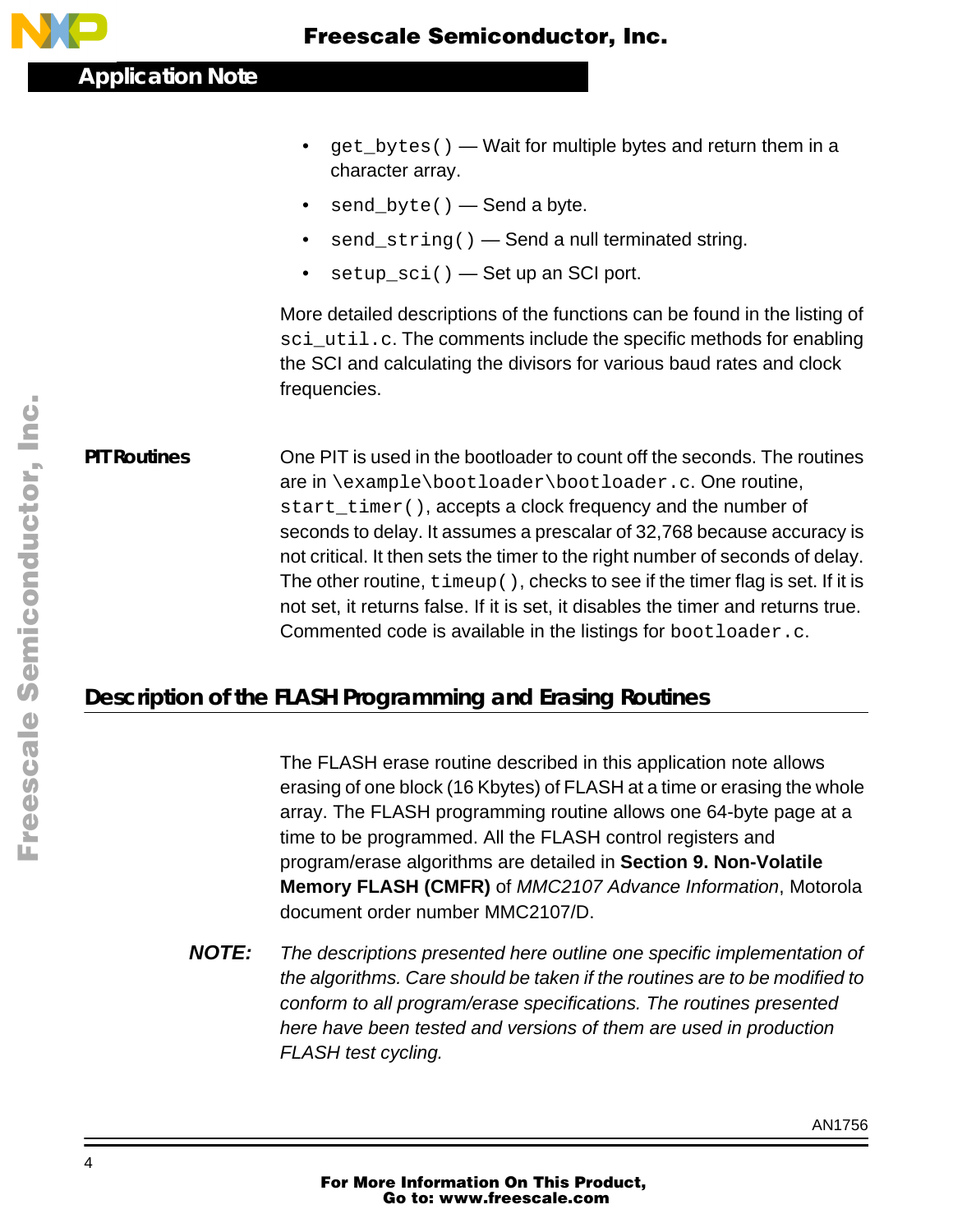- `get_bytes()` — Wait for multiple bytes and return them in a character array.
- `send_byte()` — Send a byte.
- `send_string()` — Send a null terminated string.
- `setup_sci()` — Set up an SCI port.

More detailed descriptions of the functions can be found in the listing of `sci_util.c`. The comments include the specific methods for enabling the SCI and calculating the divisors for various baud rates and clock frequencies.

### PIT Routines

One PIT is used in the bootloader to count off the seconds. The routines are in `\example\bootloader\bootloader.c`. One routine, `start_timer()`, accepts a clock frequency and the number of seconds to delay. It assumes a prescalar of 32,768 because accuracy is not critical. It then sets the timer to the right number of seconds of delay. The other routine, `timeup()`, checks to see if the timer flag is set. If it is not set, it returns false. If it is set, it disables the timer and returns true. Commented code is available in the listings for `bootloader.c`.

## Description of the FLASH Programming and Erasing Routines

The FLASH erase routine described in this application note allows erasing of one block (16 Kbytes) of FLASH at a time or erasing the whole array. The FLASH programming routine allows one 64-byte page at a time to be programmed. All the FLASH control registers and program/erase algorithms are detailed in **Section 9. Non-Volatile Memory FLASH (CMFR)** of *MMC2107 Advance Information*, Motorola document order number MMC2107/D.

***NOTE:*** *The descriptions presented here outline one specific implementation of the algorithms. Care should be taken if the routines are to be modified to conform to all program/erase specifications. The routines presented here have been tested and versions of them are used in production FLASH test cycling.*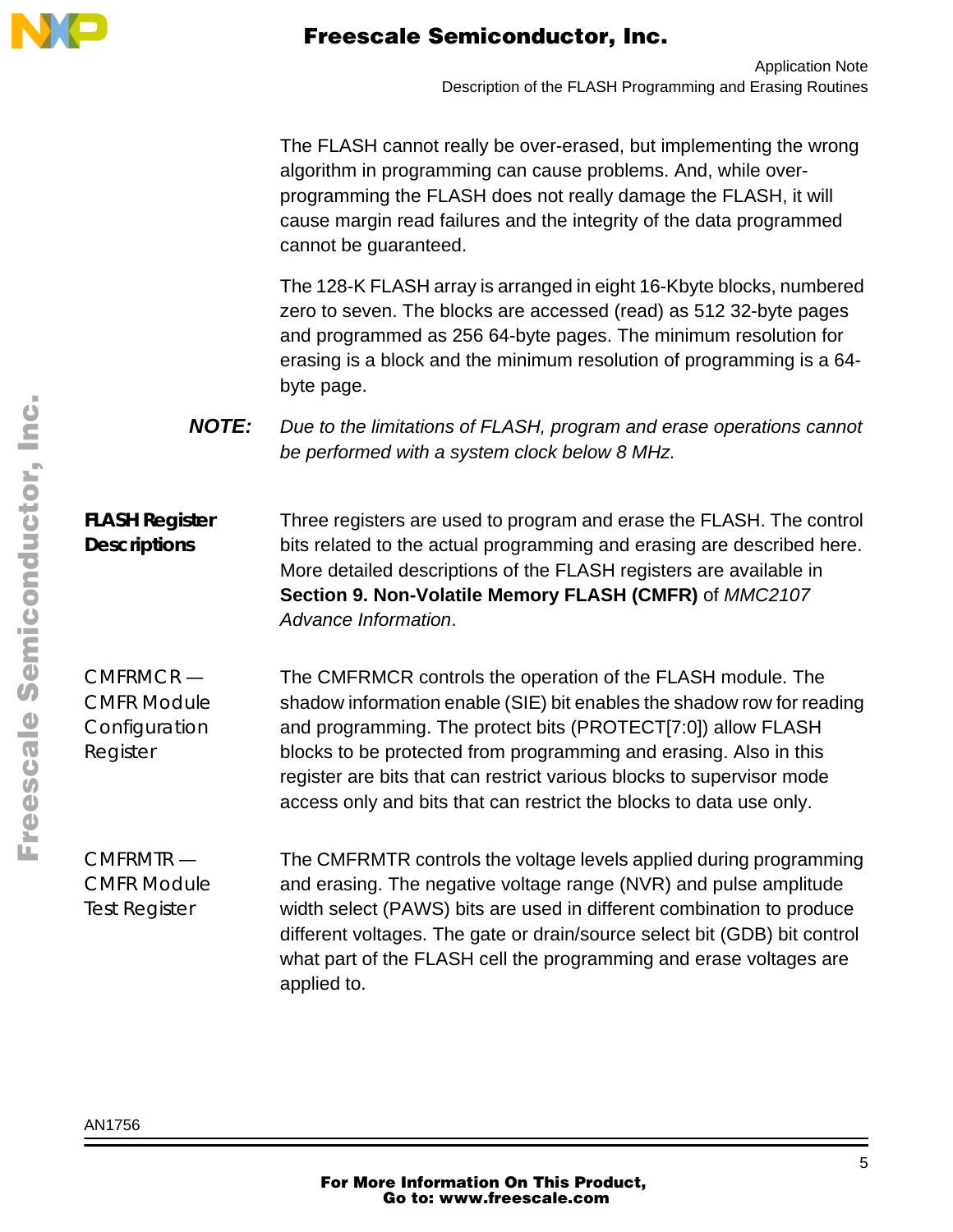The FLASH cannot really be over-erased, but implementing the wrong algorithm in programming can cause problems. And, while over-programming the FLASH does not really damage the FLASH, it will cause margin read failures and the integrity of the data programmed cannot be guaranteed.

The 128-K FLASH array is arranged in eight 16-Kbyte blocks, numbered zero to seven. The blocks are accessed (read) as 512 32-byte pages and programmed as 256 64-byte pages. The minimum resolution for erasing is a block and the minimum resolution of programming is a 64-byte page.

***NOTE:*** *Due to the limitations of FLASH, program and erase operations cannot be performed with a system clock below 8 MHz.*

## FLASH Register Descriptions

Three registers are used to program and erase the FLASH. The control bits related to the actual programming and erasing are described here. More detailed descriptions of the FLASH registers are available in **Section 9. Non-Volatile Memory FLASH (CMFR)** of *MMC2107 Advance Information*.

### CMFRMCR — CMFR Module Configuration Register

The CMFRMCR controls the operation of the FLASH module. The shadow information enable (SIE) bit enables the shadow row for reading and programming. The protect bits (PROTECT[7:0]) allow FLASH blocks to be protected from programming and erasing. Also in this register are bits that can restrict various blocks to supervisor mode access only and bits that can restrict the blocks to data use only.

### CMFRMTR — CMFR Module Test Register

The CMFRMTR controls the voltage levels applied during programming and erasing. The negative voltage range (NVR) and pulse amplitude width select (PAWS) bits are used in different combination to produce different voltages. The gate or drain/source select bit (GDB) bit control what part of the FLASH cell the programming and erase voltages are applied to.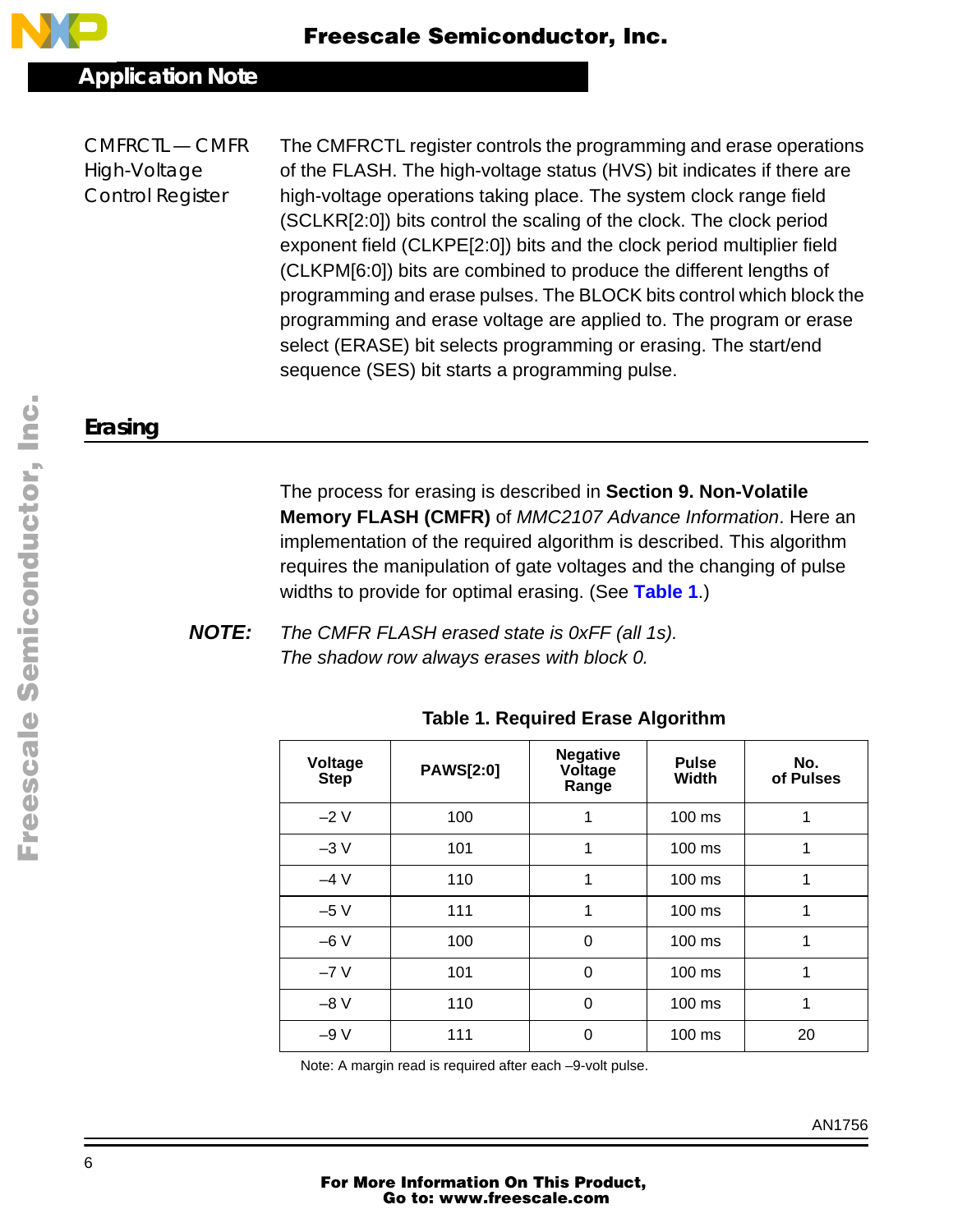**CMFRCTL — CMFR High-Voltage Control Register**

The CMFRCTL register controls the programming and erase operations of the FLASH. The high-voltage status (HVS) bit indicates if there are high-voltage operations taking place. The system clock range field (SCLKR[2:0]) bits control the scaling of the clock. The clock period exponent field (CLKPE[2:0]) bits and the clock period multiplier field (CLKPM[6:0]) bits are combined to produce the different lengths of programming and erase pulses. The BLOCK bits control which block the programming and erase voltage are applied to. The program or erase select (ERASE) bit selects programming or erasing. The start/end sequence (SES) bit starts a programming pulse.

## Erasing

The process for erasing is described in **Section 9. Non-Volatile Memory FLASH (CMFR)** of *MMC2107 Advance Information*. Here an implementation of the required algorithm is described. This algorithm requires the manipulation of gate voltages and the changing of pulse widths to provide for optimal erasing. (See **Table 1**.)

***NOTE:*** *The CMFR FLASH erased state is 0xFF (all 1s). The shadow row always erases with block 0.*

**Table 1. Required Erase Algorithm**

| Voltage Step | PAWS[2:0] | Negative Voltage Range | Pulse Width | No. of Pulses |
|---|---|---|---|---|
| –2 V | 100 | 1 | 100 ms | 1 |
| –3 V | 101 | 1 | 100 ms | 1 |
| –4 V | 110 | 1 | 100 ms | 1 |
| –5 V | 111 | 1 | 100 ms | 1 |
| –6 V | 100 | 0 | 100 ms | 1 |
| –7 V | 101 | 0 | 100 ms | 1 |
| –8 V | 110 | 0 | 100 ms | 1 |
| –9 V | 111 | 0 | 100 ms | 20 |

Note: A margin read is required after each –9-volt pulse.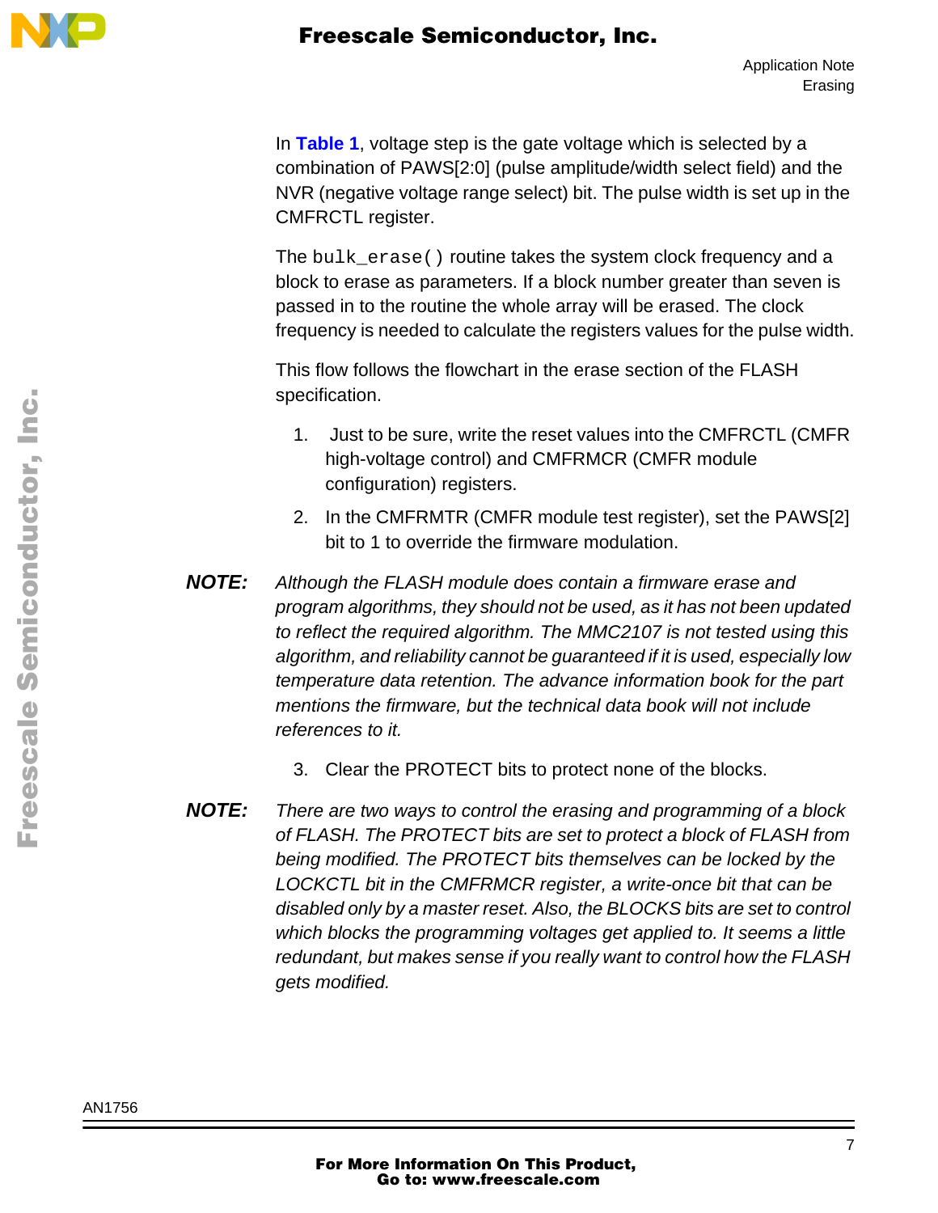In **Table 1**, voltage step is the gate voltage which is selected by a combination of PAWS[2:0] (pulse amplitude/width select field) and the NVR (negative voltage range select) bit. The pulse width is set up in the CMFRCTL register.

The `bulk_erase()` routine takes the system clock frequency and a block to erase as parameters. If a block number greater than seven is passed in to the routine the whole array will be erased. The clock frequency is needed to calculate the registers values for the pulse width.

This flow follows the flowchart in the erase section of the FLASH specification.

1. Just to be sure, write the reset values into the CMFRCTL (CMFR high-voltage control) and CMFRMCR (CMFR module configuration) registers.
2. In the CMFRMTR (CMFR module test register), set the PAWS[2] bit to 1 to override the firmware modulation.

***NOTE:*** *Although the FLASH module does contain a firmware erase and program algorithms, they should not be used, as it has not been updated to reflect the required algorithm. The MMC2107 is not tested using this algorithm, and reliability cannot be guaranteed if it is used, especially low temperature data retention. The advance information book for the part mentions the firmware, but the technical data book will not include references to it.*

3. Clear the PROTECT bits to protect none of the blocks.

***NOTE:*** *There are two ways to control the erasing and programming of a block of FLASH. The PROTECT bits are set to protect a block of FLASH from being modified. The PROTECT bits themselves can be locked by the LOCKCTL bit in the CMFRMCR register, a write-once bit that can be disabled only by a master reset. Also, the BLOCKS bits are set to control which blocks the programming voltages get applied to. It seems a little redundant, but makes sense if you really want to control how the FLASH gets modified.*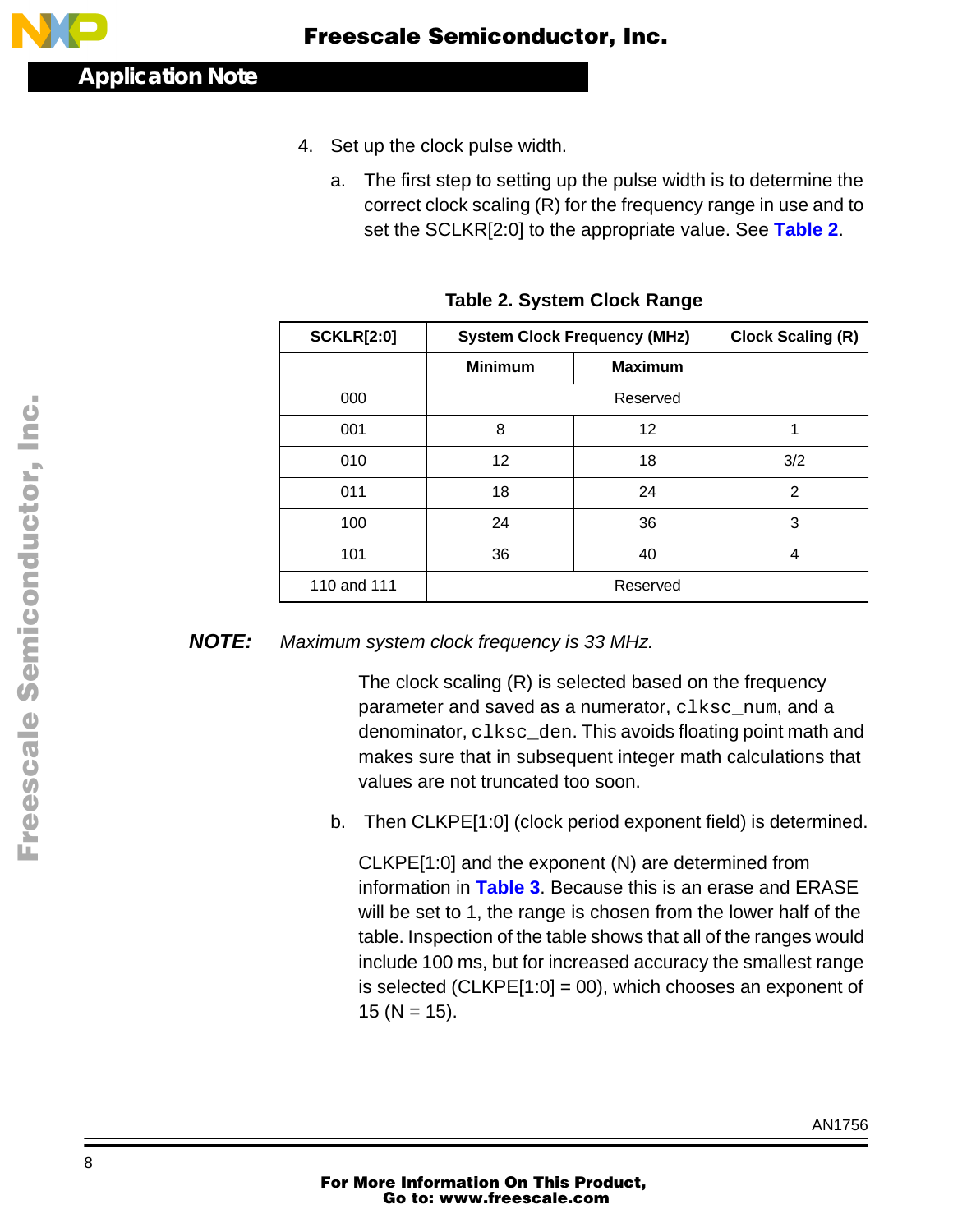4. Set up the clock pulse width.

   a. The first step to setting up the pulse width is to determine the correct clock scaling (R) for the frequency range in use and to set the SCLKR[2:0] to the appropriate value. See **Table 2**.

**Table 2. System Clock Range**

| SCKLR[2:0] | System Clock Frequency (MHz) | | Clock Scaling (R) |
|---|---|---|---|
| | Minimum | Maximum | |
| 000 | Reserved | | |
| 001 | 8 | 12 | 1 |
| 010 | 12 | 18 | 3/2 |
| 011 | 18 | 24 | 2 |
| 100 | 24 | 36 | 3 |
| 101 | 36 | 40 | 4 |
| 110 and 111 | Reserved | | |

***NOTE:*** *Maximum system clock frequency is 33 MHz.*

The clock scaling (R) is selected based on the frequency parameter and saved as a numerator, `clksc_num`, and a denominator, `clksc_den`. This avoids floating point math and makes sure that in subsequent integer math calculations that values are not truncated too soon.

   b. Then CLKPE[1:0] (clock period exponent field) is determined.

CLKPE[1:0] and the exponent (N) are determined from information in **Table 3**. Because this is an erase and ERASE will be set to 1, the range is chosen from the lower half of the table. Inspection of the table shows that all of the ranges would include 100 ms, but for increased accuracy the smallest range is selected (CLKPE[1:0] = 00), which chooses an exponent of 15 (N = 15).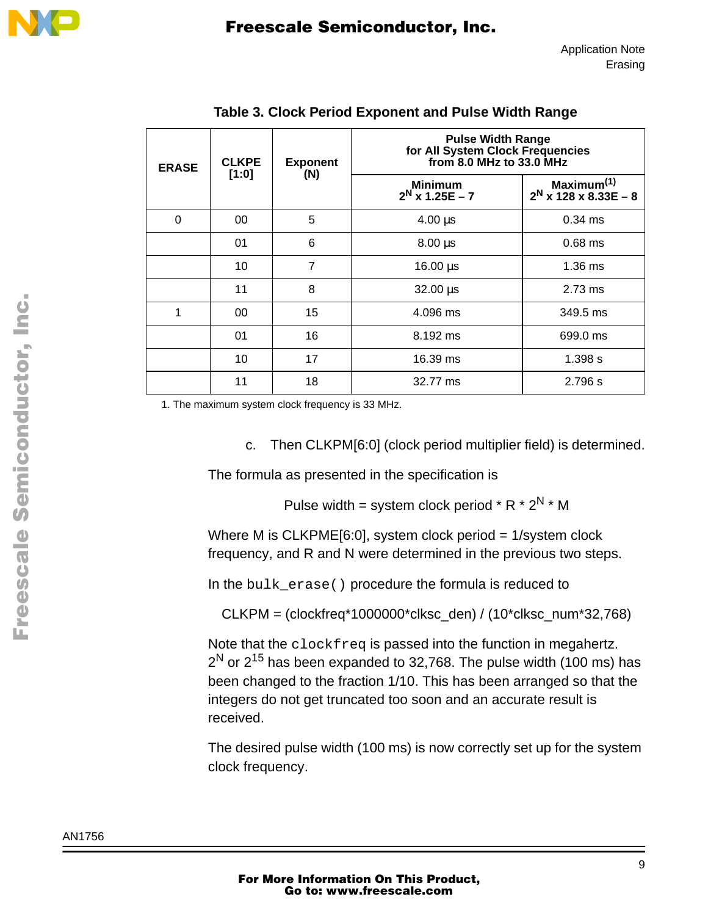**Table 3. Clock Period Exponent and Pulse Width Range**

| ERASE | CLKPE [1:0] | Exponent (N) | Pulse Width Range for All System Clock Frequencies from 8.0 MHz to 33.0 MHz | |
|---|---|---|---|---|
| | | | Minimum $2^N$ x 1.25E – 7 | Maximum(1) $2^N$ x 128 x 8.33E – 8 |
| 0 | 00 | 5 | 4.00 µs | 0.34 ms |
| | 01 | 6 | 8.00 µs | 0.68 ms |
| | 10 | 7 | 16.00 µs | 1.36 ms |
| | 11 | 8 | 32.00 µs | 2.73 ms |
| 1 | 00 | 15 | 4.096 ms | 349.5 ms |
| | 01 | 16 | 8.192 ms | 699.0 ms |
| | 10 | 17 | 16.39 ms | 1.398 s |
| | 11 | 18 | 32.77 ms | 2.796 s |

1. The maximum system clock frequency is 33 MHz.

c. Then CLKPM[6:0] (clock period multiplier field) is determined.

The formula as presented in the specification is

$$\text{Pulse width} = \text{system clock period} * R * 2^N * M$$

Where M is CLKPME[6:0], system clock period = 1/system clock frequency, and R and N were determined in the previous two steps.

In the `bulk_erase()` procedure the formula is reduced to

CLKPM = (clockfreq*1000000*clksc_den) / (10*clksc_num*32,768)

Note that the `clockfreq` is passed into the function in megahertz. $2^N$ or $2^{15}$ has been expanded to 32,768. The pulse width (100 ms) has been changed to the fraction 1/10. This has been arranged so that the integers do not get truncated too soon and an accurate result is received.

The desired pulse width (100 ms) is now correctly set up for the system clock frequency.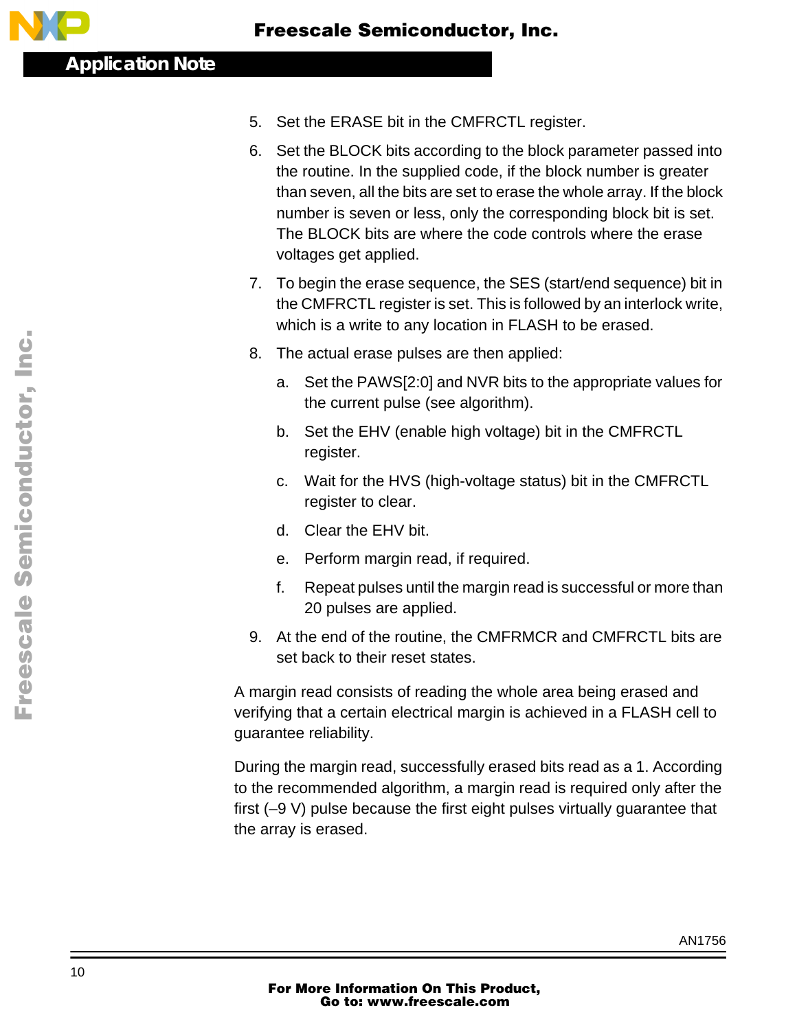5. Set the ERASE bit in the CMFRCTL register.
6. Set the BLOCK bits according to the block parameter passed into the routine. In the supplied code, if the block number is greater than seven, all the bits are set to erase the whole array. If the block number is seven or less, only the corresponding block bit is set. The BLOCK bits are where the code controls where the erase voltages get applied.
7. To begin the erase sequence, the SES (start/end sequence) bit in the CMFRCTL register is set. This is followed by an interlock write, which is a write to any location in FLASH to be erased.
8. The actual erase pulses are then applied:
   a. Set the PAWS[2:0] and NVR bits to the appropriate values for the current pulse (see algorithm).
   b. Set the EHV (enable high voltage) bit in the CMFRCTL register.
   c. Wait for the HVS (high-voltage status) bit in the CMFRCTL register to clear.
   d. Clear the EHV bit.
   e. Perform margin read, if required.
   f. Repeat pulses until the margin read is successful or more than 20 pulses are applied.
9. At the end of the routine, the CMFRMCR and CMFRCTL bits are set back to their reset states.

A margin read consists of reading the whole area being erased and verifying that a certain electrical margin is achieved in a FLASH cell to guarantee reliability.

During the margin read, successfully erased bits read as a 1. According to the recommended algorithm, a margin read is required only after the first (–9 V) pulse because the first eight pulses virtually guarantee that the array is erased.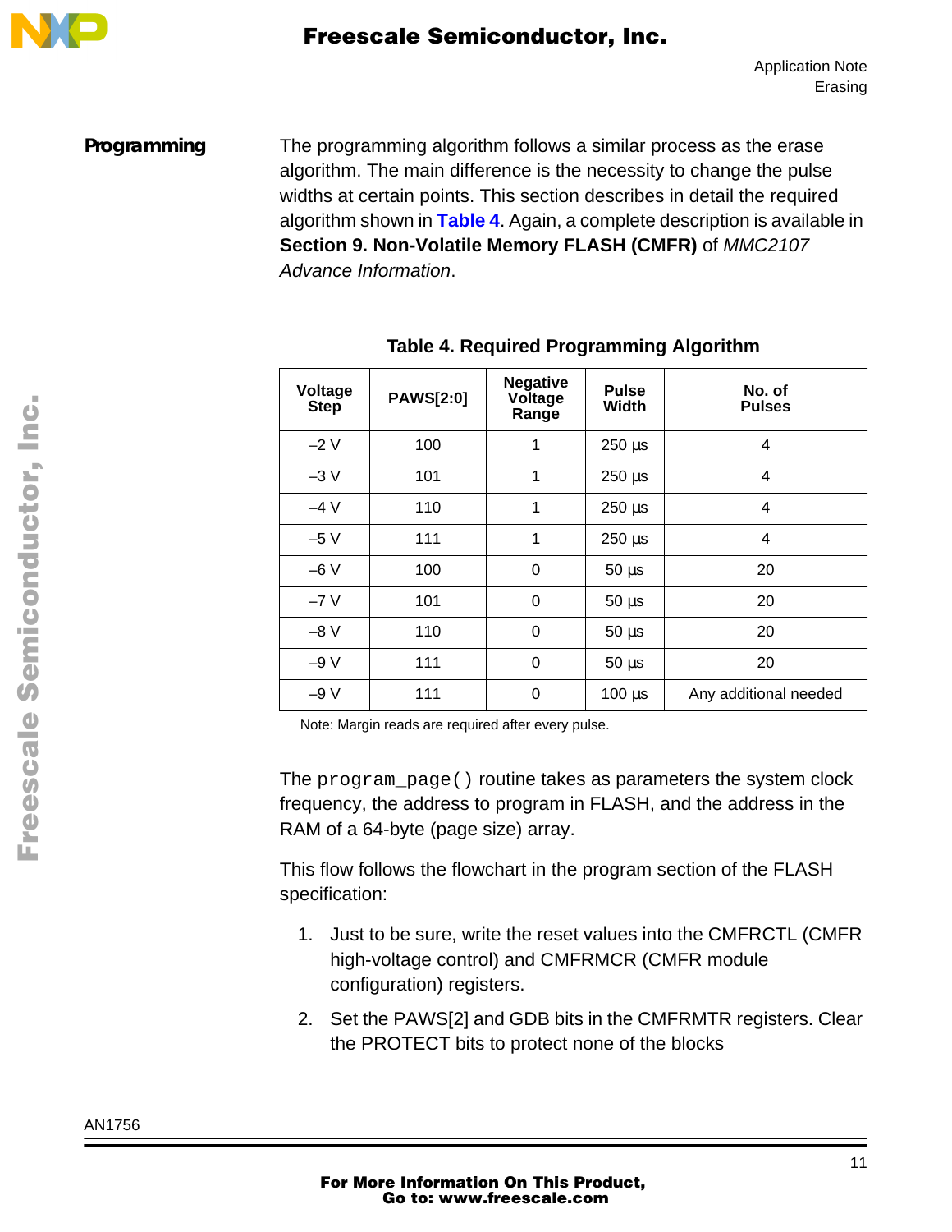## Programming

The programming algorithm follows a similar process as the erase algorithm. The main difference is the necessity to change the pulse widths at certain points. This section describes in detail the required algorithm shown in **Table 4**. Again, a complete description is available in **Section 9. Non-Volatile Memory FLASH (CMFR)** of *MMC2107 Advance Information*.

**Table 4. Required Programming Algorithm**

| Voltage Step | PAWS[2:0] | Negative Voltage Range | Pulse Width | No. of Pulses |
|---|---|---|---|---|
| –2 V | 100 | 1 | 250 µs | 4 |
| –3 V | 101 | 1 | 250 µs | 4 |
| –4 V | 110 | 1 | 250 µs | 4 |
| –5 V | 111 | 1 | 250 µs | 4 |
| –6 V | 100 | 0 | 50 µs | 20 |
| –7 V | 101 | 0 | 50 µs | 20 |
| –8 V | 110 | 0 | 50 µs | 20 |
| –9 V | 111 | 0 | 50 µs | 20 |
| –9 V | 111 | 0 | 100 µs | Any additional needed |

Note: Margin reads are required after every pulse.

The `program_page()` routine takes as parameters the system clock frequency, the address to program in FLASH, and the address in the RAM of a 64-byte (page size) array.

This flow follows the flowchart in the program section of the FLASH specification:

1. Just to be sure, write the reset values into the CMFRCTL (CMFR high-voltage control) and CMFRMCR (CMFR module configuration) registers.
2. Set the PAWS[2] and GDB bits in the CMFRMTR registers. Clear the PROTECT bits to protect none of the blocks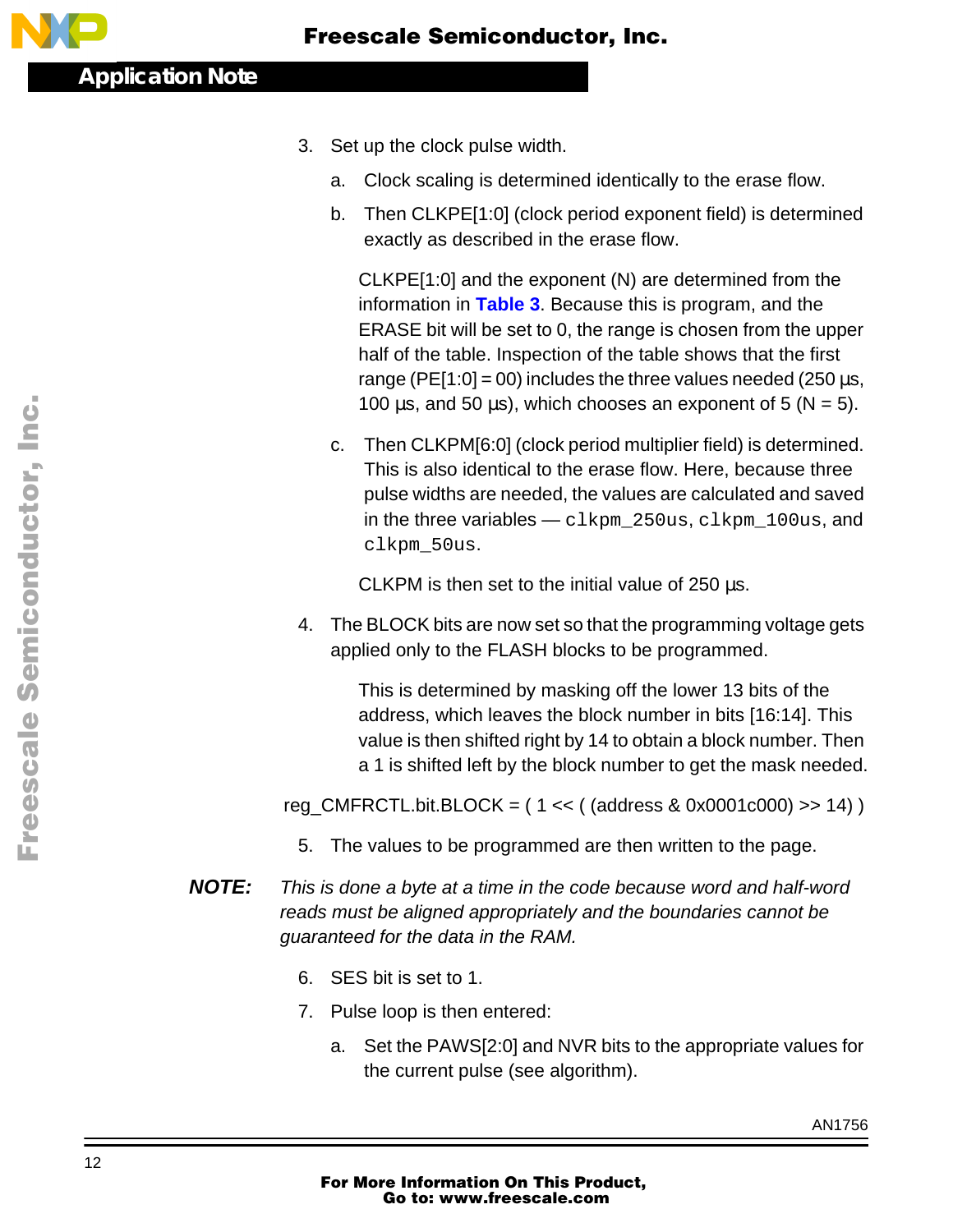3. Set up the clock pulse width.

   a. Clock scaling is determined identically to the erase flow.

   b. Then CLKPE[1:0] (clock period exponent field) is determined exactly as described in the erase flow.

   CLKPE[1:0] and the exponent (N) are determined from the information in **Table 3**. Because this is program, and the ERASE bit will be set to 0, the range is chosen from the upper half of the table. Inspection of the table shows that the first range (PE[1:0] = 00) includes the three values needed (250 µs, 100 µs, and 50 µs), which chooses an exponent of 5 (N = 5).

   c. Then CLKPM[6:0] (clock period multiplier field) is determined. This is also identical to the erase flow. Here, because three pulse widths are needed, the values are calculated and saved in the three variables — `clkpm_250us`, `clkpm_100us`, and `clkpm_50us`.

   CLKPM is then set to the initial value of 250 µs.

4. The BLOCK bits are now set so that the programming voltage gets applied only to the FLASH blocks to be programmed.

   This is determined by masking off the lower 13 bits of the address, which leaves the block number in bits [16:14]. This value is then shifted right by 14 to obtain a block number. Then a 1 is shifted left by the block number to get the mask needed.

```
reg_CMFRCTL.bit.BLOCK = ( 1 << ( (address & 0x0001c000) >> 14) )
```

5. The values to be programmed are then written to the page.

**NOTE:** *This is done a byte at a time in the code because word and half-word reads must be aligned appropriately and the boundaries cannot be guaranteed for the data in the RAM.*

6. SES bit is set to 1.

7. Pulse loop is then entered:

   a. Set the PAWS[2:0] and NVR bits to the appropriate values for the current pulse (see algorithm).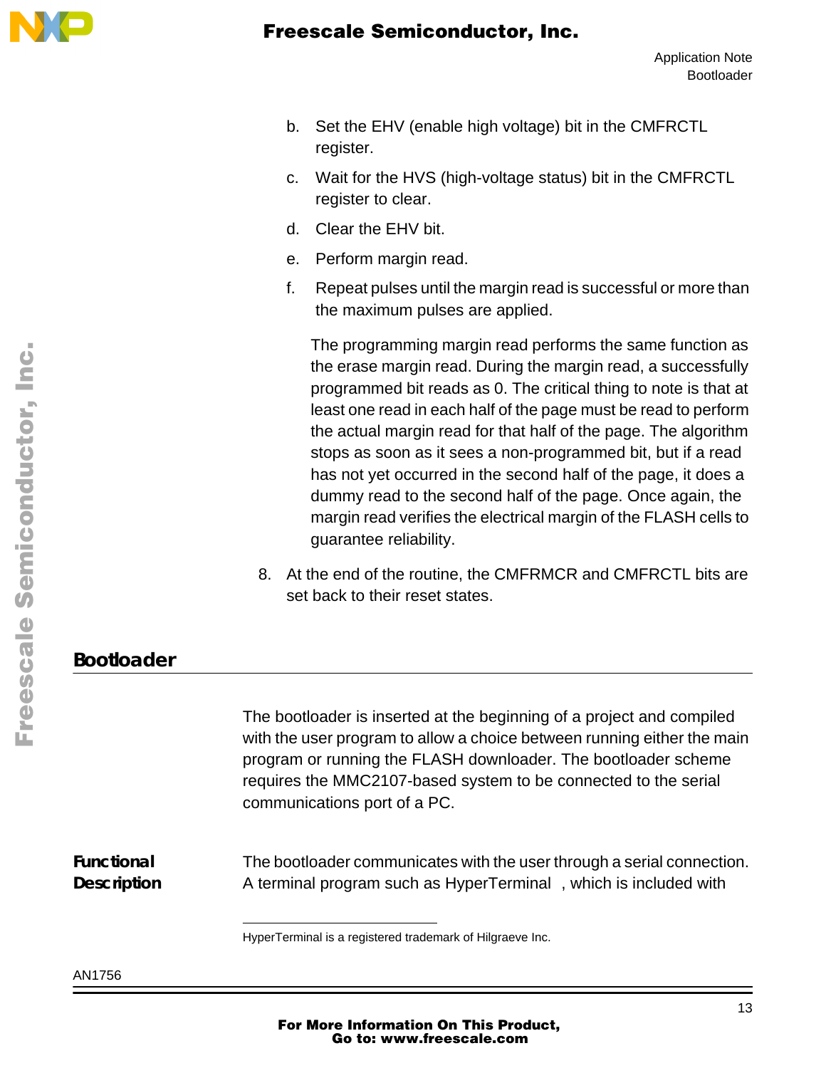b. Set the EHV (enable high voltage) bit in the CMFRCTL register.

c. Wait for the HVS (high-voltage status) bit in the CMFRCTL register to clear.

d. Clear the EHV bit.

e. Perform margin read.

f. Repeat pulses until the margin read is successful or more than the maximum pulses are applied.

The programming margin read performs the same function as the erase margin read. During the margin read, a successfully programmed bit reads as 0. The critical thing to note is that at least one read in each half of the page must be read to perform the actual margin read for that half of the page. The algorithm stops as soon as it sees a non-programmed bit, but if a read has not yet occurred in the second half of the page, it does a dummy read to the second half of the page. Once again, the margin read verifies the electrical margin of the FLASH cells to guarantee reliability.

8. At the end of the routine, the CMFRMCR and CMFRCTL bits are set back to their reset states.

## Bootloader

The bootloader is inserted at the beginning of a project and compiled with the user program to allow a choice between running either the main program or running the FLASH downloader. The bootloader scheme requires the MMC2107-based system to be connected to the serial communications port of a PC.

### Functional Description

The bootloader communicates with the user through a serial connection. A terminal program such as HyperTerminal , which is included with

HyperTerminal is a registered trademark of Hilgraeve Inc.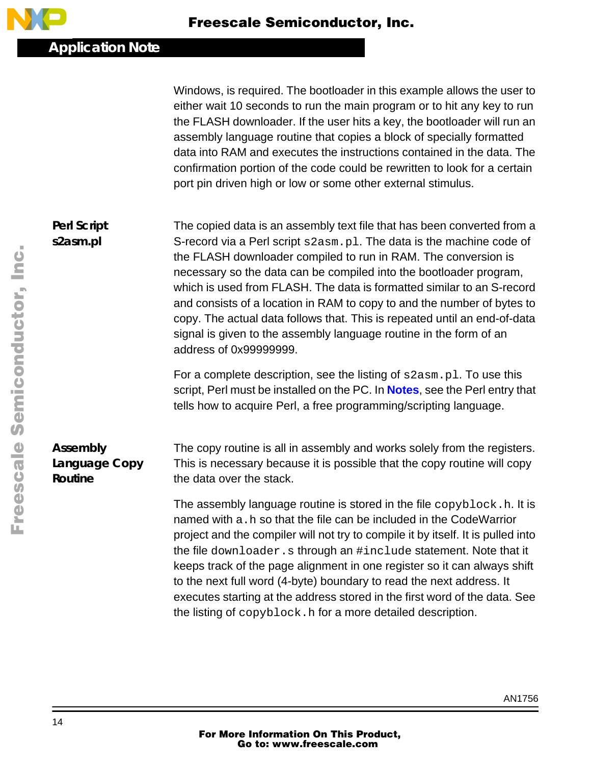Windows, is required. The bootloader in this example allows the user to either wait 10 seconds to run the main program or to hit any key to run the FLASH downloader. If the user hits a key, the bootloader will run an assembly language routine that copies a block of specially formatted data into RAM and executes the instructions contained in the data. The confirmation portion of the code could be rewritten to look for a certain port pin driven high or low or some other external stimulus.

### Perl Script s2asm.pl

The copied data is an assembly text file that has been converted from a S-record via a Perl script `s2asm.pl`. The data is the machine code of the FLASH downloader compiled to run in RAM. The conversion is necessary so the data can be compiled into the bootloader program, which is used from FLASH. The data is formatted similar to an S-record and consists of a location in RAM to copy to and the number of bytes to copy. The actual data follows that. This is repeated until an end-of-data signal is given to the assembly language routine in the form of an address of 0x99999999.

For a complete description, see the listing of `s2asm.pl`. To use this script, Perl must be installed on the PC. In **Notes**, see the Perl entry that tells how to acquire Perl, a free programming/scripting language.

### Assembly Language Copy Routine

The copy routine is all in assembly and works solely from the registers. This is necessary because it is possible that the copy routine will copy the data over the stack.

The assembly language routine is stored in the file `copyblock.h`. It is named with a `.h` so that the file can be included in the CodeWarrior project and the compiler will not try to compile it by itself. It is pulled into the file `downloader.s` through an `#include` statement. Note that it keeps track of the page alignment in one register so it can always shift to the next full word (4-byte) boundary to read the next address. It executes starting at the address stored in the first word of the data. See the listing of `copyblock.h` for a more detailed description.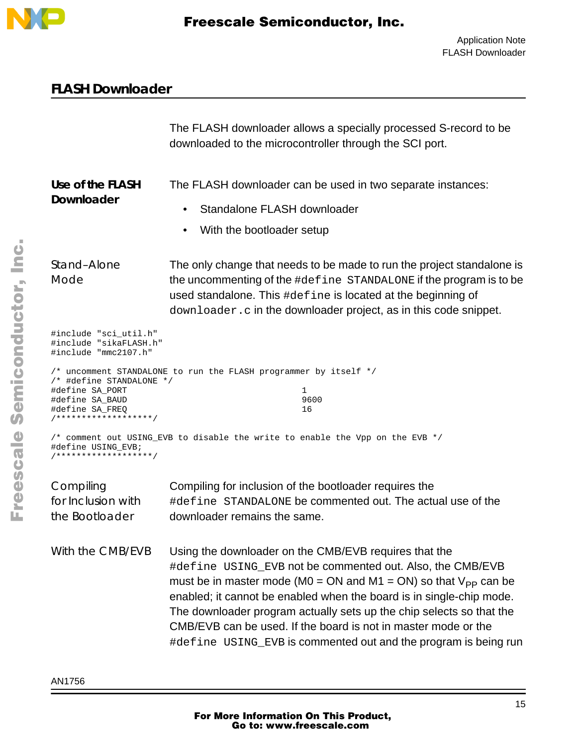## FLASH Downloader

The FLASH downloader allows a specially processed S-record to be downloaded to the microcontroller through the SCI port.

### Use of the FLASH Downloader

The FLASH downloader can be used in two separate instances:

- Standalone FLASH downloader
- With the bootloader setup

#### Stand-Alone Mode

The only change that needs to be made to run the project standalone is the uncommenting of the `#define STANDALONE` if the program is to be used standalone. This `#define` is located at the beginning of `downloader.c` in the downloader project, as in this code snippet.

```
#include "sci_util.h"
#include "sikaFLASH.h"
#include "mmc2107.h"

/* uncomment STANDALONE to run the FLASH programmer by itself */
/* #define STANDALONE */
#define SA_PORT                                 1
#define SA_BAUD                                 9600
#define SA_FREQ                                 16
/*******************/

/* comment out USING_EVB to disable the write to enable the Vpp on the EVB */
#define USING_EVB;
/*******************/
```

#### Compiling for Inclusion with the Bootloader

Compiling for inclusion of the bootloader requires the `#define STANDALONE` be commented out. The actual use of the downloader remains the same.

#### With the CMB/EVB

Using the downloader on the CMB/EVB requires that the `#define USING_EVB` not be commented out. Also, the CMB/EVB must be in master mode (M0 = ON and M1 = ON) so that $V_{PP}$ can be enabled; it cannot be enabled when the board is in single-chip mode. The downloader program actually sets up the chip selects so that the CMB/EVB can be used. If the board is not in master mode or the `#define USING_EVB` is commented out and the program is being run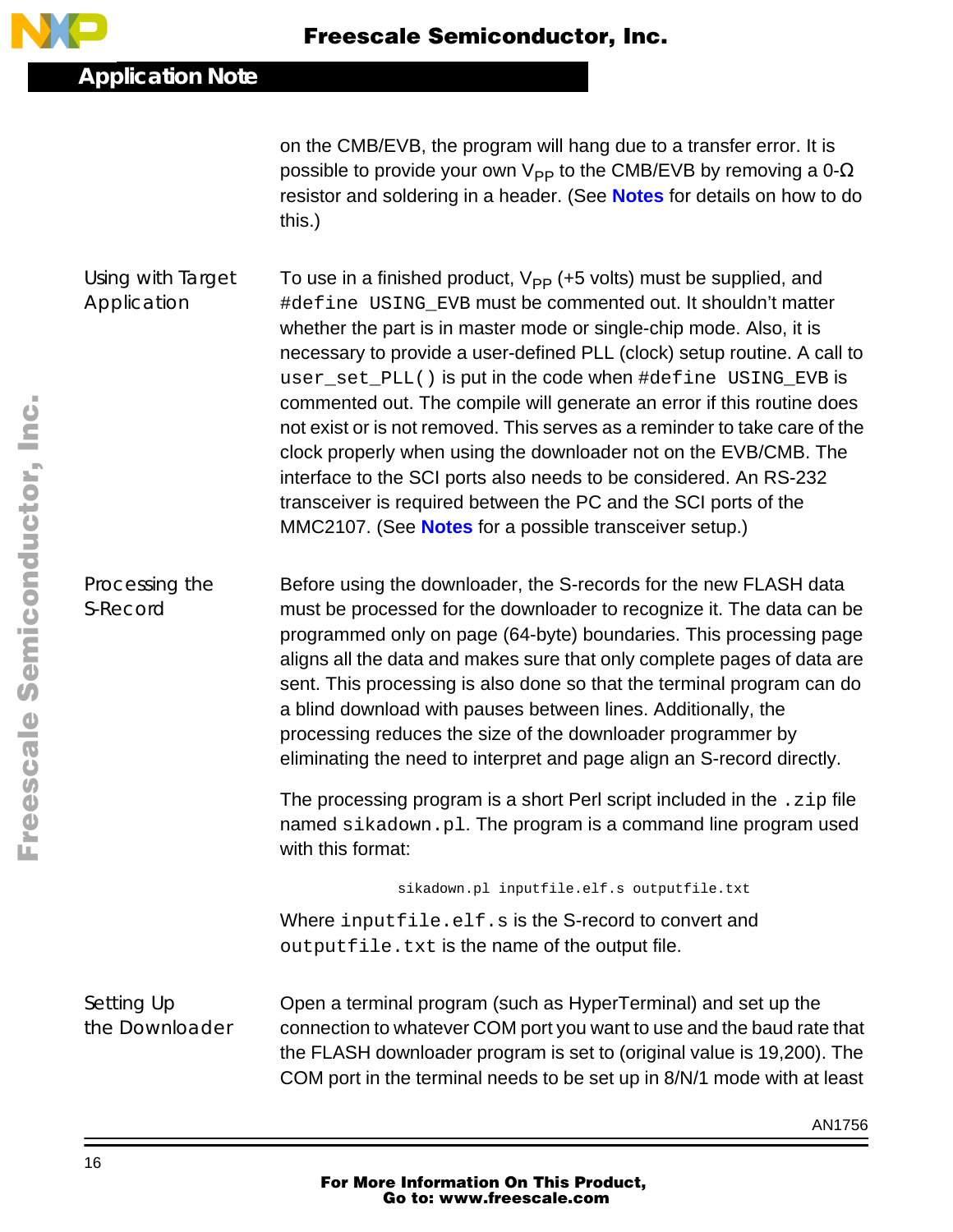on the CMB/EVB, the program will hang due to a transfer error. It is possible to provide your own $V_{PP}$ to the CMB/EVB by removing a 0-Ω resistor and soldering in a header. (See **Notes** for details on how to do this.)

### Using with Target Application

To use in a finished product, $V_{PP}$ (+5 volts) must be supplied, and `#define USING_EVB` must be commented out. It shouldn't matter whether the part is in master mode or single-chip mode. Also, it is necessary to provide a user-defined PLL (clock) setup routine. A call to `user_set_PLL()` is put in the code when `#define USING_EVB` is commented out. The compile will generate an error if this routine does not exist or is not removed. This serves as a reminder to take care of the clock properly when using the downloader not on the EVB/CMB. The interface to the SCI ports also needs to be considered. An RS-232 transceiver is required between the PC and the SCI ports of the MMC2107. (See **Notes** for a possible transceiver setup.)

### Processing the S-Record

Before using the downloader, the S-records for the new FLASH data must be processed for the downloader to recognize it. The data can be programmed only on page (64-byte) boundaries. This processing page aligns all the data and makes sure that only complete pages of data are sent. This processing is also done so that the terminal program can do a blind download with pauses between lines. Additionally, the processing reduces the size of the downloader programmer by eliminating the need to interpret and page align an S-record directly.

The processing program is a short Perl script included in the `.zip` file named `sikadown.pl`. The program is a command line program used with this format:

```
sikadown.pl inputfile.elf.s outputfile.txt
```

Where `inputfile.elf.s` is the S-record to convert and `outputfile.txt` is the name of the output file.

### Setting Up the Downloader

Open a terminal program (such as HyperTerminal) and set up the connection to whatever COM port you want to use and the baud rate that the FLASH downloader program is set to (original value is 19,200). The COM port in the terminal needs to be set up in 8/N/1 mode with at least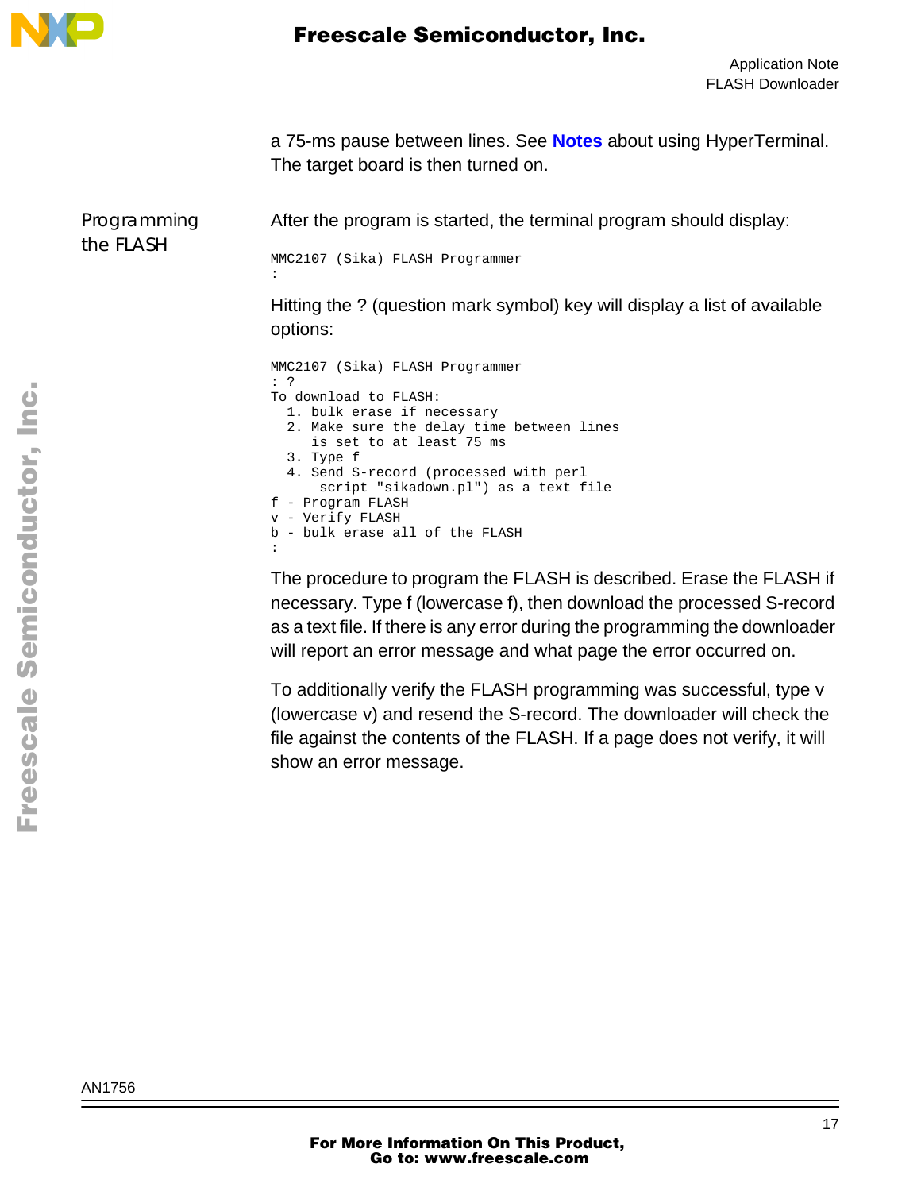a 75-ms pause between lines. See **Notes** about using HyperTerminal. The target board is then turned on.

### Programming the FLASH

After the program is started, the terminal program should display:

```
MMC2107 (Sika) FLASH Programmer
:
```

Hitting the ? (question mark symbol) key will display a list of available options:

```
MMC2107 (Sika) FLASH Programmer
: ?
To download to FLASH:
  1. bulk erase if necessary
  2. Make sure the delay time between lines
     is set to at least 75 ms
  3. Type f
  4. Send S-record (processed with perl
      script "sikadown.pl") as a text file
f - Program FLASH
v - Verify FLASH
b - bulk erase all of the FLASH
:
```

The procedure to program the FLASH is described. Erase the FLASH if necessary. Type f (lowercase f), then download the processed S-record as a text file. If there is any error during the programming the downloader will report an error message and what page the error occurred on.

To additionally verify the FLASH programming was successful, type v (lowercase v) and resend the S-record. The downloader will check the file against the contents of the FLASH. If a page does not verify, it will show an error message.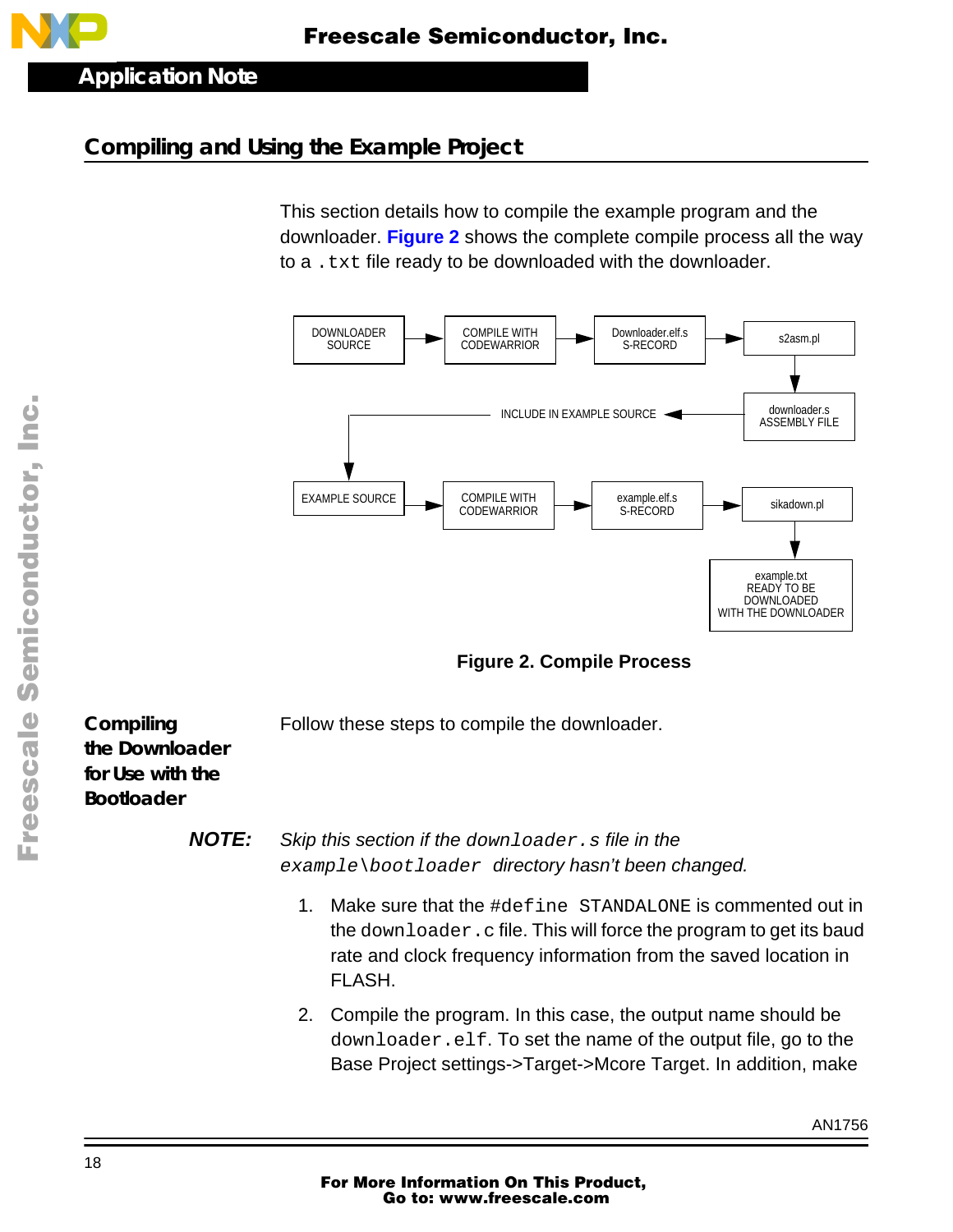## Compiling and Using the Example Project

This section details how to compile the example program and the downloader. **Figure 2** shows the complete compile process all the way to a `.txt` file ready to be downloaded with the downloader.

DOWNLOADER SOURCE → COMPILE WITH CODEWARRIOR → Downloader.elf.s S-RECORD → s2asm.pl → downloader.s ASSEMBLY FILE → INCLUDE IN EXAMPLE SOURCE → EXAMPLE SOURCE → COMPILE WITH CODEWARRIOR → example.elf.s S-RECORD → sikadown.pl → example.txt READY TO BE DOWNLOADED WITH THE DOWNLOADER

**Figure 2. Compile Process**

### Compiling the Downloader for Use with the Bootloader

Follow these steps to compile the downloader.

**NOTE:** *Skip this section if the* `downloader.s` *file in the* `example\bootloader` *directory hasn't been changed.*

1. Make sure that the `#define STANDALONE` is commented out in the `downloader.c` file. This will force the program to get its baud rate and clock frequency information from the saved location in FLASH.
2. Compile the program. In this case, the output name should be `downloader.elf`. To set the name of the output file, go to the Base Project settings->Target->Mcore Target. In addition, make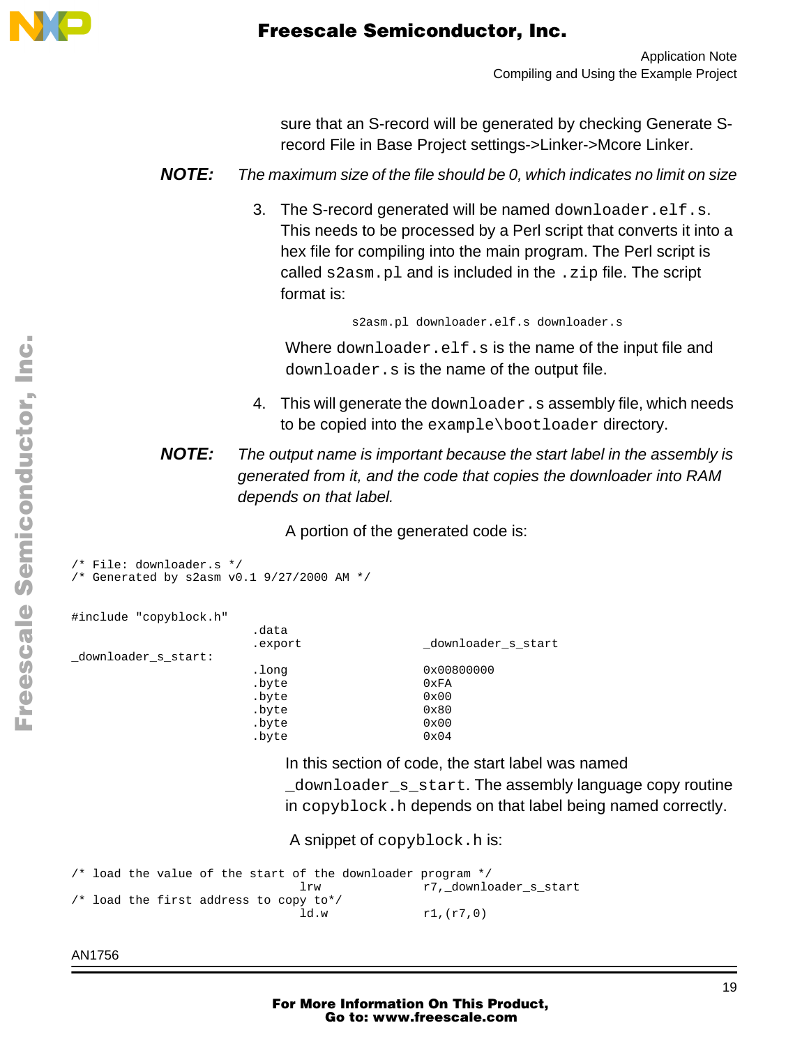sure that an S-record will be generated by checking Generate S-record File in Base Project settings->Linker->Mcore Linker.

**NOTE:** *The maximum size of the file should be 0, which indicates no limit on size*

3. The S-record generated will be named `downloader.elf.s`. This needs to be processed by a Perl script that converts it into a hex file for compiling into the main program. The Perl script is called `s2asm.pl` and is included in the `.zip` file. The script format is:

   ```
   s2asm.pl downloader.elf.s downloader.s
   ```

   Where `downloader.elf.s` is the name of the input file and `downloader.s` is the name of the output file.

4. This will generate the `downloader.s` assembly file, which needs to be copied into the `example\bootloader` directory.

**NOTE:** *The output name is important because the start label in the assembly is generated from it, and the code that copies the downloader into RAM depends on that label.*

A portion of the generated code is:

```
/* File: downloader.s */
/* Generated by s2asm v0.1 9/27/2000 AM */


#include "copyblock.h"
                          .data
                          .export                  _downloader_s_start
_downloader_s_start:
                          .long                    0x00800000
                          .byte                    0xFA
                          .byte                    0x00
                          .byte                    0x80
                          .byte                    0x00
                          .byte                    0x04
```

In this section of code, the start label was named `_downloader_s_start`. The assembly language copy routine in `copyblock.h` depends on that label being named correctly.

A snippet of `copyblock.h` is:

```
/* load the value of the start of the downloader program */
                                lrw             r7,_downloader_s_start
/* load the first address to copy to*/
                                ld.w            r1,(r7,0)
```

AN1756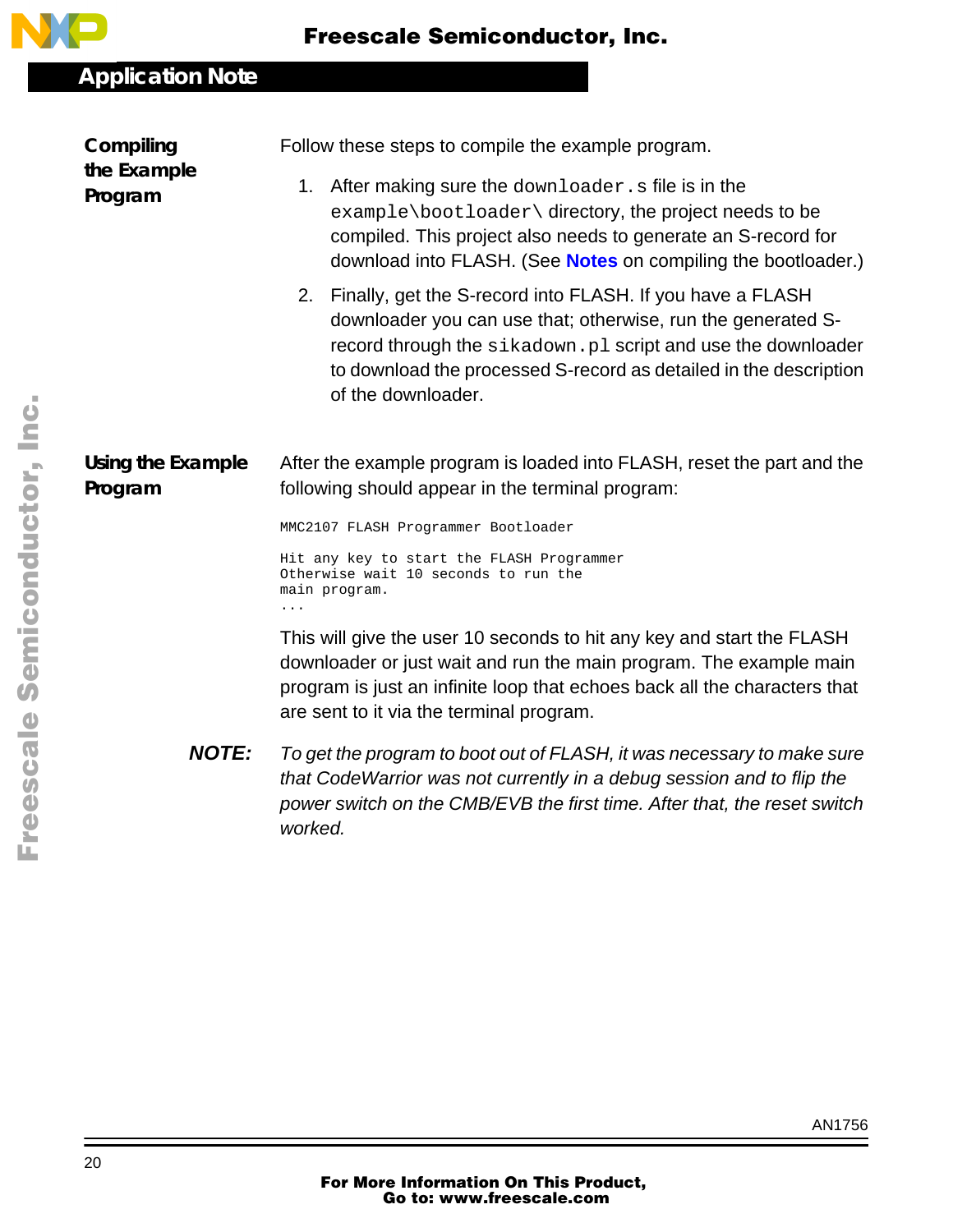### Compiling the Example Program

Follow these steps to compile the example program.

1. After making sure the `downloader.s` file is in the `example\bootloader\` directory, the project needs to be compiled. This project also needs to generate an S-record for download into FLASH. (See **Notes** on compiling the bootloader.)
2. Finally, get the S-record into FLASH. If you have a FLASH downloader you can use that; otherwise, run the generated S-record through the `sikadown.pl` script and use the downloader to download the processed S-record as detailed in the description of the downloader.

### Using the Example Program

After the example program is loaded into FLASH, reset the part and the following should appear in the terminal program:

```
MMC2107 FLASH Programmer Bootloader

Hit any key to start the FLASH Programmer
Otherwise wait 10 seconds to run the
main program.
...
```

This will give the user 10 seconds to hit any key and start the FLASH downloader or just wait and run the main program. The example main program is just an infinite loop that echoes back all the characters that are sent to it via the terminal program.

***NOTE:*** *To get the program to boot out of FLASH, it was necessary to make sure that CodeWarrior was not currently in a debug session and to flip the power switch on the CMB/EVB the first time. After that, the reset switch worked.*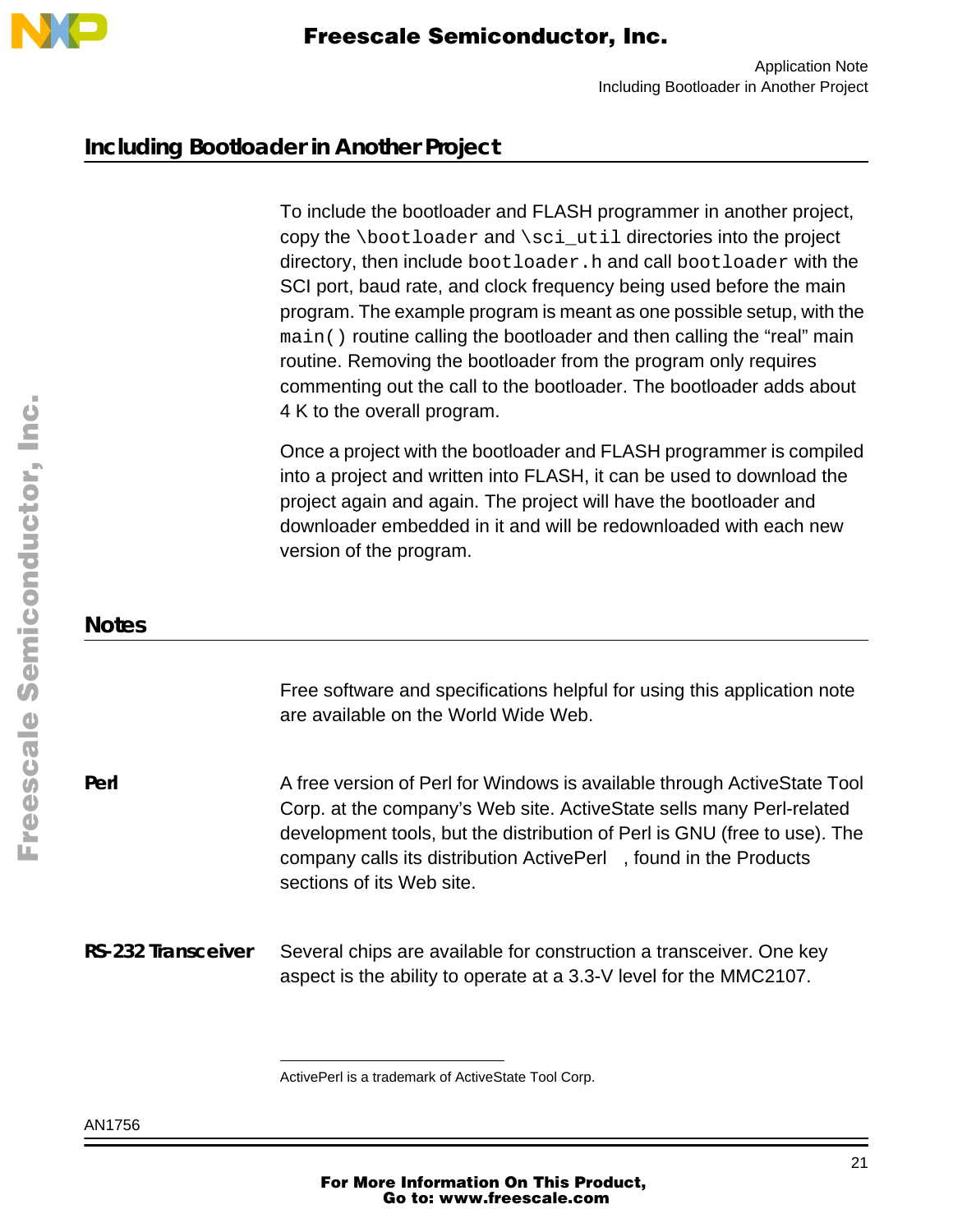## Including Bootloader in Another Project

To include the bootloader and FLASH programmer in another project, copy the `\bootloader` and `\sci_util` directories into the project directory, then include `bootloader.h` and call `bootloader` with the SCI port, baud rate, and clock frequency being used before the main program. The example program is meant as one possible setup, with the `main()` routine calling the bootloader and then calling the "real" main routine. Removing the bootloader from the program only requires commenting out the call to the bootloader. The bootloader adds about 4 K to the overall program.

Once a project with the bootloader and FLASH programmer is compiled into a project and written into FLASH, it can be used to download the project again and again. The project will have the bootloader and downloader embedded in it and will be redownloaded with each new version of the program.

## Notes

Free software and specifications helpful for using this application note are available on the World Wide Web.

### Perl

A free version of Perl for Windows is available through ActiveState Tool Corp. at the company's Web site. ActiveState sells many Perl-related development tools, but the distribution of Perl is GNU (free to use). The company calls its distribution ActivePerl , found in the Products sections of its Web site.

### RS-232 Transceiver

Several chips are available for construction a transceiver. One key aspect is the ability to operate at a 3.3-V level for the MMC2107.

---

ActivePerl is a trademark of ActiveState Tool Corp.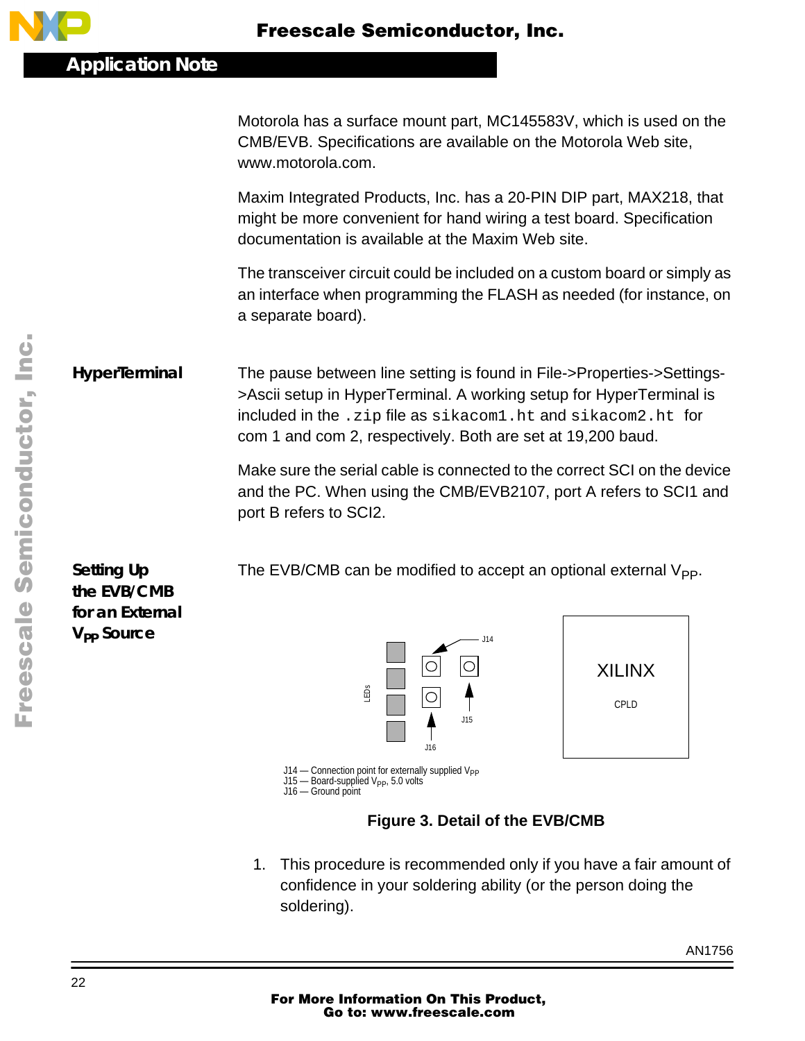Motorola has a surface mount part, MC145583V, which is used on the CMB/EVB. Specifications are available on the Motorola Web site, www.motorola.com.

Maxim Integrated Products, Inc. has a 20-PIN DIP part, MAX218, that might be more convenient for hand wiring a test board. Specification documentation is available at the Maxim Web site.

The transceiver circuit could be included on a custom board or simply as an interface when programming the FLASH as needed (for instance, on a separate board).

## HyperTerminal

The pause between line setting is found in File->Properties->Settings->Ascii setup in HyperTerminal. A working setup for HyperTerminal is included in the `.zip` file as `sikacom1.ht` and `sikacom2.ht` for com 1 and com 2, respectively. Both are set at 19,200 baud.

Make sure the serial cable is connected to the correct SCI on the device and the PC. When using the CMB/EVB2107, port A refers to SCI1 and port B refers to SCI2.

## Setting Up the EVB/CMB for an External $V_{PP}$ Source

The EVB/CMB can be modified to accept an optional external $V_{PP}$.

J14 — Connection point for externally supplied $V_{PP}$
J15 — Board-supplied $V_{PP}$, 5.0 volts
J16 — Ground point

**Figure 3. Detail of the EVB/CMB**

1. This procedure is recommended only if you have a fair amount of confidence in your soldering ability (or the person doing the soldering).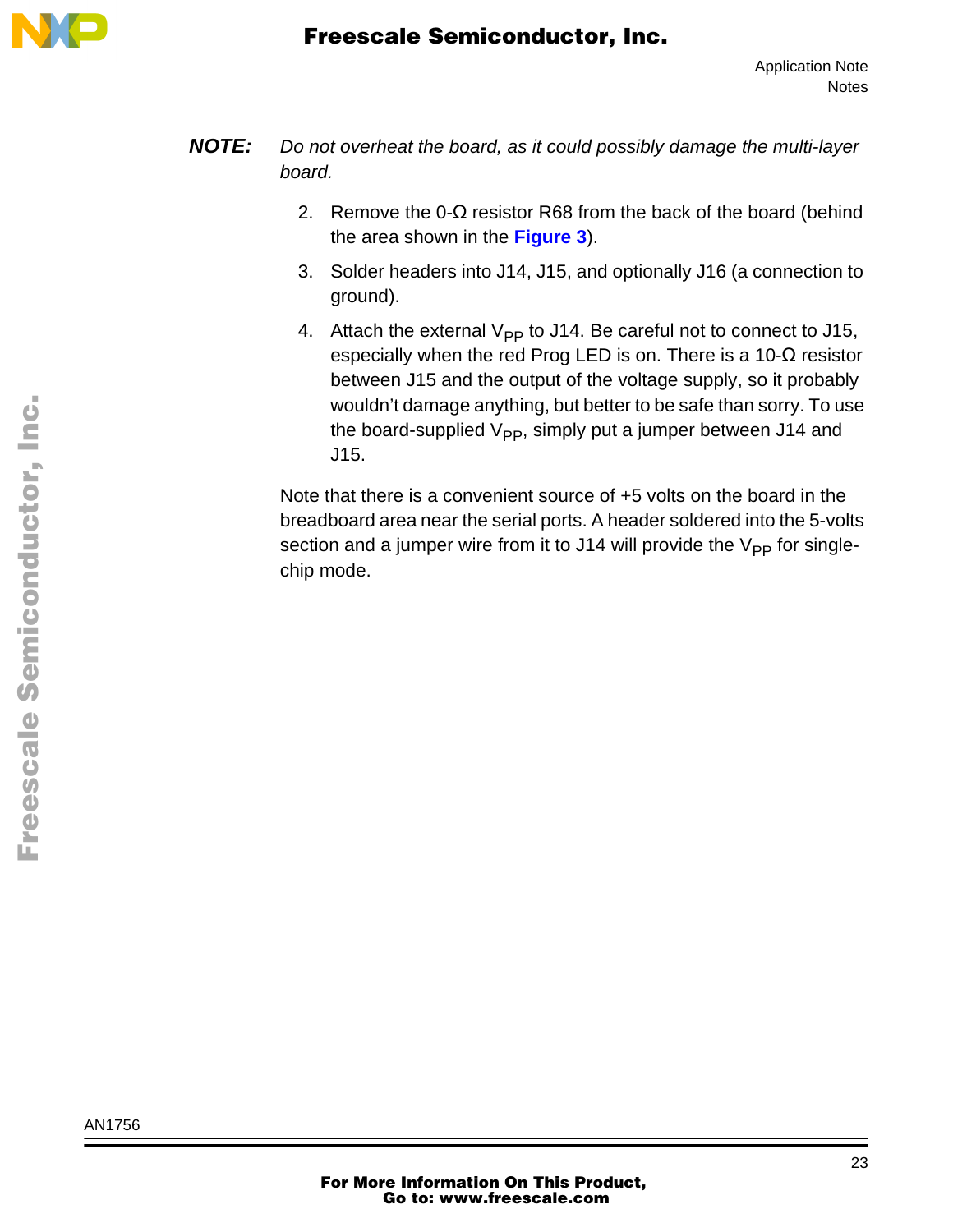***NOTE:*** *Do not overheat the board, as it could possibly damage the multi-layer board.*

2. Remove the 0-Ω resistor R68 from the back of the board (behind the area shown in the **Figure 3**).
3. Solder headers into J14, J15, and optionally J16 (a connection to ground).
4. Attach the external $V_{PP}$ to J14. Be careful not to connect to J15, especially when the red Prog LED is on. There is a 10-Ω resistor between J15 and the output of the voltage supply, so it probably wouldn't damage anything, but better to be safe than sorry. To use the board-supplied $V_{PP}$, simply put a jumper between J14 and J15.

Note that there is a convenient source of +5 volts on the board in the breadboard area near the serial ports. A header soldered into the 5-volts section and a jumper wire from it to J14 will provide the $V_{PP}$ for single-chip mode.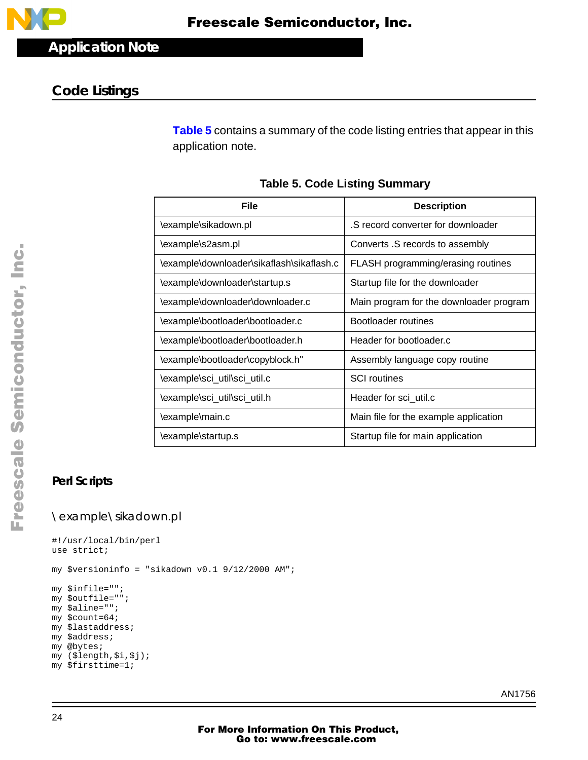## Code Listings

Table 5 contains a summary of the code listing entries that appear in this application note.

**Table 5. Code Listing Summary**

| File | Description |
|---|---|
| \example\sikadown.pl | .S record converter for downloader |
| \example\s2asm.pl | Converts .S records to assembly |
| \example\downloader\sikaflash\sikaflash.c | FLASH programming/erasing routines |
| \example\downloader\startup.s | Startup file for the downloader |
| \example\downloader\downloader.c | Main program for the downloader program |
| \example\bootloader\bootloader.c | Bootloader routines |
| \example\bootloader\bootloader.h | Header for bootloader.c |
| \example\bootloader\copyblock.h" | Assembly language copy routine |
| \example\sci_util\sci_util.c | SCI routines |
| \example\sci_util\sci_util.h | Header for sci_util.c |
| \example\main.c | Main file for the example application |
| \example\startup.s | Startup file for main application |

### Perl Scripts

#### \example\sikadown.pl

```
#!/usr/local/bin/perl
use strict;

my $versioninfo = "sikadown v0.1 9/12/2000 AM";

my $infile="";
my $outfile="";
my $aline="";
my $count=64;
my $lastaddress;
my $address;
my @bytes;
my ($length,$i,$j);
my $firsttime=1;
```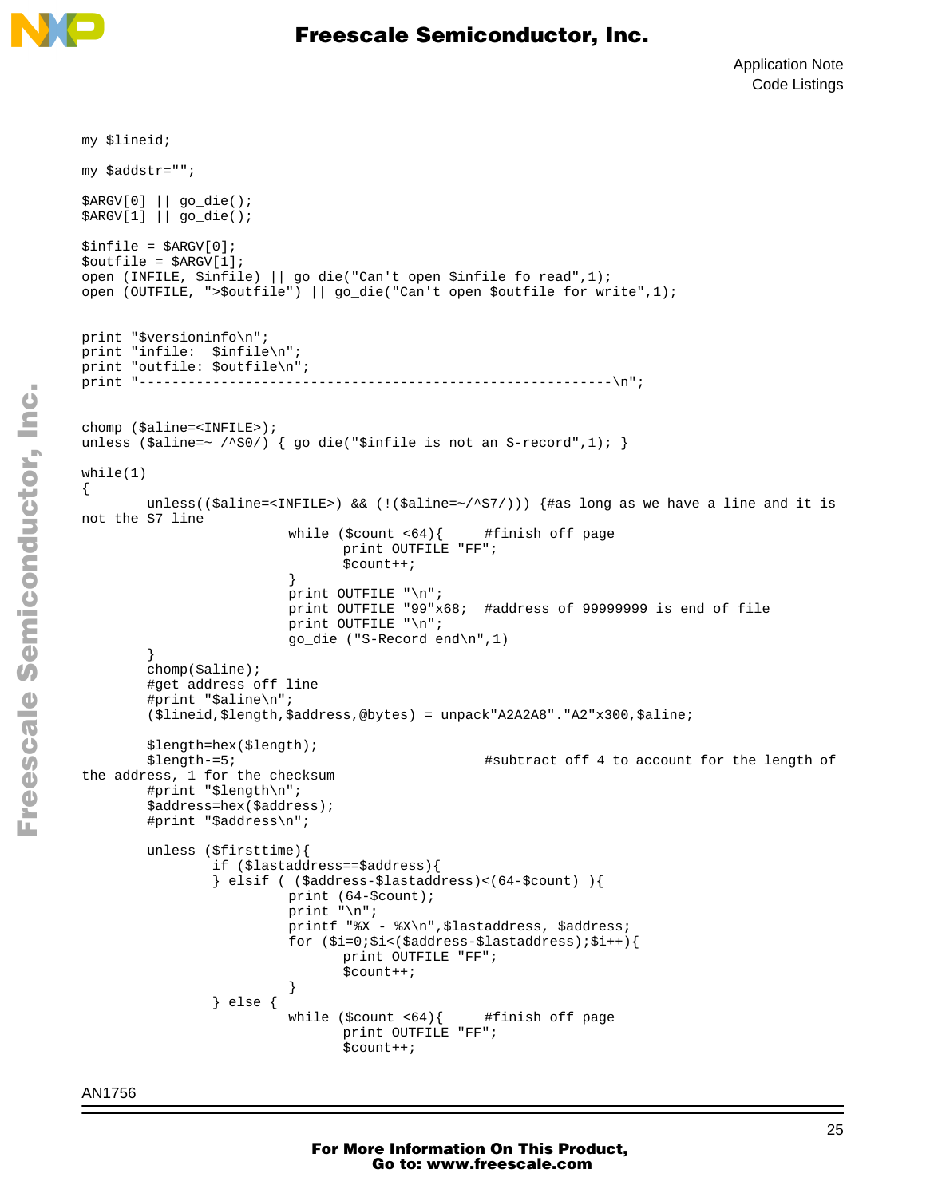```
my $lineid;

my $addstr="";

$ARGV[0] || go_die();
$ARGV[1] || go_die();

$infile = $ARGV[0];
$outfile = $ARGV[1];
open (INFILE, $infile) || go_die("Can't open $infile fo read",1);
open (OUTFILE, ">$outfile") || go_die("Can't open $outfile for write",1);


print "$versioninfo\n";
print "infile:  $infile\n";
print "outfile: $outfile\n";
print "----------------------------------------------------------\n";


chomp ($aline=<INFILE>);
unless ($aline=~ /^S0/) { go_die("$infile is not an S-record",1); }

while(1)
{
        unless(($aline=<INFILE>) && (!($aline=~/^S7/))) {#as long as we have a line and it is 
not the S7 line
                          while ($count <64){     #finish off page
                                print OUTFILE "FF";
                                $count++;
                          }
                          print OUTFILE "\n";
                          print OUTFILE "99"x68;  #address of 99999999 is end of file
                          print OUTFILE "\n";
                          go_die ("S-Record end\n",1)
        }
        chomp($aline);
        #get address off line
        #print "$aline\n";
        ($lineid,$length,$address,@bytes) = unpack"A2A2A8"."A2"x300,$aline;

        $length=hex($length);
        $length-=5;                             #subtract off 4 to account for the length of 
the address, 1 for the checksum
        #print "$length\n";
        $address=hex($address);
        #print "$address\n";

        unless ($firsttime){
                if ($lastaddress==$address){
                } elsif ( ($address-$lastaddress)<(64-$count) ){
                          print (64-$count);
                          print "\n";
                          printf "%X - %X\n",$lastaddress, $address;
                          for ($i=0;$i<($address-$lastaddress);$i++){
                                print OUTFILE "FF";
                                $count++;
                          }
                } else {
                          while ($count <64){     #finish off page
                                print OUTFILE "FF";
                                $count++;
```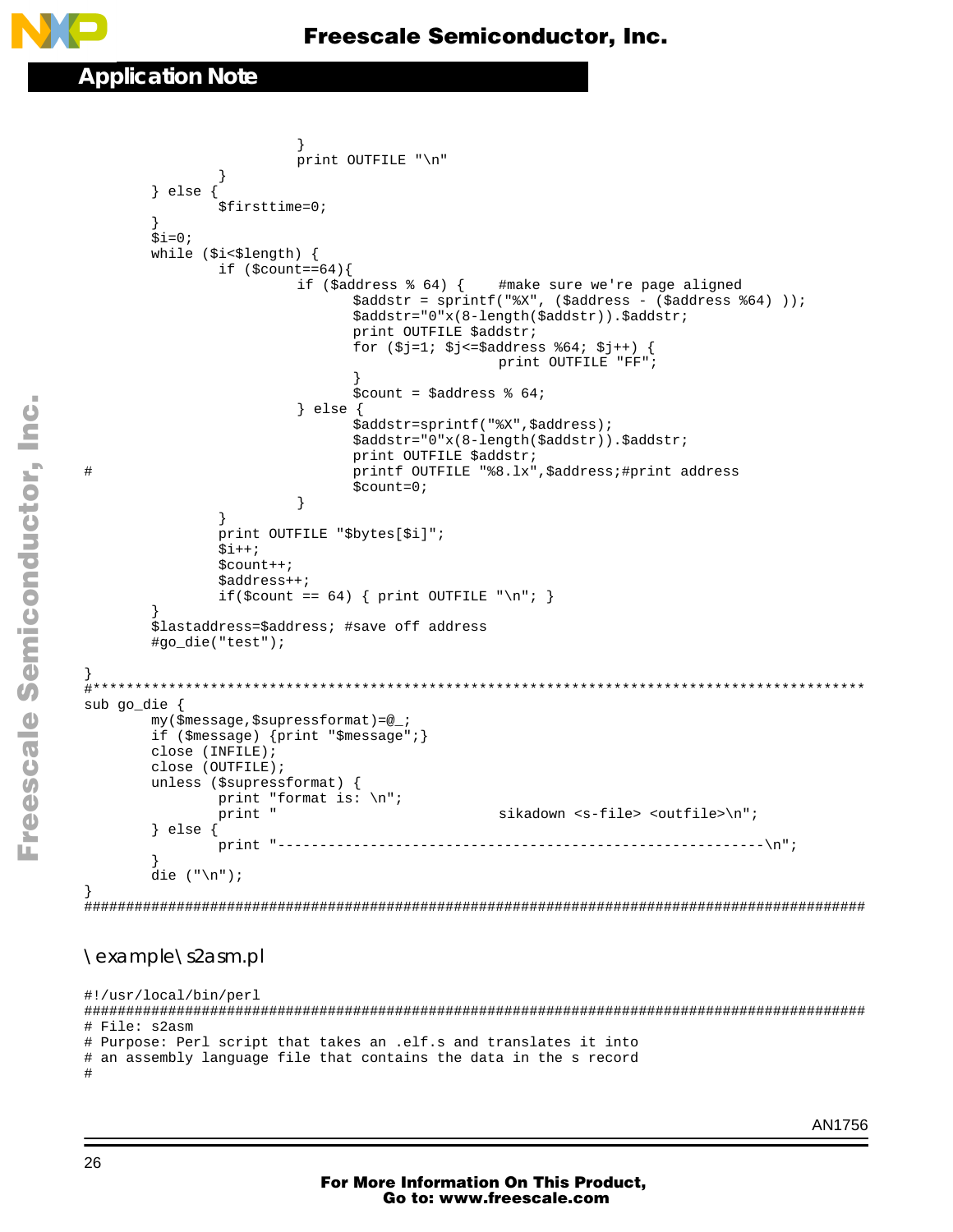```
                        }
                        print OUTFILE "\n"
                }
        } else {
                $firsttime=0;
        }
        $i=0;
        while ($i<$length) {
                if ($count==64){
                        if ($address % 64) {    #make sure we're page aligned
                              $addstr = sprintf("%X", ($address - ($address %64) ));
                              $addstr="0"x(8-length($addstr)).$addstr;
                              print OUTFILE $addstr;
                              for ($j=1; $j<=$address %64; $j++) {
                                            print OUTFILE "FF";
                              }
                              $count = $address % 64;
                        } else {
                              $addstr=sprintf("%X",$address);
                              $addstr="0"x(8-length($addstr)).$addstr;
                              print OUTFILE $addstr;
#                             printf OUTFILE "%8.lx",$address;#print address
                              $count=0;
                        }
                }
                print OUTFILE "$bytes[$i]";
                $i++;
                $count++;
                $address++;
                if($count == 64) { print OUTFILE "\n"; }
        }
        $lastaddress=$address; #save off address
        #go_die("test");

}
#**********************************************************************************************
sub go_die {
        my($message,$supressformat)=@_;
        if ($message) {print "$message";}
        close (INFILE);
        close (OUTFILE);
        unless ($supressformat) {
                print "format is: \n";
                print "                           sikadown <s-file> <outfile>\n";
        } else {
                print "----------------------------------------------------------\n";
        }
        die ("\n");
}
##############################################################################################
```

\example\s2asm.pl

```
#!/usr/local/bin/perl
##############################################################################################
# File: s2asm
# Purpose: Perl script that takes an .elf.s and translates it into
# an assembly language file that contains the data in the s record
#
```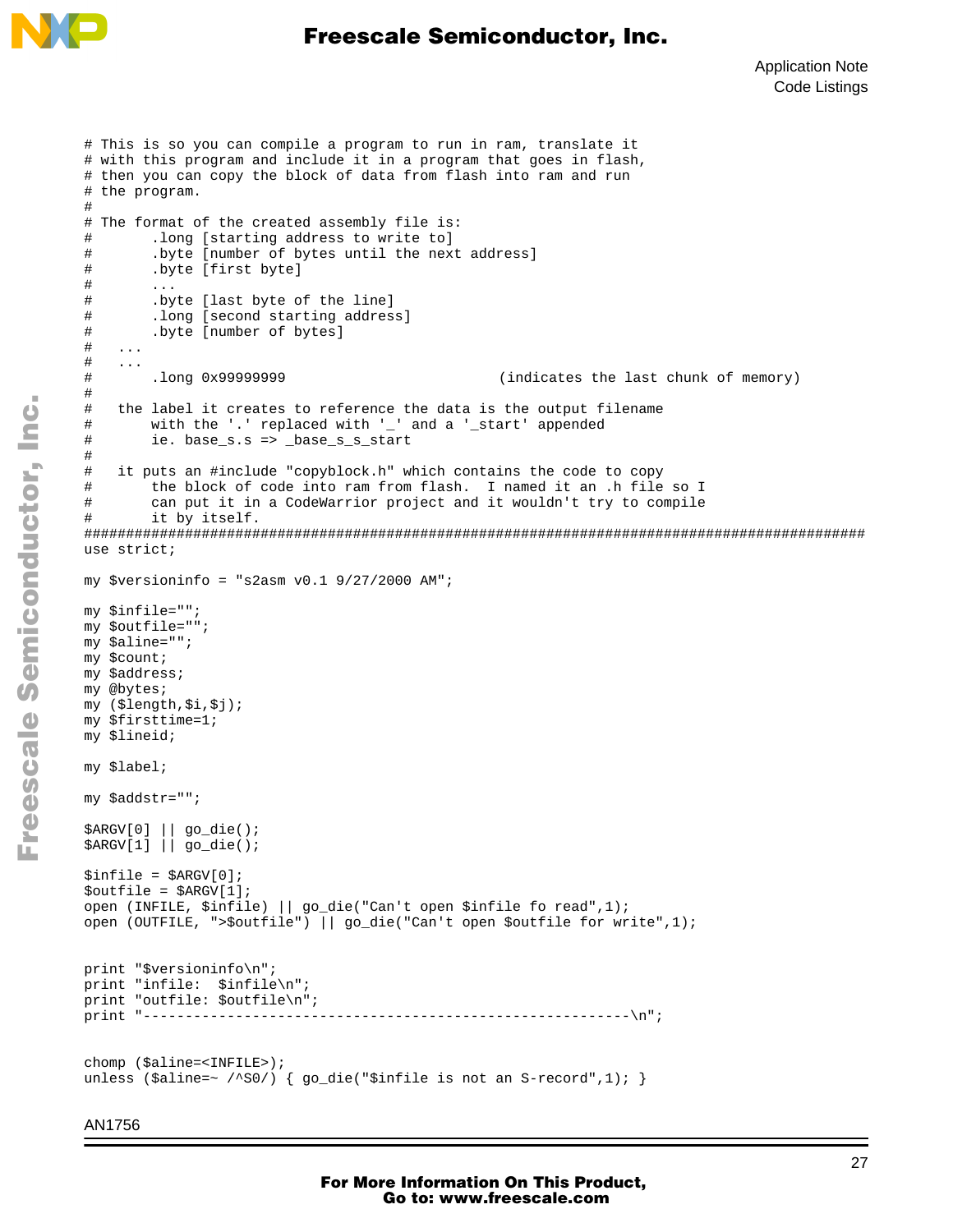```
# This is so you can compile a program to run in ram, translate it
# with this program and include it in a program that goes in flash,
# then you can copy the block of data from flash into ram and run
# the program.
#
# The format of the created assembly file is:
#       .long [starting address to write to]
#       .byte [number of bytes until the next address]
#       .byte [first byte]
#       ...
#       .byte [last byte of the line]
#       .long [second starting address]
#       .byte [number of bytes]
#   ...
#   ...
#       .long 0x99999999                         (indicates the last chunk of memory)
#
#   the label it creates to reference the data is the output filename
#       with the '.' replaced with '_' and a '_start' appended
#       ie. base_s.s => _base_s_s_start
#
#   it puts an #include "copyblock.h" which contains the code to copy
#       the block of code into ram from flash.  I named it an .h file so I
#       can put it in a CodeWarrior project and it wouldn't try to compile
#       it by itself.
###############################################################################################
use strict;

my $versioninfo = "s2asm v0.1 9/27/2000 AM";

my $infile="";
my $outfile="";
my $aline="";
my $count;
my $address;
my @bytes;
my ($length,$i,$j);
my $firsttime=1;
my $lineid;

my $label;

my $addstr="";

$ARGV[0] || go_die();
$ARGV[1] || go_die();

$infile = $ARGV[0];
$outfile = $ARGV[1];
open (INFILE, $infile) || go_die("Can't open $infile fo read",1);
open (OUTFILE, ">$outfile") || go_die("Can't open $outfile for write",1);


print "$versioninfo\n";
print "infile:  $infile\n";
print "outfile: $outfile\n";
print "-----------------------------------------------------------\n";


chomp ($aline=<INFILE>);
unless ($aline=~ /^S0/) { go_die("$infile is not an S-record",1); }
```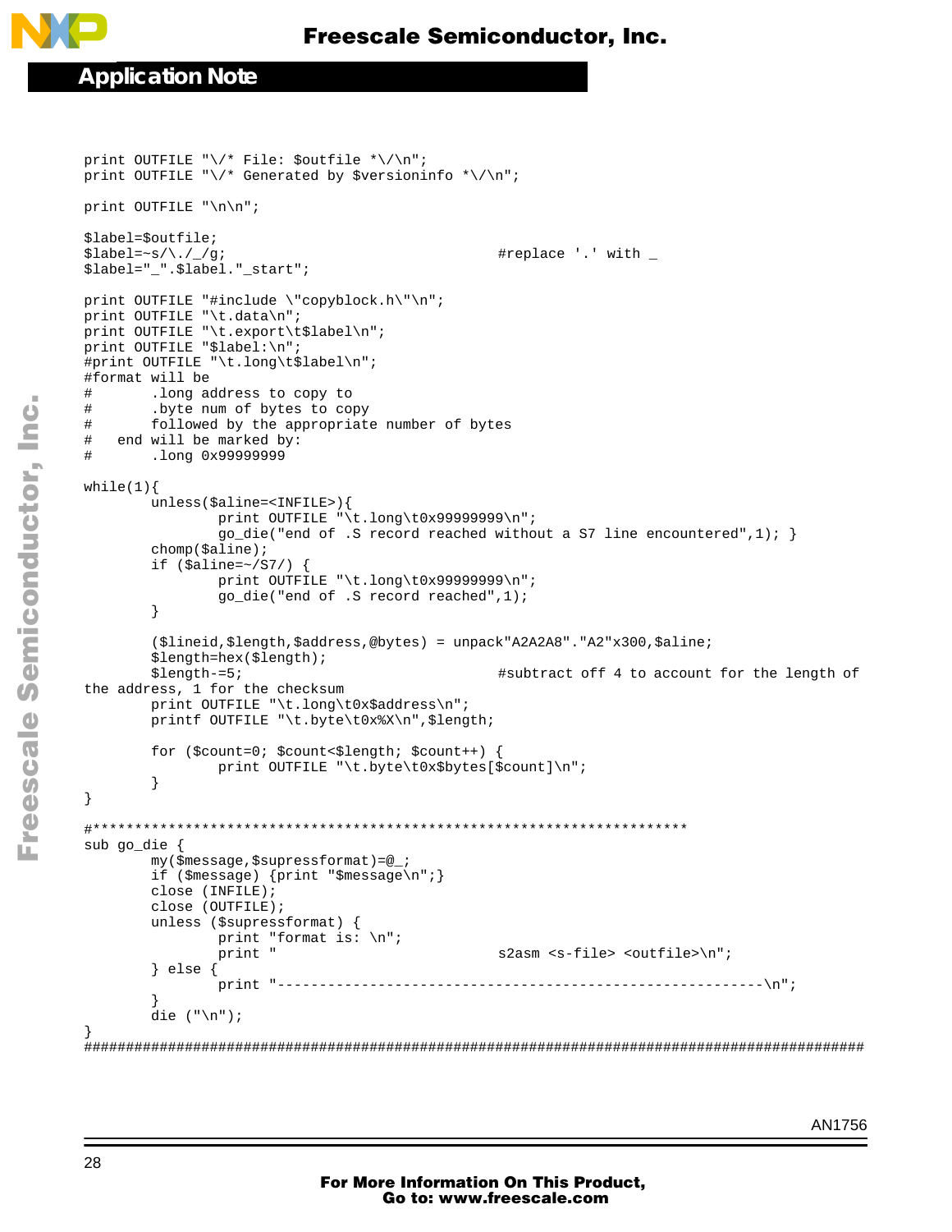```
print OUTFILE "\/* File: $outfile *\/\n";
print OUTFILE "\/* Generated by $versioninfo *\/\n";

print OUTFILE "\n\n";

$label=$outfile;
$label=~s/\./_/g;                               #replace '.' with _
$label="_".$label."_start";

print OUTFILE "#include \"copyblock.h\"\n";
print OUTFILE "\t.data\n";
print OUTFILE "\t.export\t$label\n";
print OUTFILE "$label:\n";
#print OUTFILE "\t.long\t$label\n";
#format will be
#       .long address to copy to
#       .byte num of bytes to copy
#       followed by the appropriate number of bytes
#   end will be marked by:
#       .long 0x99999999

while(1){
        unless($aline=<INFILE>){
                print OUTFILE "\t.long\t0x99999999\n";
                go_die("end of .S record reached without a S7 line encountered",1); }
        chomp($aline);
        if ($aline=~/S7/) {
                print OUTFILE "\t.long\t0x99999999\n";
                go_die("end of .S record reached",1);
        }

        ($lineid,$length,$address,@bytes) = unpack"A2A2A8"."A2"x300,$aline;
        $length=hex($length);
        $length-=5;                             #subtract off 4 to account for the length of
the address, 1 for the checksum
        print OUTFILE "\t.long\t0x$address\n";
        printf OUTFILE "\t.byte\t0x%X\n",$length;

        for ($count=0; $count<$length; $count++) {
                print OUTFILE "\t.byte\t0x$bytes[$count]\n";
        }
}

#************************************************************************
sub go_die {
        my($message,$supressformat)=@_;
        if ($message) {print "$message\n";}
        close (INFILE);
        close (OUTFILE);
        unless ($supressformat) {
                print "format is: \n";
                print "                         s2asm <s-file> <outfile>\n";
        } else {
                print "-----------------------------------------------------------\n";
        }
        die ("\n");
}
############################################################################################
```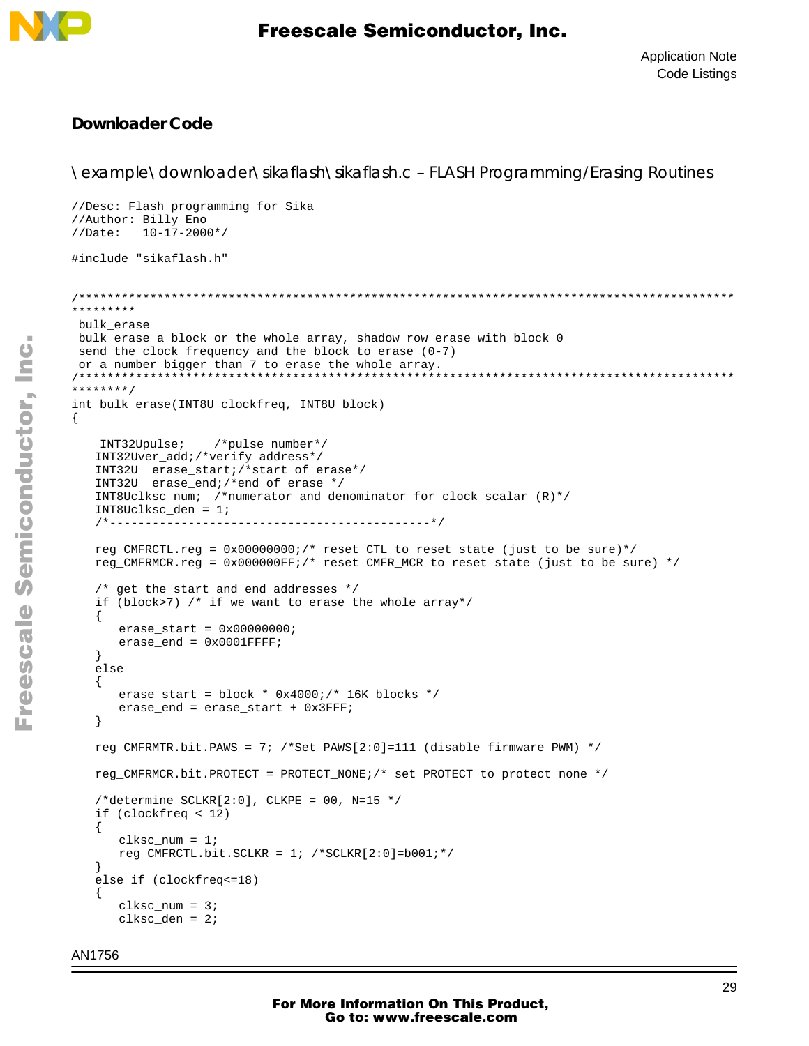## Downloader Code

\example\downloader\sikaflash\sikaflash.c – FLASH Programming/Erasing Routines

```
//Desc: Flash programming for Sika
//Author: Billy Eno
//Date:   10-17-2000*/

#include "sikaflash.h"


/***********************************************************************************************
*********
 bulk_erase
 bulk erase a block or the whole array, shadow row erase with block 0
 send the clock frequency and the block to erase (0-7)
 or a number bigger than 7 to erase the whole array.
/***********************************************************************************************
********/
int bulk_erase(INT8U clockfreq, INT8U block)
{

    INT32Upulse;    /*pulse number*/
   INT32Uver_add;/*verify address*/
   INT32U  erase_start;/*start of erase*/
   INT32U  erase_end;/*end of erase */
   INT8Uclksc_num;  /*numerator and denominator for clock scalar (R)*/
   INT8Uclksc_den = 1;
   /*---------------------------------------------*/

   reg_CMFRCTL.reg = 0x00000000;/* reset CTL to reset state (just to be sure)*/
   reg_CMFRMCR.reg = 0x000000FF;/* reset CMFR_MCR to reset state (just to be sure) */

   /* get the start and end addresses */
   if (block>7) /* if we want to erase the whole array*/
   {
      erase_start = 0x00000000;
      erase_end = 0x0001FFFF;
   }
   else
   {
      erase_start = block * 0x4000;/* 16K blocks */
      erase_end = erase_start + 0x3FFF;
   }

   reg_CMFRMTR.bit.PAWS = 7; /*Set PAWS[2:0]=111 (disable firmware PWM) */

   reg_CMFRMCR.bit.PROTECT = PROTECT_NONE;/* set PROTECT to protect none */

   /*determine SCLKR[2:0], CLKPE = 00, N=15 */
   if (clockfreq < 12)
   {
      clksc_num = 1;
      reg_CMFRCTL.bit.SCLKR = 1; /*SCLKR[2:0]=b001;*/
   }
   else if (clockfreq<=18)
   {
      clksc_num = 3;
      clksc_den = 2;
```

AN1756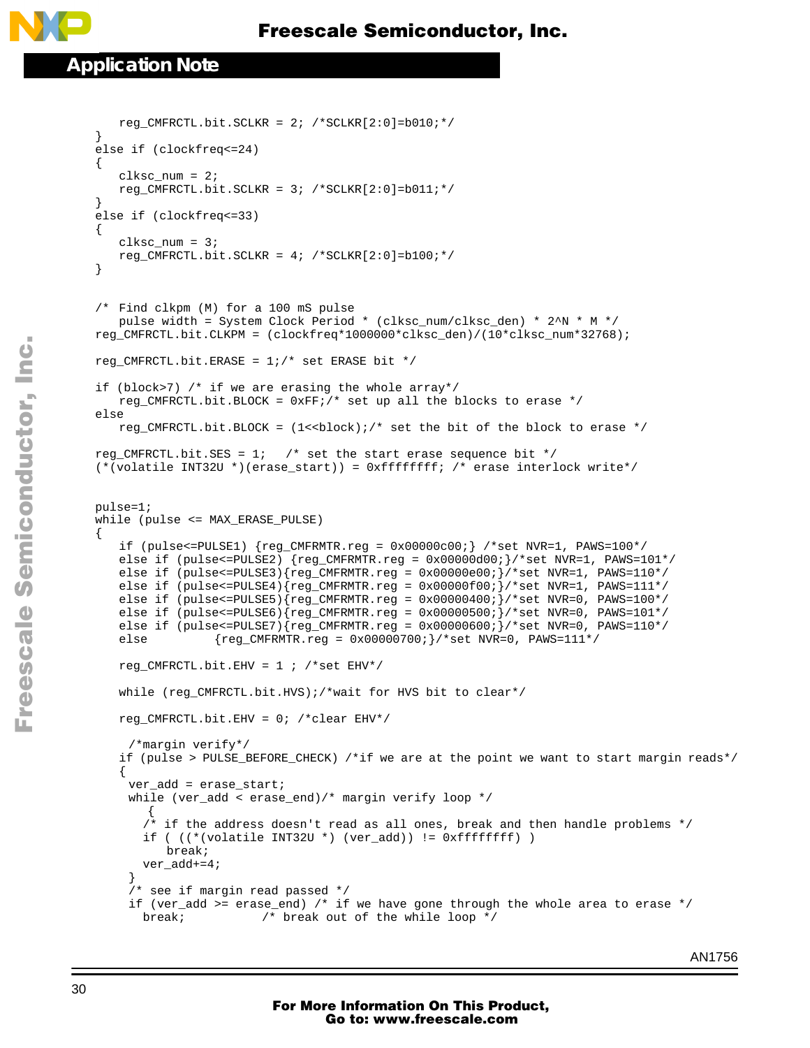```
    reg_CMFRCTL.bit.SCLKR = 2; /*SCLKR[2:0]=b010;*/
}
else if (clockfreq<=24)
{
    clksc_num = 2;
    reg_CMFRCTL.bit.SCLKR = 3; /*SCLKR[2:0]=b011;*/
}
else if (clockfreq<=33)
{
    clksc_num = 3;
    reg_CMFRCTL.bit.SCLKR = 4; /*SCLKR[2:0]=b100;*/
}


/* Find clkpm (M) for a 100 mS pulse
    pulse width = System Clock Period * (clksc_num/clksc_den) * 2^N * M */
reg_CMFRCTL.bit.CLKPM = (clockfreq*1000000*clksc_den)/(10*clksc_num*32768);

reg_CMFRCTL.bit.ERASE = 1;/* set ERASE bit */

if (block>7) /* if we are erasing the whole array*/
    reg_CMFRCTL.bit.BLOCK = 0xFF;/* set up all the blocks to erase */
else
    reg_CMFRCTL.bit.BLOCK = (1<<block);/* set the bit of the block to erase */

reg_CMFRCTL.bit.SES = 1;   /* set the start erase sequence bit */
(*(volatile INT32U *)(erase_start)) = 0xffffffff; /* erase interlock write*/


pulse=1;
while (pulse <= MAX_ERASE_PULSE)
{
    if (pulse<=PULSE1) {reg_CMFRMTR.reg = 0x00000c00;} /*set NVR=1, PAWS=100*/
    else if (pulse<=PULSE2) {reg_CMFRMTR.reg = 0x00000d00;}/*set NVR=1, PAWS=101*/
    else if (pulse<=PULSE3){reg_CMFRMTR.reg = 0x00000e00;}/*set NVR=1, PAWS=110*/
    else if (pulse<=PULSE4){reg_CMFRMTR.reg = 0x00000f00;}/*set NVR=1, PAWS=111*/
    else if (pulse<=PULSE5){reg_CMFRMTR.reg = 0x00000400;}/*set NVR=0, PAWS=100*/
    else if (pulse<=PULSE6){reg_CMFRMTR.reg = 0x00000500;}/*set NVR=0, PAWS=101*/
    else if (pulse<=PULSE7){reg_CMFRMTR.reg = 0x00000600;}/*set NVR=0, PAWS=110*/
    else          {reg_CMFRMTR.reg = 0x00000700;}/*set NVR=0, PAWS=111*/

    reg_CMFRCTL.bit.EHV = 1 ; /*set EHV*/

    while (reg_CMFRCTL.bit.HVS);/*wait for HVS bit to clear*/

    reg_CMFRCTL.bit.EHV = 0; /*clear EHV*/

      /*margin verify*/
    if (pulse > PULSE_BEFORE_CHECK) /*if we are at the point we want to start margin reads*/
    {
      ver_add = erase_start;
      while (ver_add < erase_end)/* margin verify loop */
         {
        /* if the address doesn't read as all ones, break and then handle problems */
        if ( ((*(volatile INT32U *) (ver_add)) != 0xffffffff) )
            break;
        ver_add+=4;
      }
      /* see if margin read passed */
      if (ver_add >= erase_end) /* if we have gone through the whole area to erase */
        break;           /* break out of the while loop */
```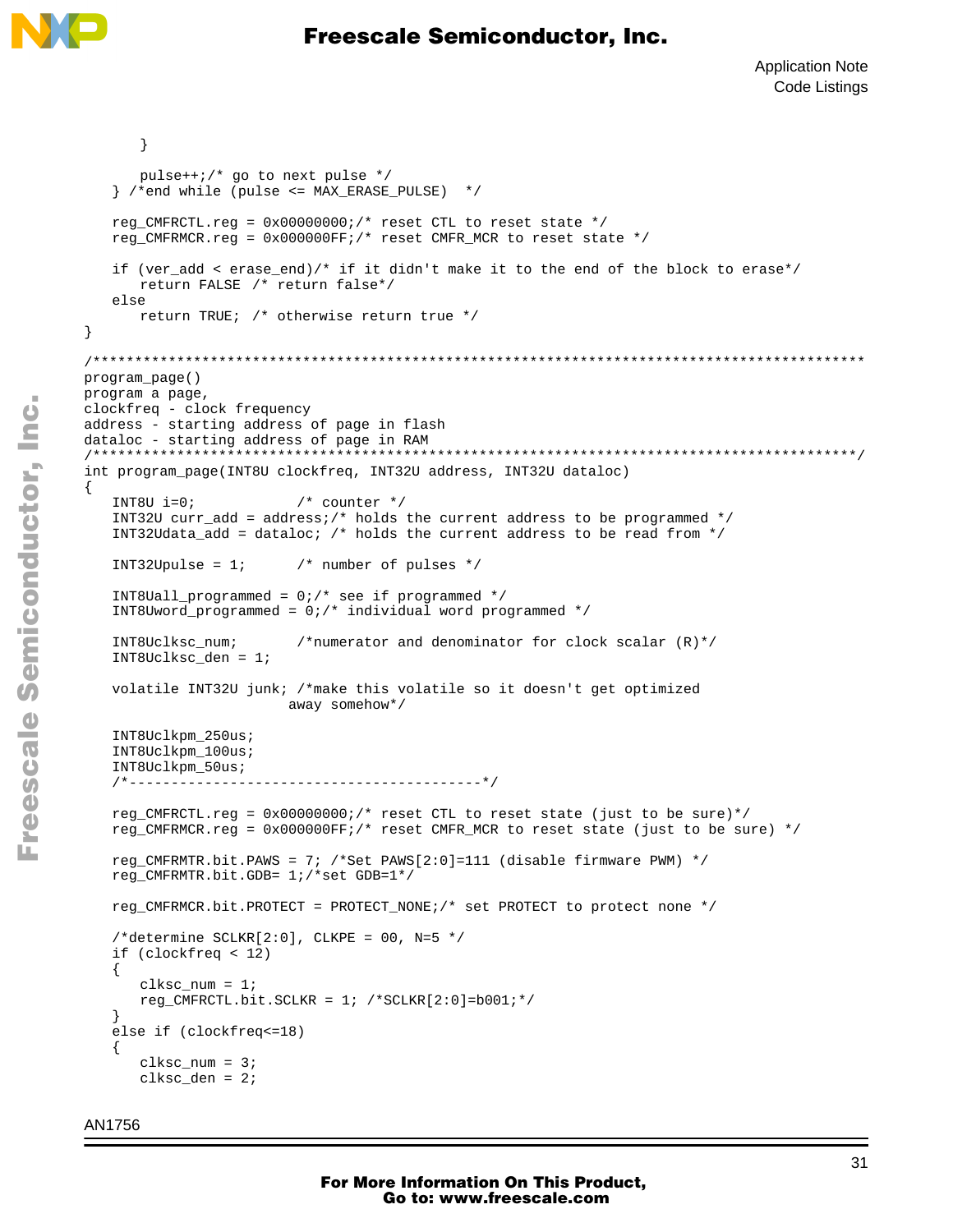```
      }

      pulse++;/* go to next pulse */
   } /*end while (pulse <= MAX_ERASE_PULSE)  */

   reg_CMFRCTL.reg = 0x00000000;/* reset CTL to reset state */
   reg_CMFRMCR.reg = 0x000000FF;/* reset CMFR_MCR to reset state */

   if (ver_add < erase_end)/* if it didn't make it to the end of the block to erase*/
      return FALSE /* return false*/
   else
      return TRUE; /* otherwise return true */
}

/*********************************************************************************************
program_page()
program a page,
clockfreq - clock frequency
address - starting address of page in flash
dataloc - starting address of page in RAM
/********************************************************************************************/
int program_page(INT8U clockfreq, INT32U address, INT32U dataloc)
{
   INT8U i=0;            /* counter */
   INT32U curr_add = address;/* holds the current address to be programmed */
   INT32Udata_add = dataloc; /* holds the current address to be read from */

   INT32Upulse = 1;      /* number of pulses */

   INT8Uall_programmed = 0;/* see if programmed */
   INT8Uword_programmed = 0;/* individual word programmed */

   INT8Uclksc_num;       /*numerator and denominator for clock scalar (R)*/
   INT8Uclksc_den = 1;

   volatile INT32U junk; /*make this volatile so it doesn't get optimized
                         away somehow*/

   INT8Uclkpm_250us;
   INT8Uclkpm_100us;
   INT8Uclkpm_50us;
   /*------------------------------------------*/

   reg_CMFRCTL.reg = 0x00000000;/* reset CTL to reset state (just to be sure)*/
   reg_CMFRMCR.reg = 0x000000FF;/* reset CMFR_MCR to reset state (just to be sure) */

   reg_CMFRMTR.bit.PAWS = 7; /*Set PAWS[2:0]=111 (disable firmware PWM) */
   reg_CMFRMTR.bit.GDB= 1;/*set GDB=1*/

   reg_CMFRMCR.bit.PROTECT = PROTECT_NONE;/* set PROTECT to protect none */

   /*determine SCLKR[2:0], CLKPE = 00, N=5 */
   if (clockfreq < 12)
   {
      clksc_num = 1;
      reg_CMFRCTL.bit.SCLKR = 1; /*SCLKR[2:0]=b001;*/
   }
   else if (clockfreq<=18)
   {
      clksc_num = 3;
      clksc_den = 2;
```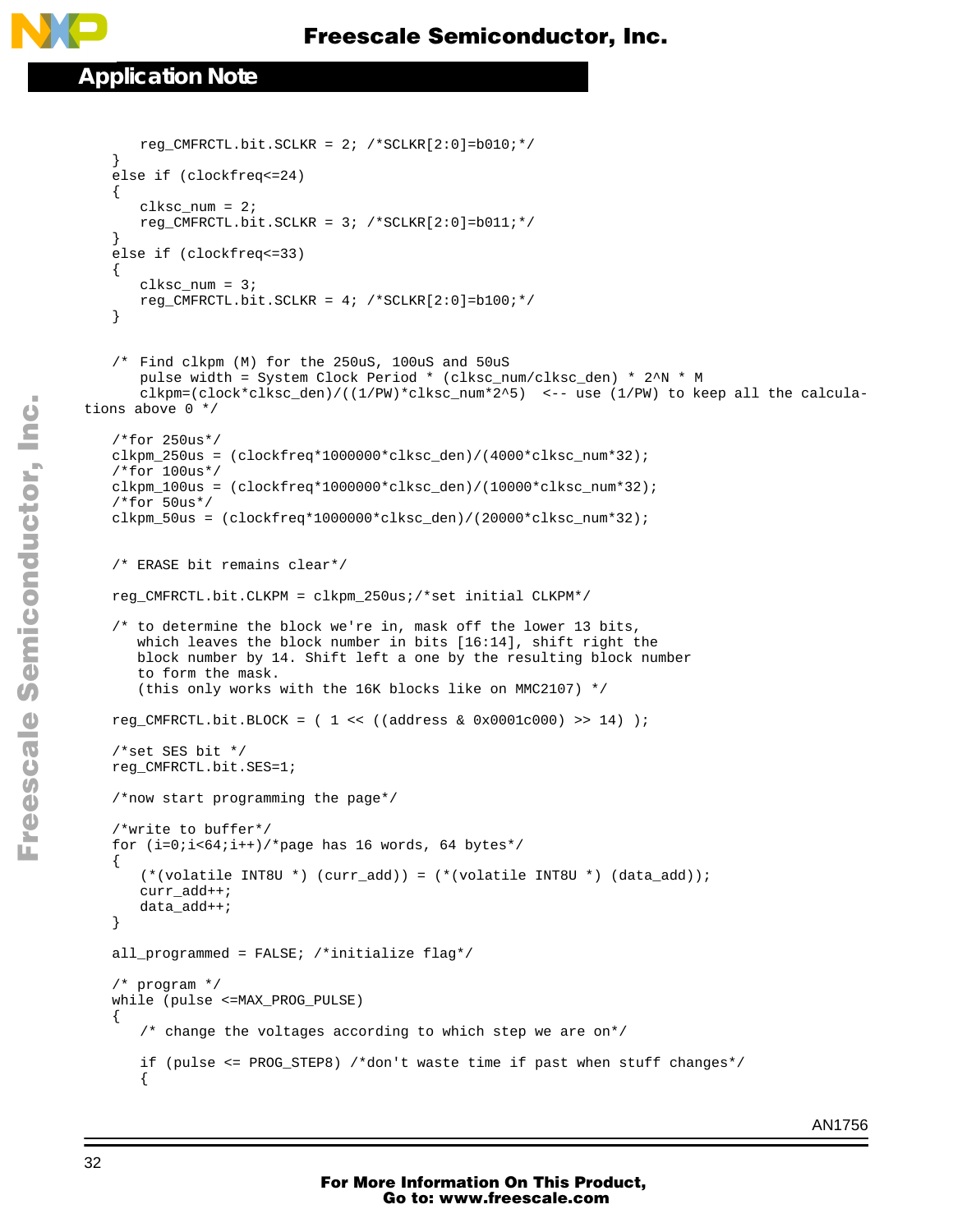```
        reg_CMFRCTL.bit.SCLKR = 2; /*SCLKR[2:0]=b010;*/
    }
    else if (clockfreq<=24)
    {
        clksc_num = 2;
        reg_CMFRCTL.bit.SCLKR = 3; /*SCLKR[2:0]=b011;*/
    }
    else if (clockfreq<=33)
    {
        clksc_num = 3;
        reg_CMFRCTL.bit.SCLKR = 4; /*SCLKR[2:0]=b100;*/
    }

    /* Find clkpm (M) for the 250uS, 100uS and 50uS
        pulse width = System Clock Period * (clksc_num/clksc_den) * 2^N * M
        clkpm=(clock*clksc_den)/((1/PW)*clksc_num*2^5)  <-- use (1/PW) to keep all the calcula-
tions above 0 */

    /*for 250us*/
    clkpm_250us = (clockfreq*1000000*clksc_den)/(4000*clksc_num*32);
    /*for 100us*/
    clkpm_100us = (clockfreq*1000000*clksc_den)/(10000*clksc_num*32);
    /*for 50us*/
    clkpm_50us = (clockfreq*1000000*clksc_den)/(20000*clksc_num*32);


    /* ERASE bit remains clear*/

    reg_CMFRCTL.bit.CLKPM = clkpm_250us;/*set initial CLKPM*/

    /* to determine the block we're in, mask off the lower 13 bits,
       which leaves the block number in bits [16:14], shift right the
       block number by 14. Shift left a one by the resulting block number
       to form the mask.
       (this only works with the 16K blocks like on MMC2107) */

    reg_CMFRCTL.bit.BLOCK = ( 1 << ((address & 0x0001c000) >> 14) );

    /*set SES bit */
    reg_CMFRCTL.bit.SES=1;

    /*now start programming the page*/

    /*write to buffer*/
    for (i=0;i<64;i++)/*page has 16 words, 64 bytes*/
    {
        (*(volatile INT8U *) (curr_add)) = (*(volatile INT8U *) (data_add));
        curr_add++;
        data_add++;
    }

    all_programmed = FALSE; /*initialize flag*/

    /* program */
    while (pulse <=MAX_PROG_PULSE)
    {
        /* change the voltages according to which step we are on*/

        if (pulse <= PROG_STEP8) /*don't waste time if past when stuff changes*/
        {
```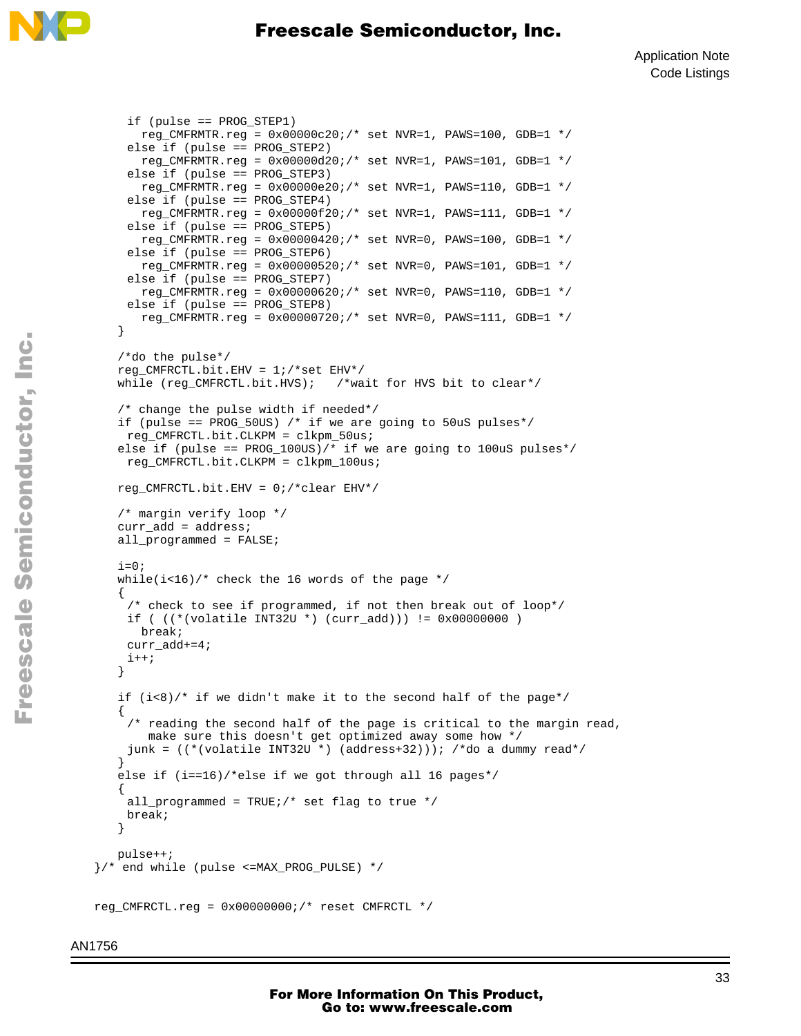```
      if (pulse == PROG_STEP1)
        reg_CMFRMTR.reg = 0x00000c20;/* set NVR=1, PAWS=100, GDB=1 */
      else if (pulse == PROG_STEP2)
        reg_CMFRMTR.reg = 0x00000d20;/* set NVR=1, PAWS=101, GDB=1 */
      else if (pulse == PROG_STEP3)
        reg_CMFRMTR.reg = 0x00000e20;/* set NVR=1, PAWS=110, GDB=1 */
      else if (pulse == PROG_STEP4)
        reg_CMFRMTR.reg = 0x00000f20;/* set NVR=1, PAWS=111, GDB=1 */
      else if (pulse == PROG_STEP5)
        reg_CMFRMTR.reg = 0x00000420;/* set NVR=0, PAWS=100, GDB=1 */
      else if (pulse == PROG_STEP6)
        reg_CMFRMTR.reg = 0x00000520;/* set NVR=0, PAWS=101, GDB=1 */
      else if (pulse == PROG_STEP7)
        reg_CMFRMTR.reg = 0x00000620;/* set NVR=0, PAWS=110, GDB=1 */
      else if (pulse == PROG_STEP8)
        reg_CMFRMTR.reg = 0x00000720;/* set NVR=0, PAWS=111, GDB=1 */
    }

    /*do the pulse*/
    reg_CMFRCTL.bit.EHV = 1;/*set EHV*/
    while (reg_CMFRCTL.bit.HVS);    /*wait for HVS bit to clear*/

    /* change the pulse width if needed*/
    if (pulse == PROG_50US) /* if we are going to 50uS pulses*/
      reg_CMFRCTL.bit.CLKPM = clkpm_50us;
    else if (pulse == PROG_100US)/* if we are going to 100uS pulses*/
      reg_CMFRCTL.bit.CLKPM = clkpm_100us;

    reg_CMFRCTL.bit.EHV = 0;/*clear EHV*/

    /* margin verify loop */
    curr_add = address;
    all_programmed = FALSE;

    i=0;
    while(i<16)/* check the 16 words of the page */
    {
      /* check to see if programmed, if not then break out of loop*/
      if ( ((*(volatile INT32U *) (curr_add))) != 0x00000000 )
        break;
      curr_add+=4;
      i++;
    }

    if (i<8)/* if we didn't make it to the second half of the page*/
    {
      /* reading the second half of the page is critical to the margin read,
         make sure this doesn't get optimized away some how */
      junk = ((*(volatile INT32U *) (address+32))); /*do a dummy read*/
    }
    else if (i==16)/*else if we got through all 16 pages*/
    {
      all_programmed = TRUE;/* set flag to true */
      break;
    }

    pulse++;
}/* end while (pulse <=MAX_PROG_PULSE) */


reg_CMFRCTL.reg = 0x00000000;/* reset CMFRCTL */
```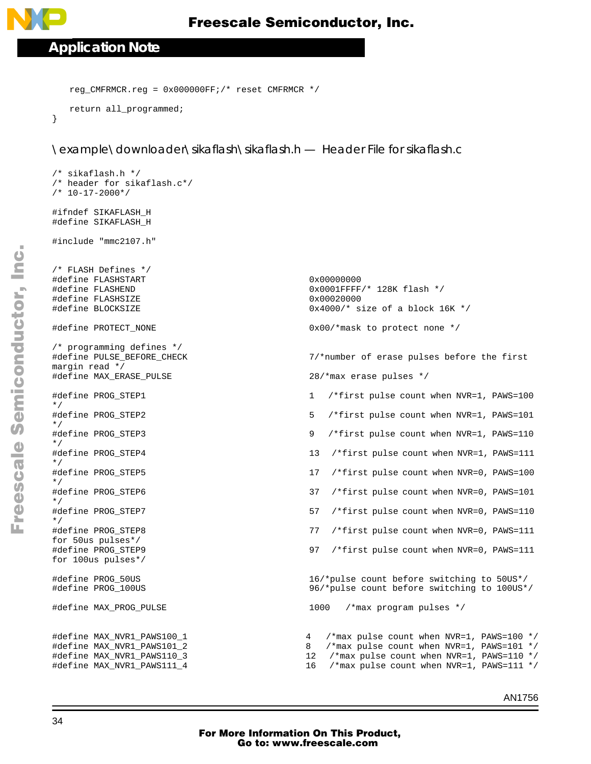```
    reg_CMFRMCR.reg = 0x000000FF;/* reset CMFRMCR */

    return all_programmed;
}
```

\example\downloader\sikaflash\sikaflash.h — Header File for sikaflash.c

```
/* sikaflash.h */
/* header for sikaflash.c*/
/* 10-17-2000*/

#ifndef SIKAFLASH_H
#define SIKAFLASH_H

#include "mmc2107.h"


/* FLASH Defines */
#define FLASHSTART                                  0x00000000
#define FLASHEND                                    0x0001FFFF/* 128K flash */
#define FLASHSIZE                                   0x00020000
#define BLOCKSIZE                                   0x4000/* size of a block 16K */

#define PROTECT_NONE                                0x00/*mask to protect none */

/* programming defines */
#define PULSE_BEFORE_CHECK                          7/*number of erase pulses before the first
margin read */
#define MAX_ERASE_PULSE                             28/*max erase pulses */

#define PROG_STEP1                                  1   /*first pulse count when NVR=1, PAWS=100
*/
#define PROG_STEP2                                  5   /*first pulse count when NVR=1, PAWS=101
*/
#define PROG_STEP3                                  9   /*first pulse count when NVR=1, PAWS=110
*/
#define PROG_STEP4                                  13  /*first pulse count when NVR=1, PAWS=111
*/
#define PROG_STEP5                                  17  /*first pulse count when NVR=0, PAWS=100
*/
#define PROG_STEP6                                  37  /*first pulse count when NVR=0, PAWS=101
*/
#define PROG_STEP7                                  57  /*first pulse count when NVR=0, PAWS=110
*/
#define PROG_STEP8                                  77  /*first pulse count when NVR=0, PAWS=111
for 50us pulses*/
#define PROG_STEP9                                  97  /*first pulse count when NVR=0, PAWS=111
for 100us pulses*/

#define PROG_50US                                   16/*pulse count before switching to 50US*/
#define PROG_100US                                  96/*pulse count before switching to 100US*/

#define MAX_PROG_PULSE                              1000   /*max program pulses */


#define MAX_NVR1_PAWS100_1                         4   /*max pulse count when NVR=1, PAWS=100 */
#define MAX_NVR1_PAWS101_2                         8   /*max pulse count when NVR=1, PAWS=101 */
#define MAX_NVR1_PAWS110_3                         12  /*max pulse count when NVR=1, PAWS=110 */
#define MAX_NVR1_PAWS111_4                         16  /*max pulse count when NVR=1, PAWS=111 */
```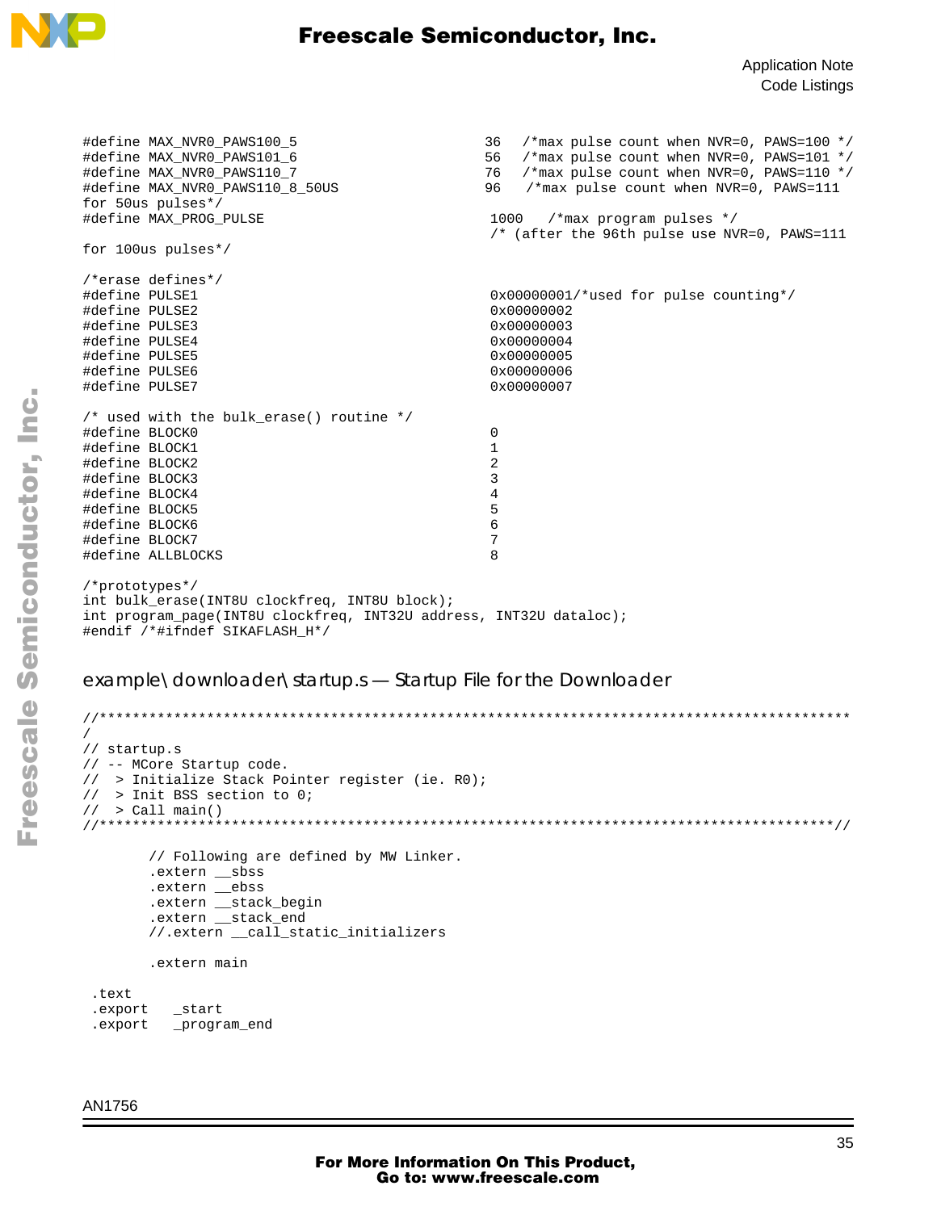```
#define MAX_NVR0_PAWS100_5                              36   /*max pulse count when NVR=0, PAWS=100 */
#define MAX_NVR0_PAWS101_6                              56   /*max pulse count when NVR=0, PAWS=101 */
#define MAX_NVR0_PAWS110_7                              76   /*max pulse count when NVR=0, PAWS=110 */
#define MAX_NVR0_PAWS110_8_50US                         96    /*max pulse count when NVR=0, PAWS=111
for 50us pulses*/
#define MAX_PROG_PULSE                                   1000   /*max program pulses */
                                                         /* (after the 96th pulse use NVR=0, PAWS=111
for 100us pulses*/

/*erase defines*/
#define PULSE1                                           0x00000001/*used for pulse counting*/
#define PULSE2                                           0x00000002
#define PULSE3                                           0x00000003
#define PULSE4                                           0x00000004
#define PULSE5                                           0x00000005
#define PULSE6                                           0x00000006
#define PULSE7                                           0x00000007

/* used with the bulk_erase() routine */
#define BLOCK0                                           0
#define BLOCK1                                           1
#define BLOCK2                                           2
#define BLOCK3                                           3
#define BLOCK4                                           4
#define BLOCK5                                           5
#define BLOCK6                                           6
#define BLOCK7                                           7
#define ALLBLOCKS                                        8

/*prototypes*/
int bulk_erase(INT8U clockfreq, INT8U block);
int program_page(INT8U clockfreq, INT32U address, INT32U dataloc);
#endif /*#ifndef SIKAFLASH_H*/
```

## example\downloader\startup.s — Startup File for the Downloader

```
//*********************************************************************************************
/
// startup.s
// -- MCore Startup code.
//   > Initialize Stack Pointer register (ie. R0);
//   > Init BSS section to 0;
//   > Call main()
//*******************************************************************************************//

        // Following are defined by MW Linker.
        .extern __sbss
        .extern __ebss
        .extern __stack_begin
        .extern __stack_end
        //.extern __call_static_initializers

        .extern main

 .text
 .export   _start
 .export   _program_end
```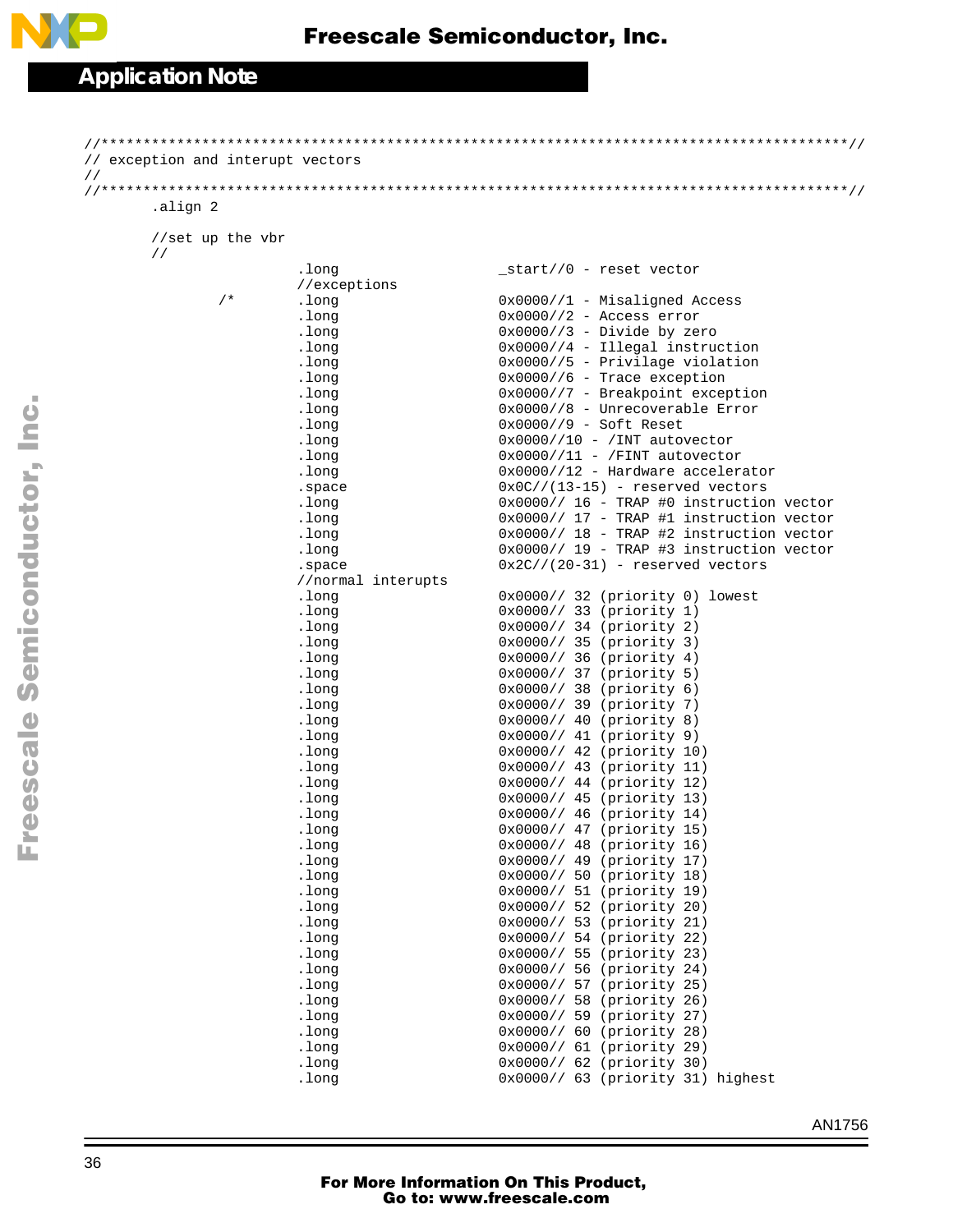```
//***********************************************************************************//
// exception and interupt vectors
//
//***********************************************************************************//
        .align 2

        //set up the vbr
        //
                        .long                   _start//0 - reset vector
                        //exceptions
                /*      .long                   0x0000//1 - Misaligned Access
                        .long                   0x0000//2 - Access error
                        .long                   0x0000//3 - Divide by zero
                        .long                   0x0000//4 - Illegal instruction
                        .long                   0x0000//5 - Privilage violation
                        .long                   0x0000//6 - Trace exception
                        .long                   0x0000//7 - Breakpoint exception
                        .long                   0x0000//8 - Unrecoverable Error
                        .long                   0x0000//9 - Soft Reset
                        .long                   0x0000//10 - /INT autovector
                        .long                   0x0000//11 - /FINT autovector
                        .long                   0x0000//12 - Hardware accelerator
                        .space                  0x0C//(13-15) - reserved vectors
                        .long                   0x0000// 16 - TRAP #0 instruction vector
                        .long                   0x0000// 17 - TRAP #1 instruction vector
                        .long                   0x0000// 18 - TRAP #2 instruction vector
                        .long                   0x0000// 19 - TRAP #3 instruction vector
                        .space                  0x2C//(20-31) - reserved vectors
                        //normal interupts
                        .long                   0x0000// 32 (priority 0) lowest
                        .long                   0x0000// 33 (priority 1)
                        .long                   0x0000// 34 (priority 2)
                        .long                   0x0000// 35 (priority 3)
                        .long                   0x0000// 36 (priority 4)
                        .long                   0x0000// 37 (priority 5)
                        .long                   0x0000// 38 (priority 6)
                        .long                   0x0000// 39 (priority 7)
                        .long                   0x0000// 40 (priority 8)
                        .long                   0x0000// 41 (priority 9)
                        .long                   0x0000// 42 (priority 10)
                        .long                   0x0000// 43 (priority 11)
                        .long                   0x0000// 44 (priority 12)
                        .long                   0x0000// 45 (priority 13)
                        .long                   0x0000// 46 (priority 14)
                        .long                   0x0000// 47 (priority 15)
                        .long                   0x0000// 48 (priority 16)
                        .long                   0x0000// 49 (priority 17)
                        .long                   0x0000// 50 (priority 18)
                        .long                   0x0000// 51 (priority 19)
                        .long                   0x0000// 52 (priority 20)
                        .long                   0x0000// 53 (priority 21)
                        .long                   0x0000// 54 (priority 22)
                        .long                   0x0000// 55 (priority 23)
                        .long                   0x0000// 56 (priority 24)
                        .long                   0x0000// 57 (priority 25)
                        .long                   0x0000// 58 (priority 26)
                        .long                   0x0000// 59 (priority 27)
                        .long                   0x0000// 60 (priority 28)
                        .long                   0x0000// 61 (priority 29)
                        .long                   0x0000// 62 (priority 30)
                        .long                   0x0000// 63 (priority 31) highest
```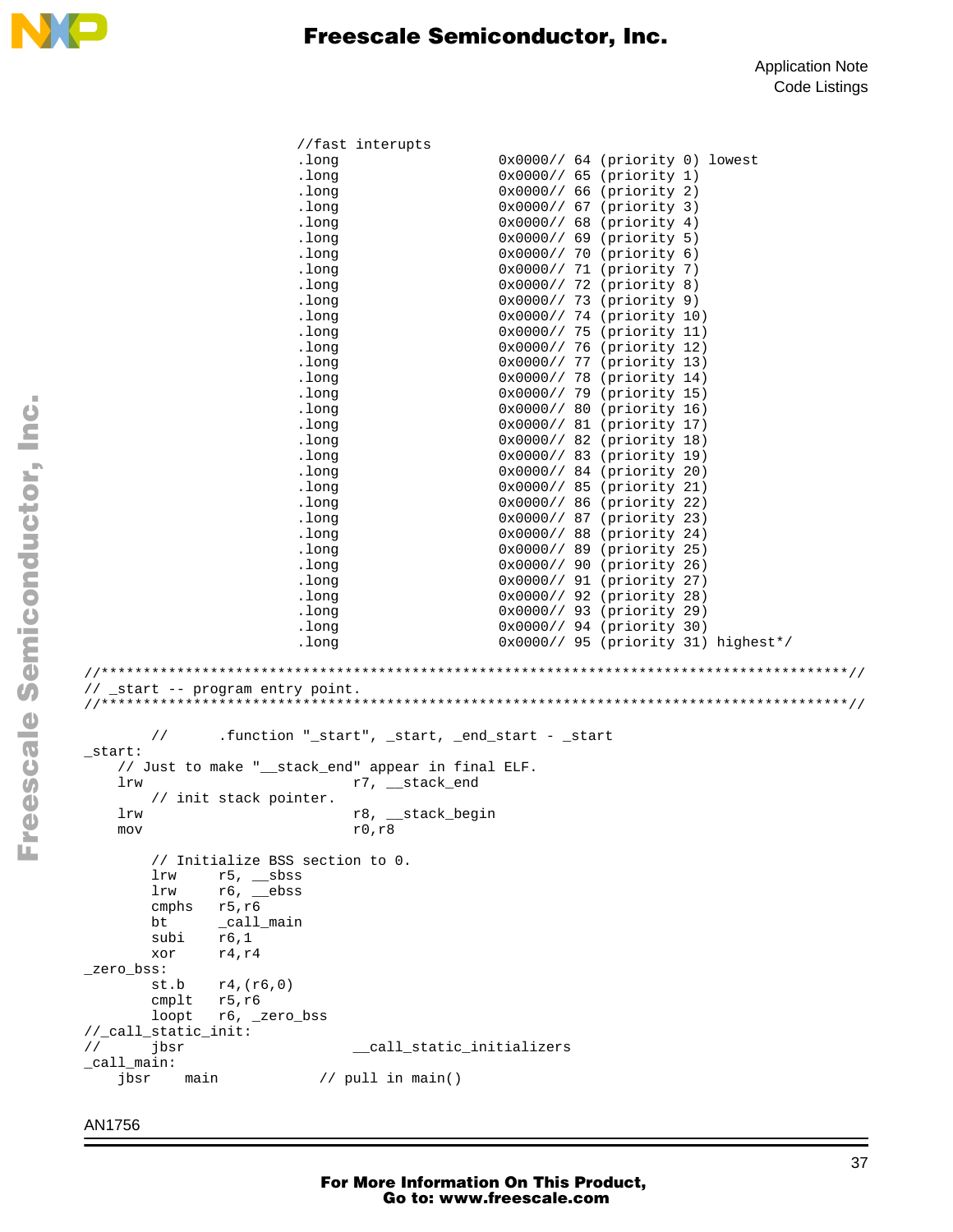```
                    //fast interupts
                    .long                   0x0000// 64 (priority 0) lowest
                    .long                   0x0000// 65 (priority 1)
                    .long                   0x0000// 66 (priority 2)
                    .long                   0x0000// 67 (priority 3)
                    .long                   0x0000// 68 (priority 4)
                    .long                   0x0000// 69 (priority 5)
                    .long                   0x0000// 70 (priority 6)
                    .long                   0x0000// 71 (priority 7)
                    .long                   0x0000// 72 (priority 8)
                    .long                   0x0000// 73 (priority 9)
                    .long                   0x0000// 74 (priority 10)
                    .long                   0x0000// 75 (priority 11)
                    .long                   0x0000// 76 (priority 12)
                    .long                   0x0000// 77 (priority 13)
                    .long                   0x0000// 78 (priority 14)
                    .long                   0x0000// 79 (priority 15)
                    .long                   0x0000// 80 (priority 16)
                    .long                   0x0000// 81 (priority 17)
                    .long                   0x0000// 82 (priority 18)
                    .long                   0x0000// 83 (priority 19)
                    .long                   0x0000// 84 (priority 20)
                    .long                   0x0000// 85 (priority 21)
                    .long                   0x0000// 86 (priority 22)
                    .long                   0x0000// 87 (priority 23)
                    .long                   0x0000// 88 (priority 24)
                    .long                   0x0000// 89 (priority 25)
                    .long                   0x0000// 90 (priority 26)
                    .long                   0x0000// 91 (priority 27)
                    .long                   0x0000// 92 (priority 28)
                    .long                   0x0000// 93 (priority 29)
                    .long                   0x0000// 94 (priority 30)
                    .long                   0x0000// 95 (priority 31) highest*/

//*****************************************************************************************//
// _start -- program entry point.
//*****************************************************************************************//

        //      .function "_start", _start, _end_start - _start
_start:
    // Just to make "__stack_end" appear in final ELF.
    lrw                         r7, __stack_end
        // init stack pointer.
    lrw                         r8, __stack_begin
    mov                         r0,r8

        // Initialize BSS section to 0.
        lrw     r5, __sbss
        lrw     r6, __ebss
        cmphs   r5,r6
        bt      _call_main
        subi    r6,1
        xor     r4,r4
_zero_bss:
        st.b    r4,(r6,0)
        cmplt   r5,r6
        loopt   r6, _zero_bss
//_call_static_init:
//      jbsr                    __call_static_initializers
_call_main:
    jbsr    main            // pull in main()
```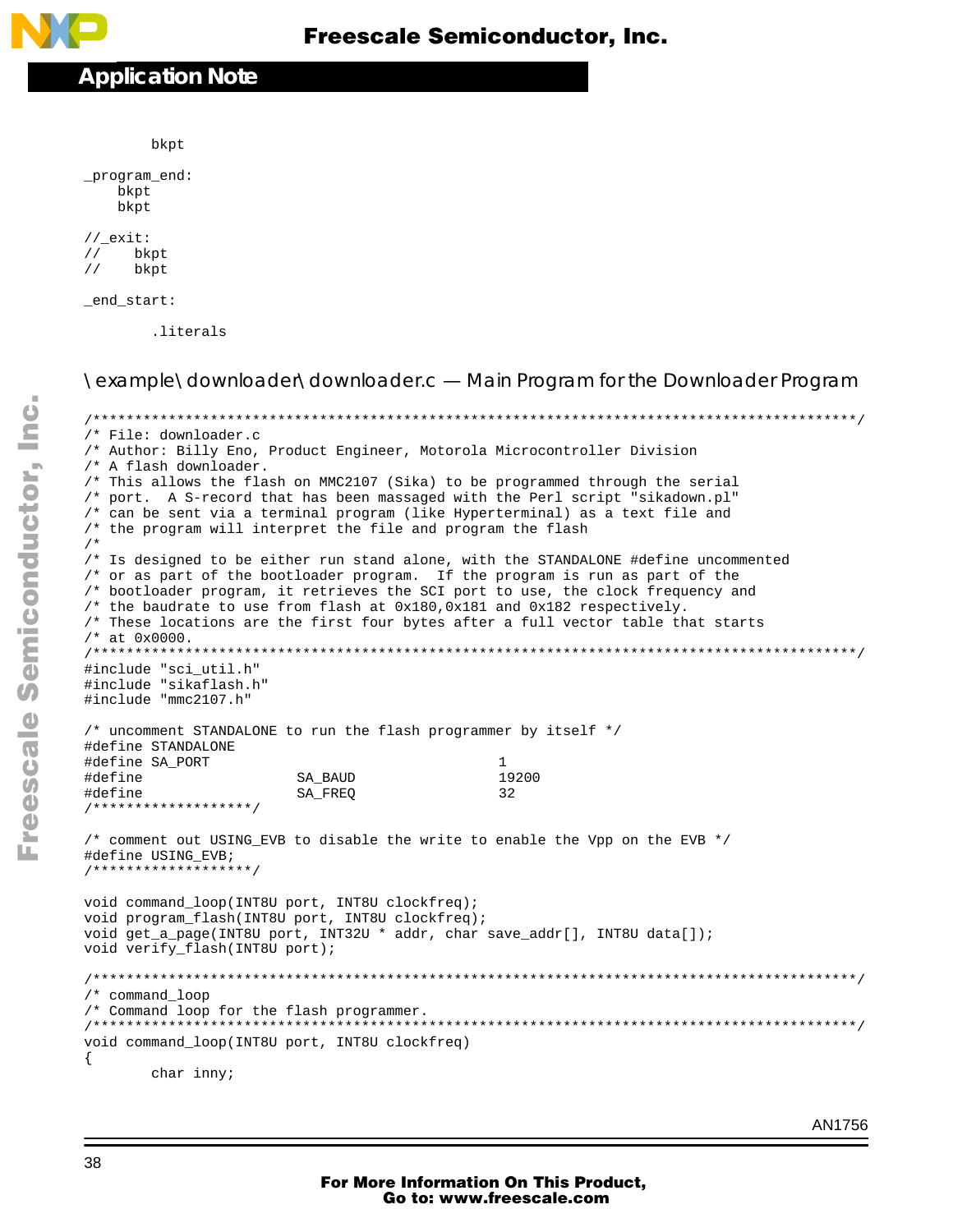```
        bkpt

_program_end:
    bkpt
    bkpt

//_exit:
//    bkpt
//    bkpt

_end_start:

        .literals
```

## \example\downloader\downloader.c — Main Program for the Downloader Program

```
/*******************************************************************************************/
/* File: downloader.c
/* Author: Billy Eno, Product Engineer, Motorola Microcontroller Division
/* A flash downloader.
/* This allows the flash on MMC2107 (Sika) to be programmed through the serial
/* port.  A S-record that has been massaged with the Perl script "sikadown.pl"
/* can be sent via a terminal program (like Hyperterminal) as a text file and
/* the program will interpret the file and program the flash
/*
/* Is designed to be either run stand alone, with the STANDALONE #define uncommented
/* or as part of the bootloader program.  If the program is run as part of the
/* bootloader program, it retrieves the SCI port to use, the clock frequency and
/* the baudrate to use from flash at 0x180,0x181 and 0x182 respectively.
/* These locations are the first four bytes after a full vector table that starts
/* at 0x0000.
/*******************************************************************************************/
#include "sci_util.h"
#include "sikaflash.h"
#include "mmc2107.h"

/* uncomment STANDALONE to run the flash programmer by itself */
#define STANDALONE
#define SA_PORT                                 1
#define                  SA_BAUD                19200
#define                  SA_FREQ                32
/*******************/

/* comment out USING_EVB to disable the write to enable the Vpp on the EVB */
#define USING_EVB;
/*******************/

void command_loop(INT8U port, INT8U clockfreq);
void program_flash(INT8U port, INT8U clockfreq);
void get_a_page(INT8U port, INT32U * addr, char save_addr[], INT8U data[]);
void verify_flash(INT8U port);

/*******************************************************************************************/
/* command_loop
/* Command loop for the flash programmer.
/*******************************************************************************************/
void command_loop(INT8U port, INT8U clockfreq)
{
        char inny;
```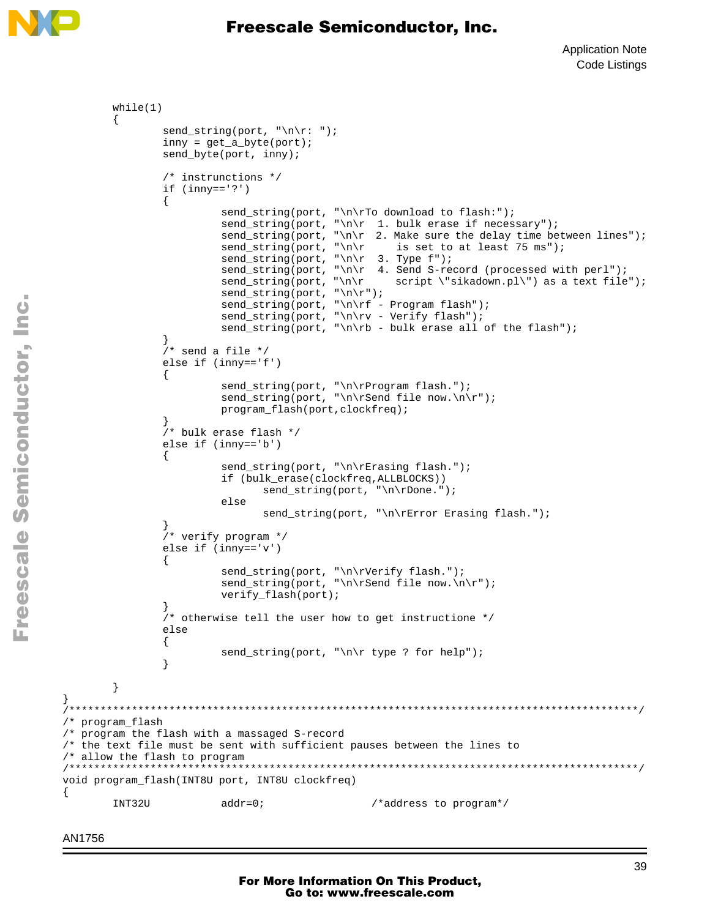```
        while(1)
        {
                send_string(port, "\n\r: ");
                inny = get_a_byte(port);
                send_byte(port, inny);

                /* instrunctions */
                if (inny=='?')
                {
                         send_string(port, "\n\rTo download to flash:");
                         send_string(port, "\n\r  1. bulk erase if necessary");
                         send_string(port, "\n\r  2. Make sure the delay time between lines");
                         send_string(port, "\n\r     is set to at least 75 ms");
                         send_string(port, "\n\r  3. Type f");
                         send_string(port, "\n\r  4. Send S-record (processed with perl");
                         send_string(port, "\n\r     script \"sikadown.pl\") as a text file");
                         send_string(port, "\n\r");
                         send_string(port, "\n\rf - Program flash");
                         send_string(port, "\n\rv - Verify flash");
                         send_string(port, "\n\rb - bulk erase all of the flash");
                }
                /* send a file */
                else if (inny=='f')
                {
                         send_string(port, "\n\rProgram flash.");
                         send_string(port, "\n\rSend file now.\n\r");
                         program_flash(port,clockfreq);
                }
                /* bulk erase flash */
                else if (inny=='b')
                {
                         send_string(port, "\n\rErasing flash.");
                         if (bulk_erase(clockfreq,ALLBLOCKS))
                               send_string(port, "\n\rDone.");
                         else
                               send_string(port, "\n\rError Erasing flash.");
                }
                /* verify program */
                else if (inny=='v')
                {
                         send_string(port, "\n\rVerify flash.");
                         send_string(port, "\n\rSend file now.\n\r");
                         verify_flash(port);
                }
                /* otherwise tell the user how to get instructione */
                else
                {
                         send_string(port, "\n\r type ? for help");
                }

        }
}
/*******************************************************************************************/
/* program_flash
/* program the flash with a massaged S-record
/* the text file must be sent with sufficient pauses between the lines to
/* allow the flash to program
/*******************************************************************************************/
void program_flash(INT8U port, INT8U clockfreq)
{
        INT32U          addr=0;                 /*address to program*/
```

AN1756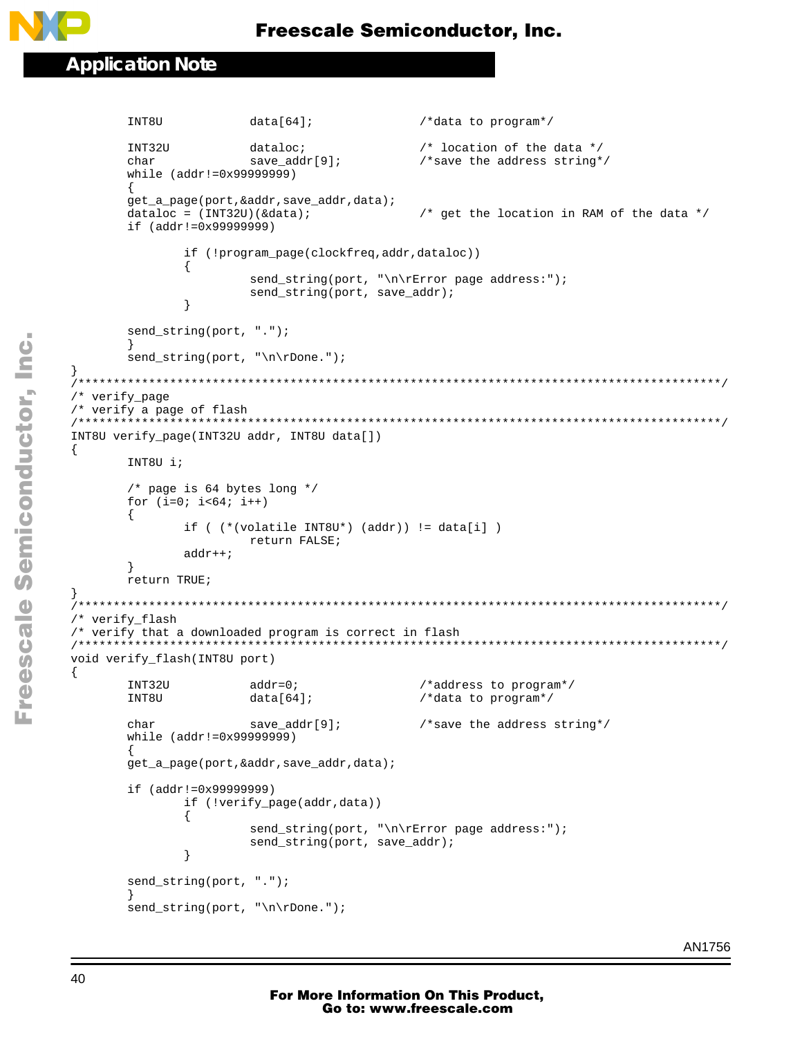```
        INT8U           data[64];               /*data to program*/

        INT32U          dataloc;                /* location of the data */
        char            save_addr[9];           /*save the address string*/
        while (addr!=0x99999999)
        {
        get_a_page(port,&addr,save_addr,data);
        dataloc = (INT32U)(&data);              /* get the location in RAM of the data */
        if (addr!=0x99999999)

                if (!program_page(clockfreq,addr,dataloc))
                {
                        send_string(port, "\n\rError page address:");
                        send_string(port, save_addr);
                }

        send_string(port, ".");
        }
        send_string(port, "\n\rDone.");
}
/*********************************************************************************************/
/* verify_page
/* verify a page of flash
/*********************************************************************************************/
INT8U verify_page(INT32U addr, INT8U data[])
{
        INT8U i;

        /* page is 64 bytes long */
        for (i=0; i<64; i++)
        {
                if ( (*(volatile INT8U*) (addr)) != data[i] )
                        return FALSE;
                addr++;
        }
        return TRUE;
}
/*********************************************************************************************/
/* verify_flash
/* verify that a downloaded program is correct in flash
/*********************************************************************************************/
void verify_flash(INT8U port)
{
        INT32U          addr=0;                 /*address to program*/
        INT8U           data[64];               /*data to program*/

        char            save_addr[9];           /*save the address string*/
        while (addr!=0x99999999)
        {
        get_a_page(port,&addr,save_addr,data);

        if (addr!=0x99999999)
                if (!verify_page(addr,data))
                {
                        send_string(port, "\n\rError page address:");
                        send_string(port, save_addr);
                }

        send_string(port, ".");
        }
        send_string(port, "\n\rDone.");
```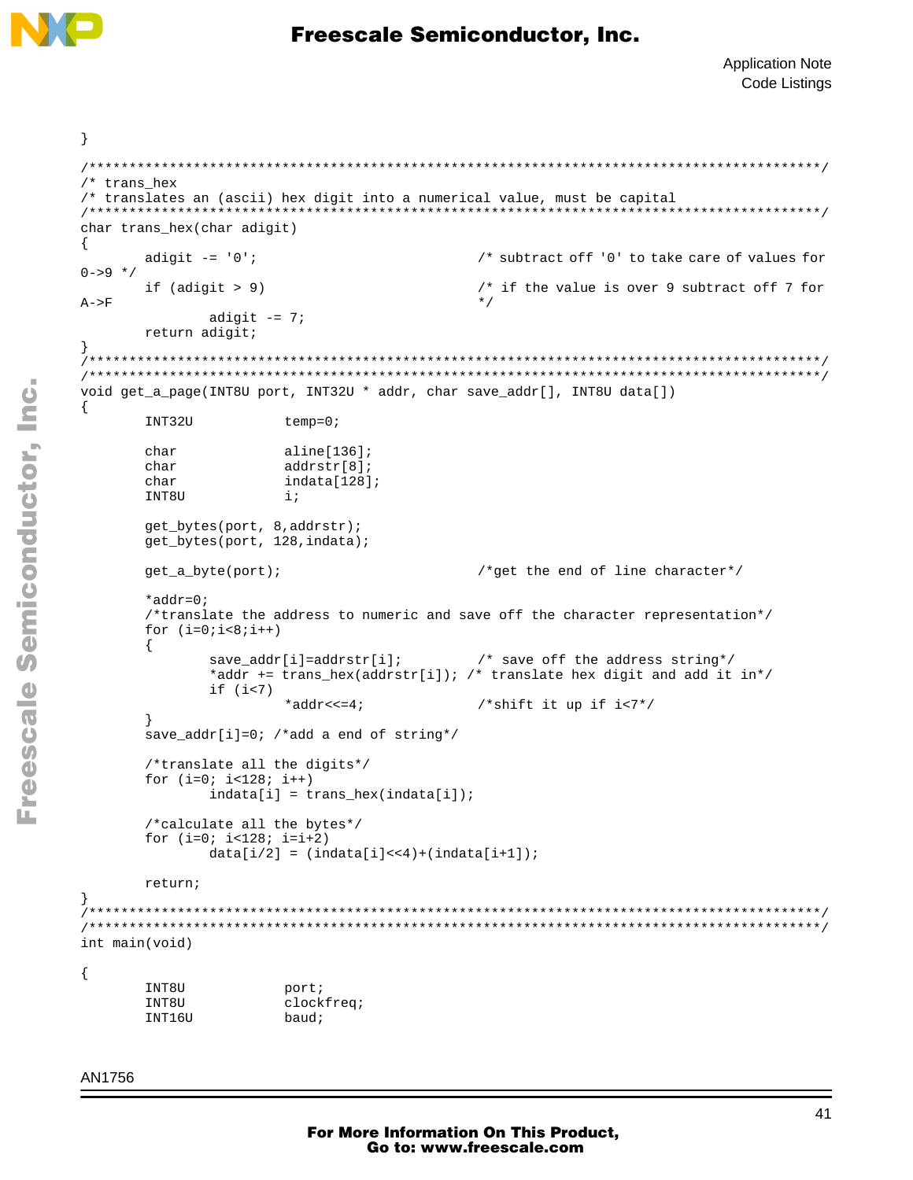```
}

/*****************************************************************************************/
/* trans_hex
/* translates an (ascii) hex digit into a numerical value, must be capital
/*****************************************************************************************/
char trans_hex(char adigit)
{
        adigit -= '0';                          /* subtract off '0' to take care of values for
0->9 */
        if (adigit > 9)                         /* if the value is over 9 subtract off 7 for
A->F                                            */
                adigit -= 7;
        return adigit;
}
/*****************************************************************************************/
/*****************************************************************************************/
void get_a_page(INT8U port, INT32U * addr, char save_addr[], INT8U data[])
{
        INT32U          temp=0;

        char            aline[136];
        char            addrstr[8];
        char            indata[128];
        INT8U           i;

        get_bytes(port, 8,addrstr);
        get_bytes(port, 128,indata);

        get_a_byte(port);                       /*get the end of line character*/

        *addr=0;
        /*translate the address to numeric and save off the character representation*/
        for (i=0;i<8;i++)
        {
                save_addr[i]=addrstr[i];        /* save off the address string*/
                *addr += trans_hex(addrstr[i]); /* translate hex digit and add it in*/
                if (i<7)
                        *addr<<=4;              /*shift it up if i<7*/
        }
        save_addr[i]=0; /*add a end of string*/

        /*translate all the digits*/
        for (i=0; i<128; i++)
                indata[i] = trans_hex(indata[i]);

        /*calculate all the bytes*/
        for (i=0; i<128; i=i+2)
                data[i/2] = (indata[i]<<4)+(indata[i+1]);

        return;
}
/*****************************************************************************************/
/*****************************************************************************************/
int main(void)

{
        INT8U           port;
        INT8U           clockfreq;
        INT16U          baud;
```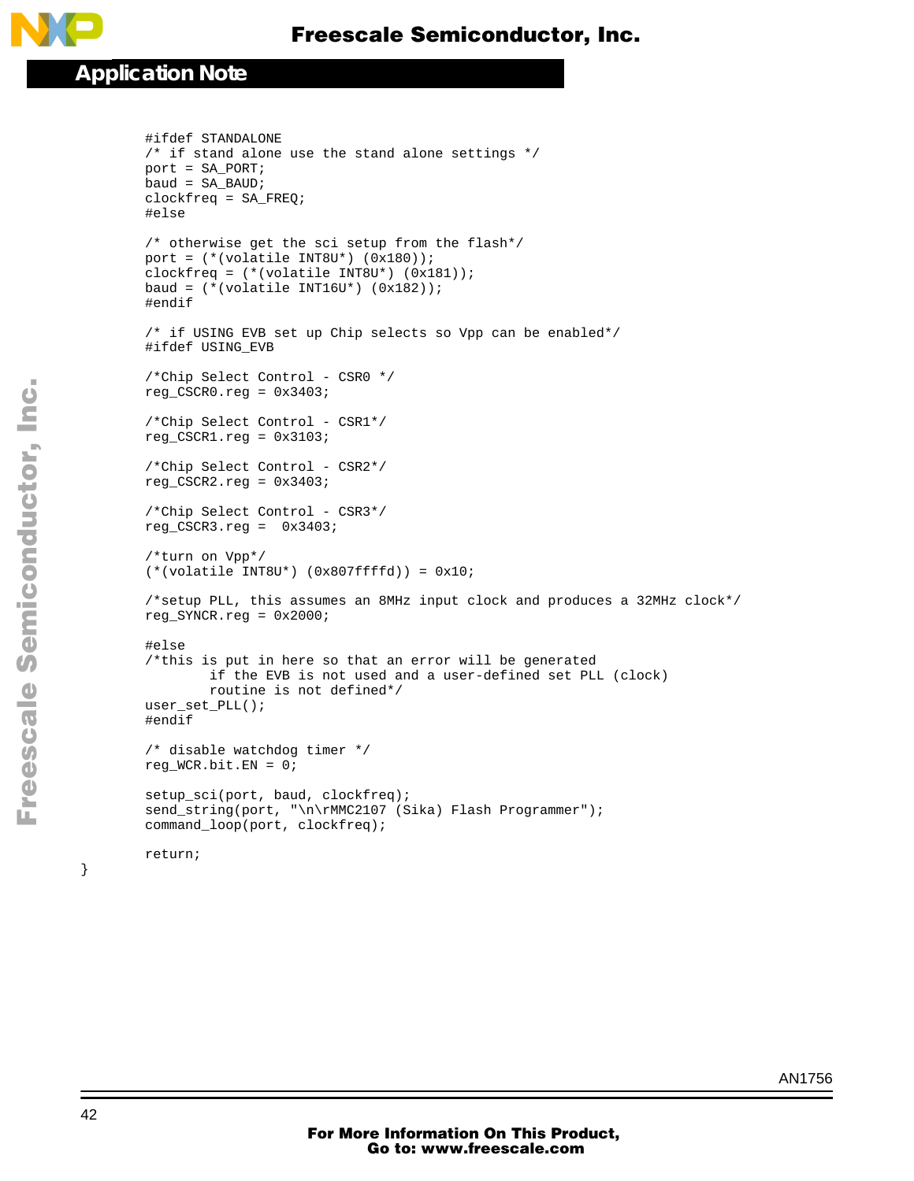```
        #ifdef STANDALONE
        /* if stand alone use the stand alone settings */
        port = SA_PORT;
        baud = SA_BAUD;
        clockfreq = SA_FREQ;
        #else

        /* otherwise get the sci setup from the flash*/
        port = (*(volatile INT8U*) (0x180));
        clockfreq = (*(volatile INT8U*) (0x181));
        baud = (*(volatile INT16U*) (0x182));
        #endif

        /* if USING EVB set up Chip selects so Vpp can be enabled*/
        #ifdef USING_EVB

        /*Chip Select Control - CSR0 */
        reg_CSCR0.reg = 0x3403;

        /*Chip Select Control - CSR1*/
        reg_CSCR1.reg = 0x3103;

        /*Chip Select Control - CSR2*/
        reg_CSCR2.reg = 0x3403;

        /*Chip Select Control - CSR3*/
        reg_CSCR3.reg =  0x3403;

        /*turn on Vpp*/
        (*(volatile INT8U*) (0x807ffffd)) = 0x10;

        /*setup PLL, this assumes an 8MHz input clock and produces a 32MHz clock*/
        reg_SYNCR.reg = 0x2000;

        #else
        /*this is put in here so that an error will be generated
                if the EVB is not used and a user-defined set PLL (clock)
                routine is not defined*/
        user_set_PLL();
        #endif

        /* disable watchdog timer */
        reg_WCR.bit.EN = 0;

        setup_sci(port, baud, clockfreq);
        send_string(port, "\n\rMMC2107 (Sika) Flash Programmer");
        command_loop(port, clockfreq);

        return;
}
```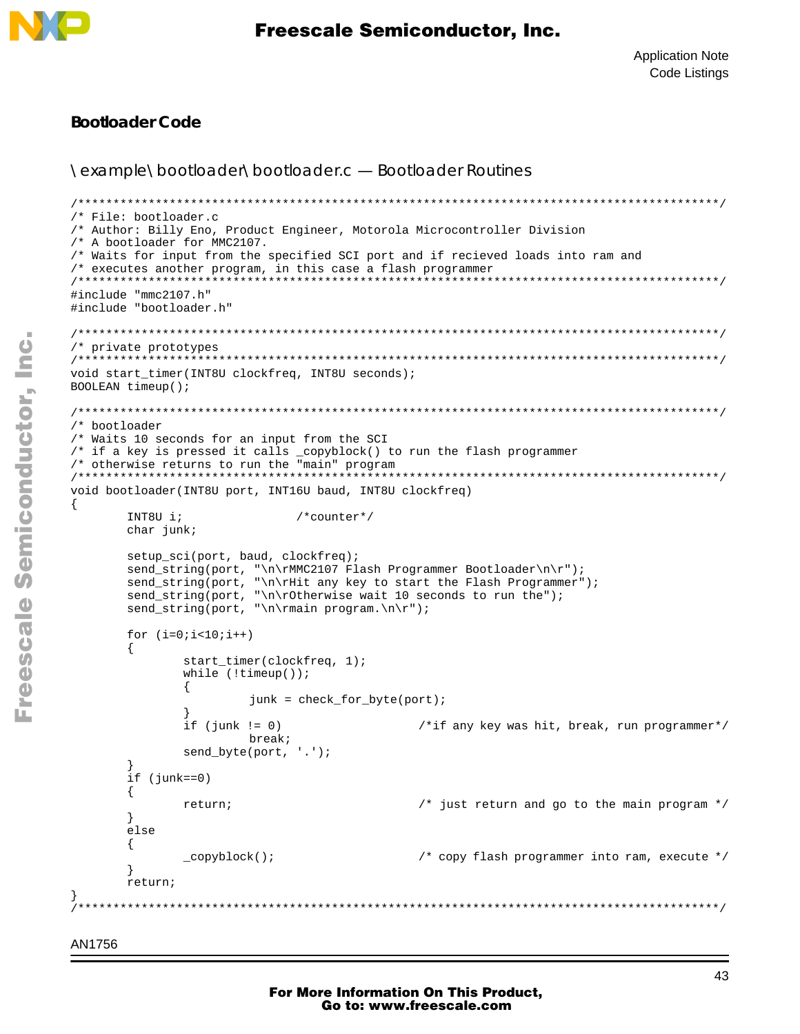## Bootloader Code

### \example\bootloader\bootloader.c — Bootloader Routines

```
/***************************************************************************************/
/* File: bootloader.c
/* Author: Billy Eno, Product Engineer, Motorola Microcontroller Division
/* A bootloader for MMC2107.
/* Waits for input from the specified SCI port and if recieved loads into ram and
/* executes another program, in this case a flash programmer
/***************************************************************************************/
#include "mmc2107.h"
#include "bootloader.h"

/***************************************************************************************/
/* private prototypes
/***************************************************************************************/
void start_timer(INT8U clockfreq, INT8U seconds);
BOOLEAN timeup();

/***************************************************************************************/
/* bootloader
/* Waits 10 seconds for an input from the SCI
/* if a key is pressed it calls _copyblock() to run the flash programmer
/* otherwise returns to run the "main" program
/***************************************************************************************/
void bootloader(INT8U port, INT16U baud, INT8U clockfreq)
{
        INT8U i;                /*counter*/
        char junk;

        setup_sci(port, baud, clockfreq);
        send_string(port, "\n\rMMC2107 Flash Programmer Bootloader\n\r");
        send_string(port, "\n\rHit any key to start the Flash Programmer");
        send_string(port, "\n\rOtherwise wait 10 seconds to run the");
        send_string(port, "\n\rmain program.\n\r");

        for (i=0;i<10;i++)
        {
                start_timer(clockfreq, 1);
                while (!timeup());
                {
                         junk = check_for_byte(port);
                }
                if (junk != 0)                    /*if any key was hit, break, run programmer*/
                         break;
                send_byte(port, '.');
        }
        if (junk==0)
        {
                return;                           /* just return and go to the main program */
        }
        else
        {
                _copyblock();                     /* copy flash programmer into ram, execute */
        }
        return;
}
/***************************************************************************************/
```

AN1756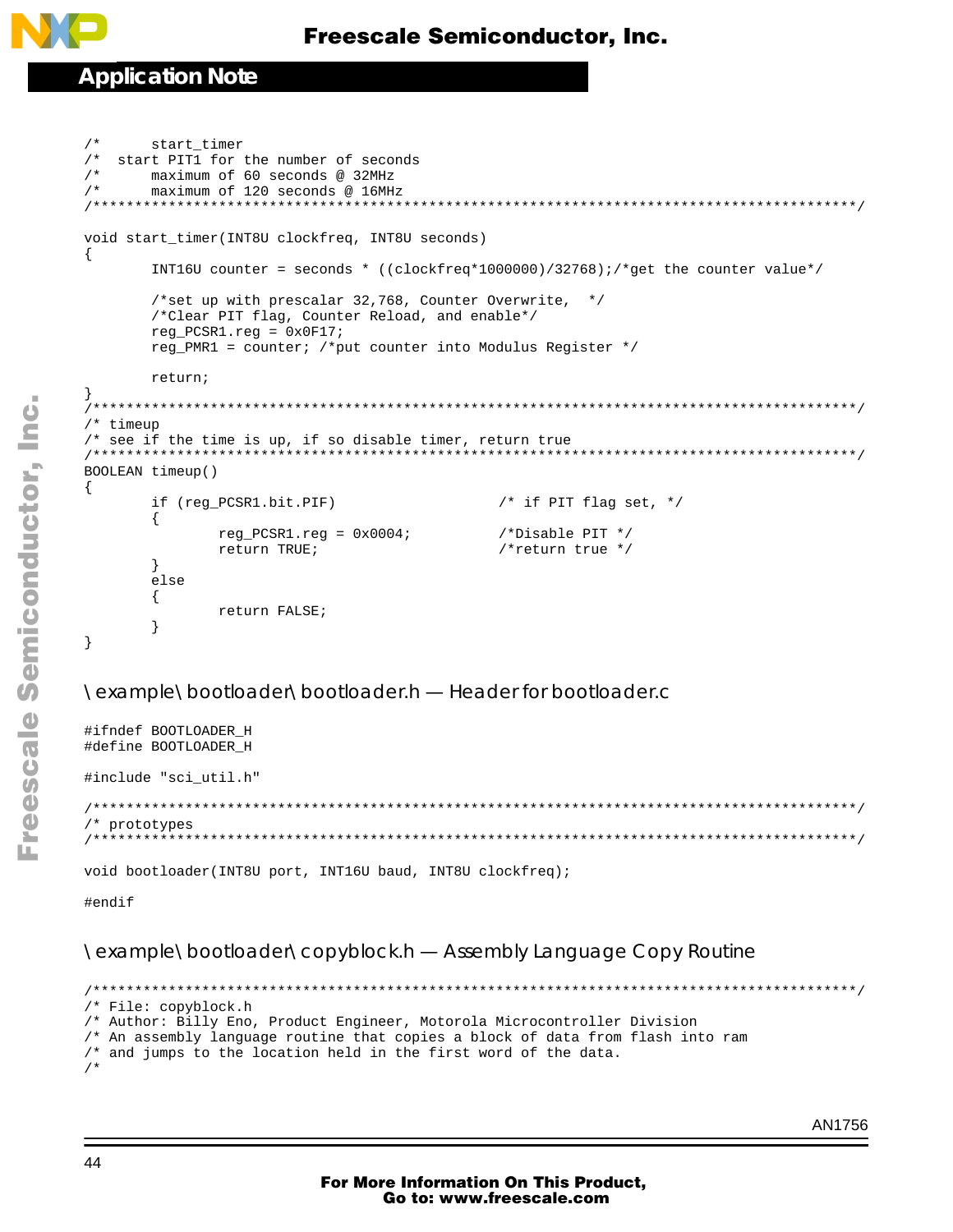```
/*      start_timer
/*  start PIT1 for the number of seconds
/*      maximum of 60 seconds @ 32MHz
/*      maximum of 120 seconds @ 16MHz
/*********************************************************************************************/

void start_timer(INT8U clockfreq, INT8U seconds)
{
        INT16U counter = seconds * ((clockfreq*1000000)/32768);/*get the counter value*/

        /*set up with prescalar 32,768, Counter Overwrite,  */
        /*Clear PIT flag, Counter Reload, and enable*/
        reg_PCSR1.reg = 0x0F17;
        reg_PMR1 = counter; /*put counter into Modulus Register */

        return;
}
/*********************************************************************************************/
/* timeup
/* see if the time is up, if so disable timer, return true
/*********************************************************************************************/
BOOLEAN timeup()
{
        if (reg_PCSR1.bit.PIF)                  /* if PIT flag set, */
        {
                reg_PCSR1.reg = 0x0004;         /*Disable PIT */
                return TRUE;                    /*return true */
        }
        else
        {
                return FALSE;
        }
}
```

## \example\bootloader\bootloader.h — Header for bootloader.c

```
#ifndef BOOTLOADER_H
#define BOOTLOADER_H

#include "sci_util.h"

/*********************************************************************************************/
/* prototypes
/*********************************************************************************************/

void bootloader(INT8U port, INT16U baud, INT8U clockfreq);

#endif
```

## \example\bootloader\copyblock.h — Assembly Language Copy Routine

```
/*********************************************************************************************/
/* File: copyblock.h
/* Author: Billy Eno, Product Engineer, Motorola Microcontroller Division
/* An assembly language routine that copies a block of data from flash into ram
/* and jumps to the location held in the first word of the data.
/*
```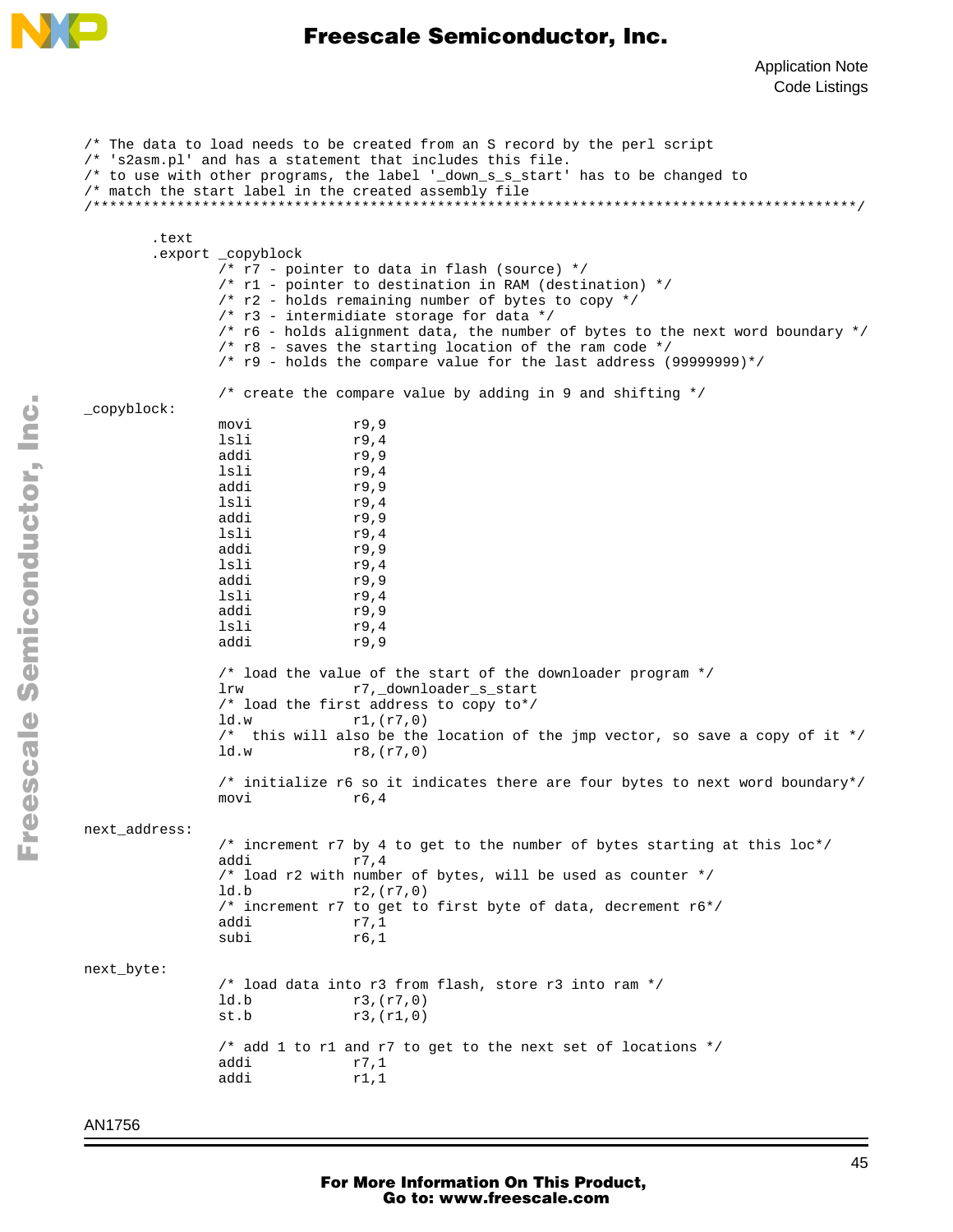```
/* The data to load needs to be created from an S record by the perl script
/* 's2asm.pl' and has a statement that includes this file.
/* to use with other programs, the label '_down_s_s_start' has to be changed to
/* match the start label in the created assembly file
/*******************************************************************************************/

        .text
        .export _copyblock
                /* r7 - pointer to data in flash (source) */
                /* r1 - pointer to destination in RAM (destination) */
                /* r2 - holds remaining number of bytes to copy */
                /* r3 - intermidiate storage for data */
                /* r6 - holds alignment data, the number of bytes to the next word boundary */
                /* r8 - saves the starting location of the ram code */
                /* r9 - holds the compare value for the last address (99999999)*/

                /* create the compare value by adding in 9 and shifting */
_copyblock:
                movi            r9,9
                lsli            r9,4
                addi            r9,9
                lsli            r9,4
                addi            r9,9
                lsli            r9,4
                addi            r9,9
                lsli            r9,4
                addi            r9,9
                lsli            r9,4
                addi            r9,9
                lsli            r9,4
                addi            r9,9
                lsli            r9,4
                addi            r9,9

                /* load the value of the start of the downloader program */
                lrw             r7,_downloader_s_start
                /* load the first address to copy to*/
                ld.w            r1,(r7,0)
                /*  this will also be the location of the jmp vector, so save a copy of it */
                ld.w            r8,(r7,0)

                /* initialize r6 so it indicates there are four bytes to next word boundary*/
                movi            r6,4

next_address:
                /* increment r7 by 4 to get to the number of bytes starting at this loc*/
                addi            r7,4
                /* load r2 with number of bytes, will be used as counter */
                ld.b            r2,(r7,0)
                /* increment r7 to get to first byte of data, decrement r6*/
                addi            r7,1
                subi            r6,1

next_byte:
                /* load data into r3 from flash, store r3 into ram */
                ld.b            r3,(r7,0)
                st.b            r3,(r1,0)

                /* add 1 to r1 and r7 to get to the next set of locations */
                addi            r7,1
                addi            r1,1
```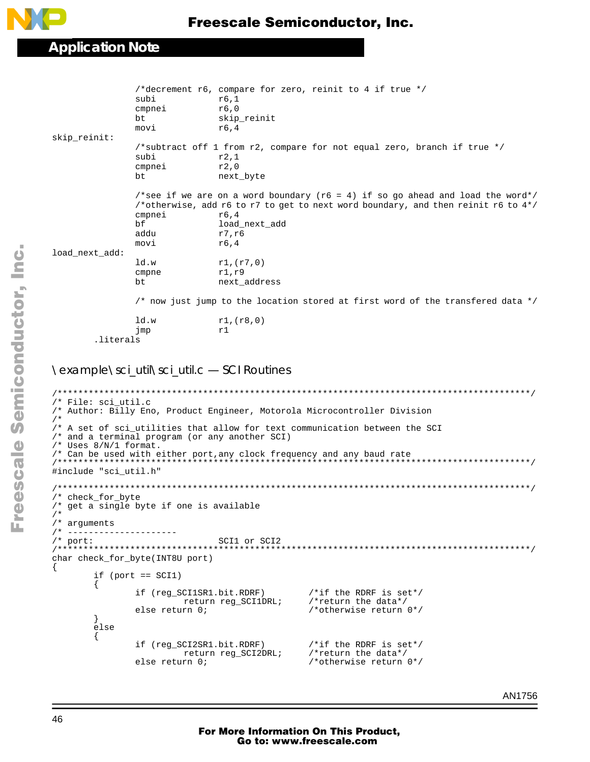```
            /*decrement r6, compare for zero, reinit to 4 if true */
            subi            r6,1
            cmpnei          r6,0
            bt              skip_reinit
            movi            r6,4
skip_reinit:
            /*subtract off 1 from r2, compare for not equal zero, branch if true */
            subi            r2,1
            cmpnei          r2,0
            bt              next_byte

            /*see if we are on a word boundary (r6 = 4) if so go ahead and load the word*/
            /*otherwise, add r6 to r7 to get to next word boundary, and then reinit r6 to 4*/
            cmpnei          r6,4
            bf              load_next_add
            addu            r7,r6
            movi            r6,4
load_next_add:
            ld.w            r1,(r7,0)
            cmpne           r1,r9
            bt              next_address

            /* now just jump to the location stored at first word of the transfered data */

            ld.w            r1,(r8,0)
            jmp             r1
        .literals
```

## \example\sci_util\sci_util.c — SCI Routines

```
/*******************************************************************************************/
/* File: sci_util.c
/* Author: Billy Eno, Product Engineer, Motorola Microcontroller Division
/*
/* A set of sci_utilities that allow for text communication between the SCI
/* and a terminal program (or any another SCI)
/* Uses 8/N/1 format.
/* Can be used with either port,any clock frequency and any baud rate
/*******************************************************************************************/
#include "sci_util.h"

/*******************************************************************************************/
/* check_for_byte
/* get a single byte if one is available
/*
/* arguments
/* ---------------------
/* port:                        SCI1 or SCI2
/*******************************************************************************************/
char check_for_byte(INT8U port)
{
        if (port == SCI1)
        {
                if (reg_SCI1SR1.bit.RDRF)           /*if the RDRF is set*/
                        return reg_SCI1DRL;         /*return the data*/
                else return 0;                      /*otherwise return 0*/
        }
        else
        {
                if (reg_SCI2SR1.bit.RDRF)           /*if the RDRF is set*/
                        return reg_SCI2DRL;         /*return the data*/
                else return 0;                      /*otherwise return 0*/
```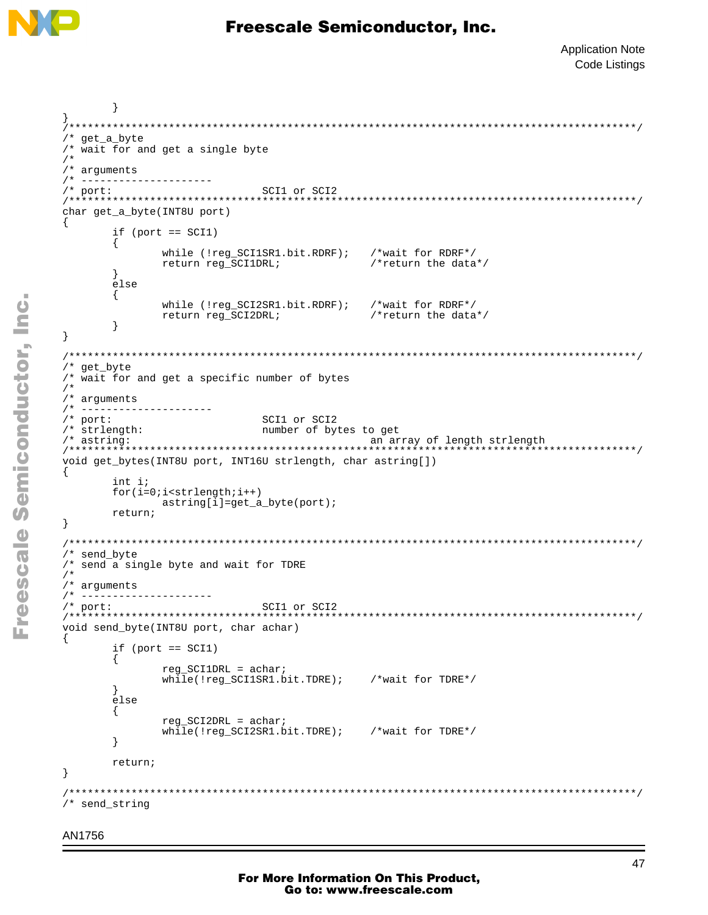```
        }
}
/******************************************************************************************/
/* get_a_byte
/* wait for and get a single byte
/*
/* arguments
/* ---------------------
/* port:                        SCI1 or SCI2
/******************************************************************************************/
char get_a_byte(INT8U port)
{
        if (port == SCI1)
        {
                while (!reg_SCI1SR1.bit.RDRF);   /*wait for RDRF*/
                return reg_SCI1DRL;              /*return the data*/
        }
        else
        {
                while (!reg_SCI2SR1.bit.RDRF);   /*wait for RDRF*/
                return reg_SCI2DRL;              /*return the data*/
        }
}

/******************************************************************************************/
/* get_byte
/* wait for and get a specific number of bytes
/*
/* arguments
/* ---------------------
/* port:                        SCI1 or SCI2
/* strlength:                   number of bytes to get
/* astring:                                         an array of length strlength
/******************************************************************************************/
void get_bytes(INT8U port, INT16U strlength, char astring[])
{
        int i;
        for(i=0;i<strlength;i++)
                astring[i]=get_a_byte(port);
        return;
}

/******************************************************************************************/
/* send_byte
/* send a single byte and wait for TDRE
/*
/* arguments
/* ---------------------
/* port:                        SCI1 or SCI2
/******************************************************************************************/
void send_byte(INT8U port, char achar)
{
        if (port == SCI1)
        {
                reg_SCI1DRL = achar;
                while(!reg_SCI1SR1.bit.TDRE);    /*wait for TDRE*/
        }
        else
        {
                reg_SCI2DRL = achar;
                while(!reg_SCI2SR1.bit.TDRE);    /*wait for TDRE*/
        }

        return;
}

/******************************************************************************************/
/* send_string
```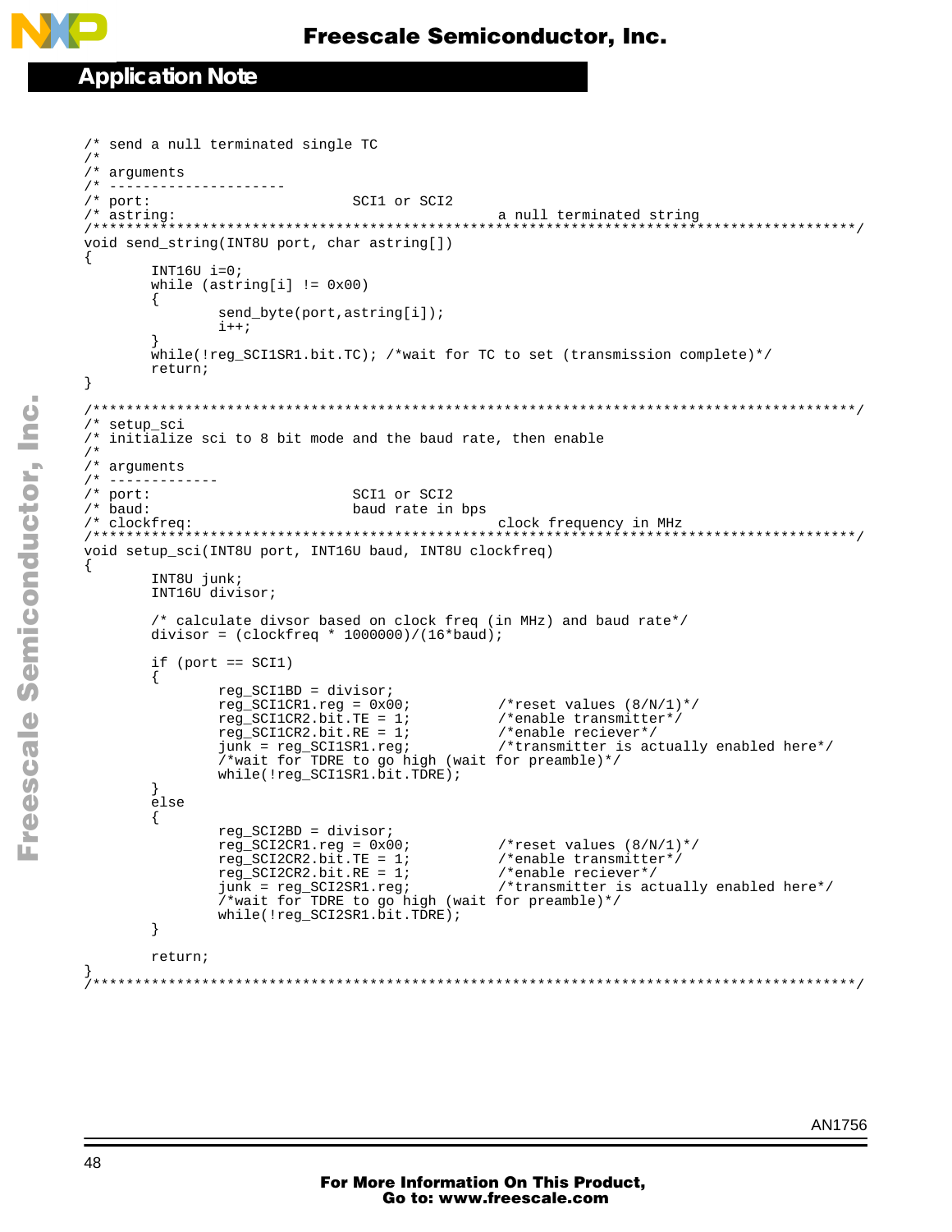```
/* send a null terminated single TC
/*
/* arguments
/* ---------------------
/* port:                        SCI1 or SCI2
/* astring:                                         a null terminated string
/**************************************************************************************/
void send_string(INT8U port, char astring[])
{
        INT16U i=0;
        while (astring[i] != 0x00)
        {
                send_byte(port,astring[i]);
                i++;
        }
        while(!reg_SCI1SR1.bit.TC); /*wait for TC to set (transmission complete)*/
        return;
}

/**************************************************************************************/
/* setup_sci
/* initialize sci to 8 bit mode and the baud rate, then enable
/*
/* arguments
/* -------------
/* port:                        SCI1 or SCI2
/* baud:                        baud rate in bps
/* clockfreq:                                       clock frequency in MHz
/**************************************************************************************/
void setup_sci(INT8U port, INT16U baud, INT8U clockfreq)
{
        INT8U junk;
        INT16U divisor;

        /* calculate divsor based on clock freq (in MHz) and baud rate*/
        divisor = (clockfreq * 1000000)/(16*baud);

        if (port == SCI1)
        {
                reg_SCI1BD = divisor;
                reg_SCI1CR1.reg = 0x00;         /*reset values (8/N/1)*/
                reg_SCI1CR2.bit.TE = 1;         /*enable transmitter*/
                reg_SCI1CR2.bit.RE = 1;         /*enable reciever*/
                junk = reg_SCI1SR1.reg;         /*transmitter is actually enabled here*/
                /*wait for TDRE to go high (wait for preamble)*/
                while(!reg_SCI1SR1.bit.TDRE);
        }
        else
        {
                reg_SCI2BD = divisor;
                reg_SCI2CR1.reg = 0x00;         /*reset values (8/N/1)*/
                reg_SCI2CR2.bit.TE = 1;         /*enable transmitter*/
                reg_SCI2CR2.bit.RE = 1;         /*enable reciever*/
                junk = reg_SCI2SR1.reg;         /*transmitter is actually enabled here*/
                /*wait for TDRE to go high (wait for preamble)*/
                while(!reg_SCI2SR1.bit.TDRE);
        }

        return;
}
/**************************************************************************************/
```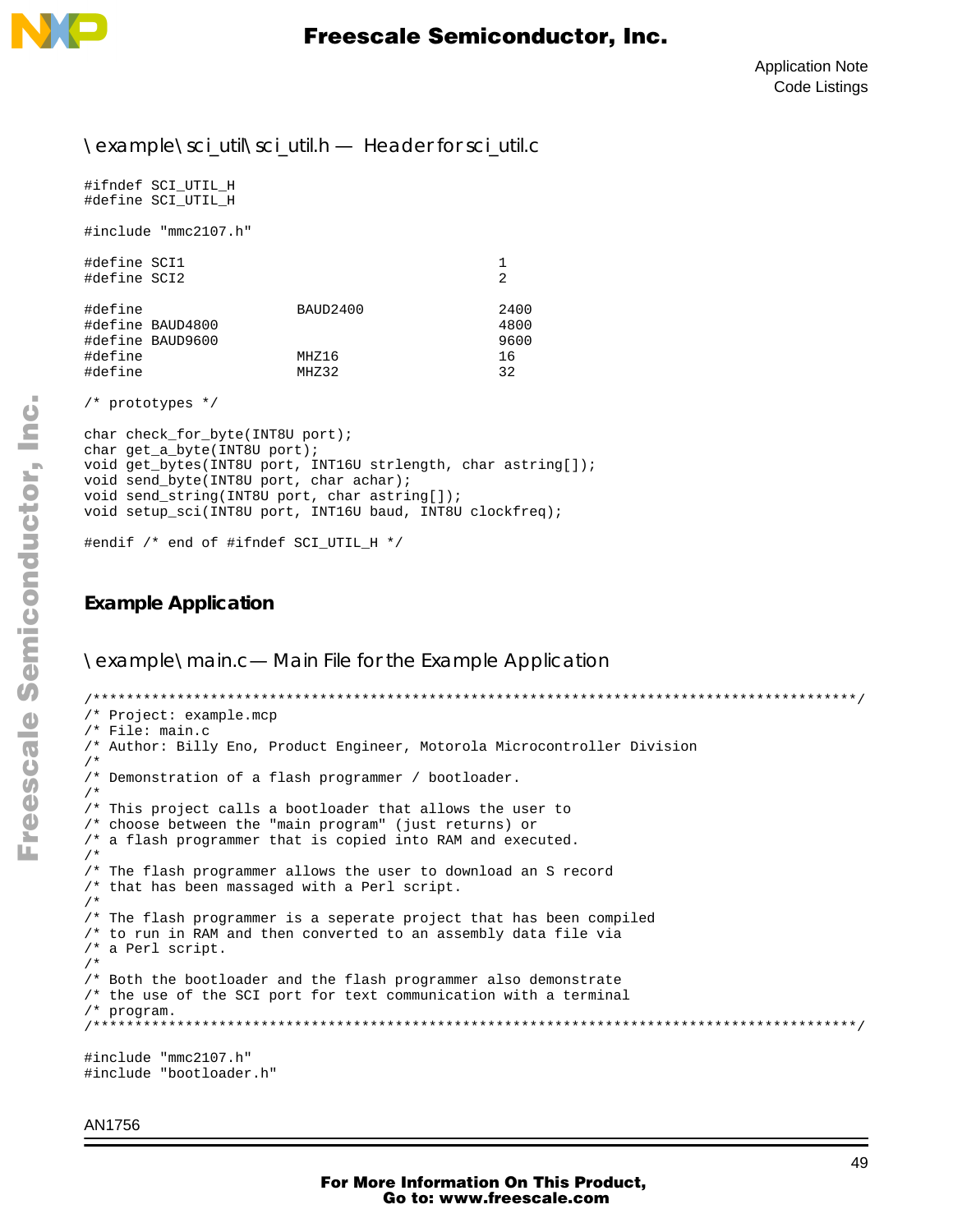### \example\sci_util\sci_util.h — Header for sci_util.c

```
#ifndef SCI_UTIL_H
#define SCI_UTIL_H

#include "mmc2107.h"

#define SCI1                                        1
#define SCI2                                        2

#define                BAUD2400                     2400
#define BAUD4800                                    4800
#define BAUD9600                                    9600
#define                MHZ16                        16
#define                MHZ32                        32

/* prototypes */

char check_for_byte(INT8U port);
char get_a_byte(INT8U port);
void get_bytes(INT8U port, INT16U strlength, char astring[]);
void send_byte(INT8U port, char achar);
void send_string(INT8U port, char astring[]);
void setup_sci(INT8U port, INT16U baud, INT8U clockfreq);

#endif /* end of #ifndef SCI_UTIL_H */
```

## Example Application

### \example\main.c — Main File for the Example Application

```
/******************************************************************************************/
/* Project: example.mcp
/* File: main.c
/* Author: Billy Eno, Product Engineer, Motorola Microcontroller Division
/*
/* Demonstration of a flash programmer / bootloader.
/*
/* This project calls a bootloader that allows the user to
/* choose between the "main program" (just returns) or
/* a flash programmer that is copied into RAM and executed.
/*
/* The flash programmer allows the user to download an S record
/* that has been massaged with a Perl script.
/*
/* The flash programmer is a seperate project that has been compiled
/* to run in RAM and then converted to an assembly data file via
/* a Perl script.
/*
/* Both the bootloader and the flash programmer also demonstrate
/* the use of the SCI port for text communication with a terminal
/* program.
/******************************************************************************************/

#include "mmc2107.h"
#include "bootloader.h"
```

AN1756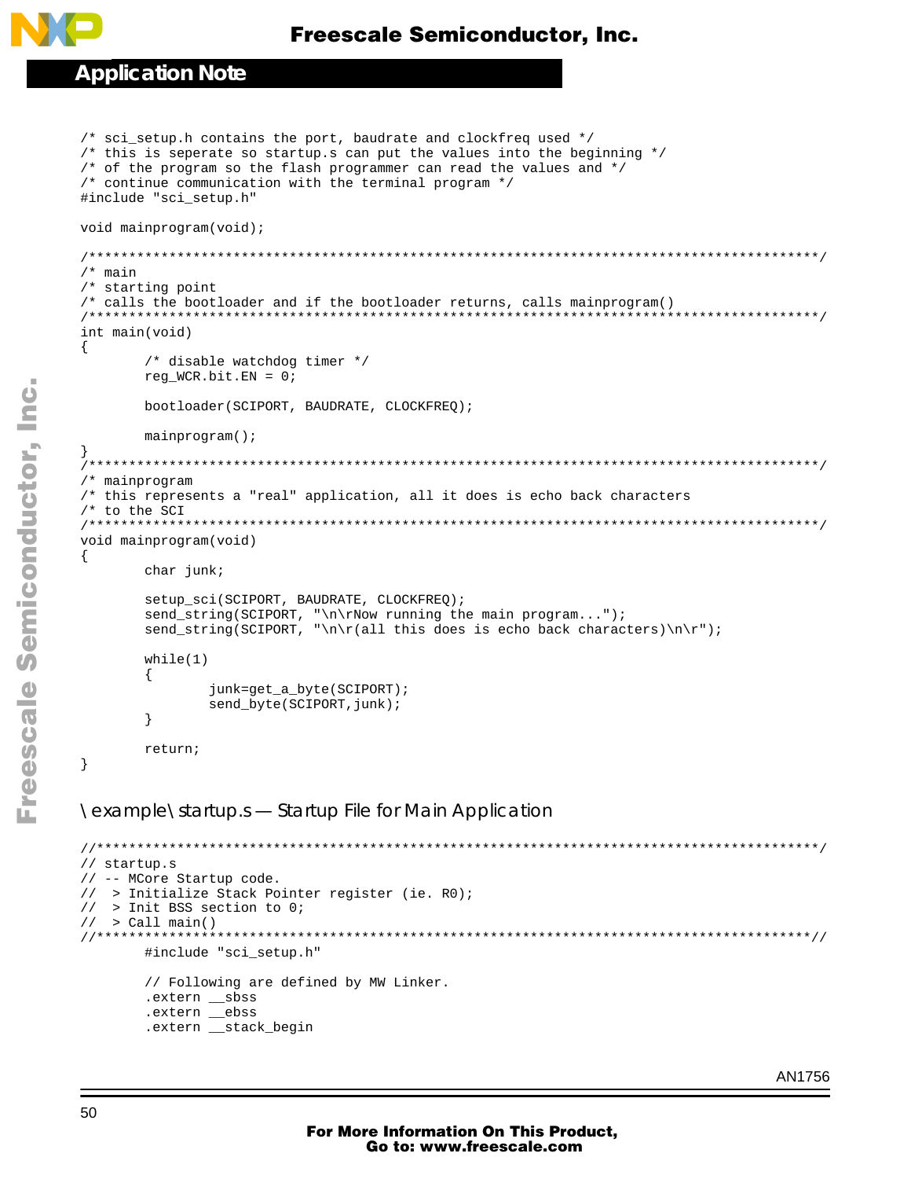```
/* sci_setup.h contains the port, baudrate and clockfreq used */
/* this is seperate so startup.s can put the values into the beginning */
/* of the program so the flash programmer can read the values and */
/* continue communication with the terminal program */
#include "sci_setup.h"

void mainprogram(void);

/*****************************************************************************************/
/* main
/* starting point
/* calls the bootloader and if the bootloader returns, calls mainprogram()
/*****************************************************************************************/
int main(void)
{
        /* disable watchdog timer */
        reg_WCR.bit.EN = 0;

        bootloader(SCIPORT, BAUDRATE, CLOCKFREQ);

        mainprogram();

}
/*****************************************************************************************/
/* mainprogram
/* this represents a "real" application, all it does is echo back characters
/* to the SCI
/*****************************************************************************************/
void mainprogram(void)
{
        char junk;

        setup_sci(SCIPORT, BAUDRATE, CLOCKFREQ);
        send_string(SCIPORT, "\n\rNow running the main program...");
        send_string(SCIPORT, "\n\r(all this does is echo back characters)\n\r");

        while(1)
        {
                junk=get_a_byte(SCIPORT);
                send_byte(SCIPORT,junk);
        }

        return;
}
```

### \example\startup.s — Startup File for Main Application

```
//****************************************************************************************/
// startup.s
// -- MCore Startup code.
//  > Initialize Stack Pointer register (ie. R0);
//  > Init BSS section to 0;
//  > Call main()
//***************************************************************************************//
        #include "sci_setup.h"

        // Following are defined by MW Linker.
        .extern __sbss
        .extern __ebss
        .extern __stack_begin
```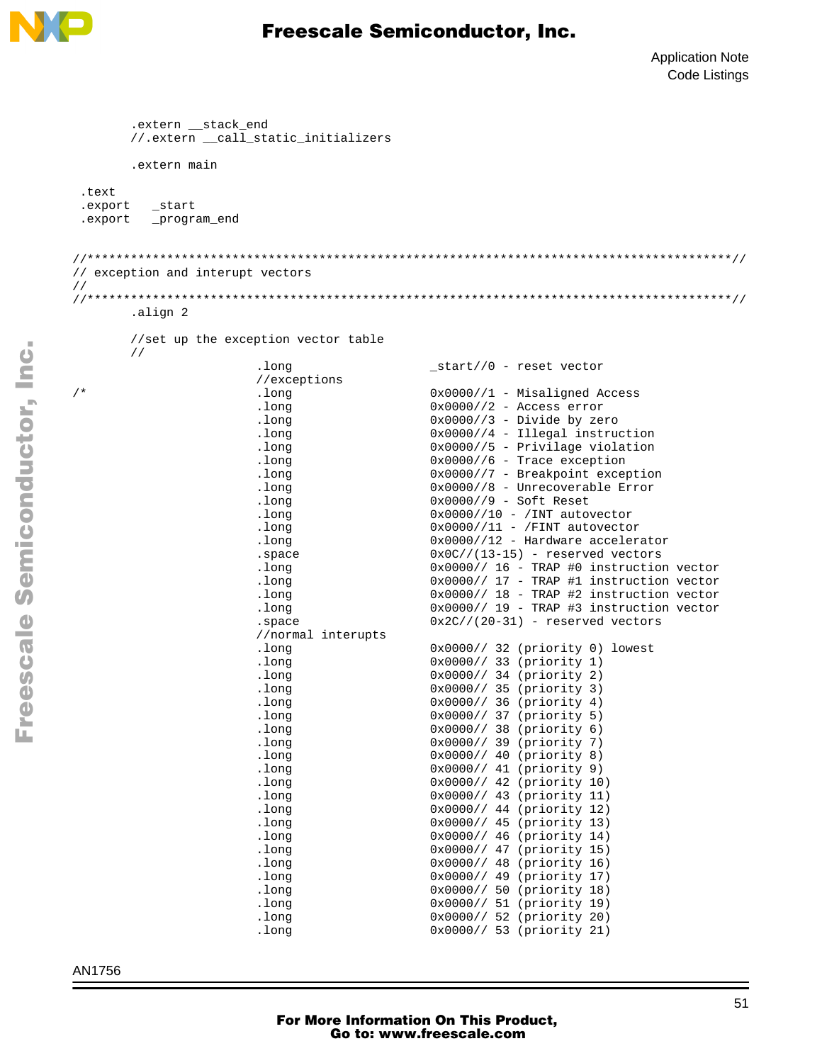```
        .extern __stack_end
        //.extern __call_static_initializers

        .extern main

 .text
 .export   _start
 .export   _program_end


//*******************************************************************************************//
// exception and interupt vectors
//
//*******************************************************************************************//
        .align 2

        //set up the exception vector table
        //
                        .long                   _start//0 - reset vector
                        //exceptions
/*                      .long                   0x0000//1 - Misaligned Access
                        .long                   0x0000//2 - Access error
                        .long                   0x0000//3 - Divide by zero
                        .long                   0x0000//4 - Illegal instruction
                        .long                   0x0000//5 - Privilage violation
                        .long                   0x0000//6 - Trace exception
                        .long                   0x0000//7 - Breakpoint exception
                        .long                   0x0000//8 - Unrecoverable Error
                        .long                   0x0000//9 - Soft Reset
                        .long                   0x0000//10 - /INT autovector
                        .long                   0x0000//11 - /FINT autovector
                        .long                   0x0000//12 - Hardware accelerator
                        .space                  0x0C//(13-15) - reserved vectors
                        .long                   0x0000// 16 - TRAP #0 instruction vector
                        .long                   0x0000// 17 - TRAP #1 instruction vector
                        .long                   0x0000// 18 - TRAP #2 instruction vector
                        .long                   0x0000// 19 - TRAP #3 instruction vector
                        .space                  0x2C//(20-31) - reserved vectors
                        //normal interupts
                        .long                   0x0000// 32 (priority 0) lowest
                        .long                   0x0000// 33 (priority 1)
                        .long                   0x0000// 34 (priority 2)
                        .long                   0x0000// 35 (priority 3)
                        .long                   0x0000// 36 (priority 4)
                        .long                   0x0000// 37 (priority 5)
                        .long                   0x0000// 38 (priority 6)
                        .long                   0x0000// 39 (priority 7)
                        .long                   0x0000// 40 (priority 8)
                        .long                   0x0000// 41 (priority 9)
                        .long                   0x0000// 42 (priority 10)
                        .long                   0x0000// 43 (priority 11)
                        .long                   0x0000// 44 (priority 12)
                        .long                   0x0000// 45 (priority 13)
                        .long                   0x0000// 46 (priority 14)
                        .long                   0x0000// 47 (priority 15)
                        .long                   0x0000// 48 (priority 16)
                        .long                   0x0000// 49 (priority 17)
                        .long                   0x0000// 50 (priority 18)
                        .long                   0x0000// 51 (priority 19)
                        .long                   0x0000// 52 (priority 20)
                        .long                   0x0000// 53 (priority 21)
```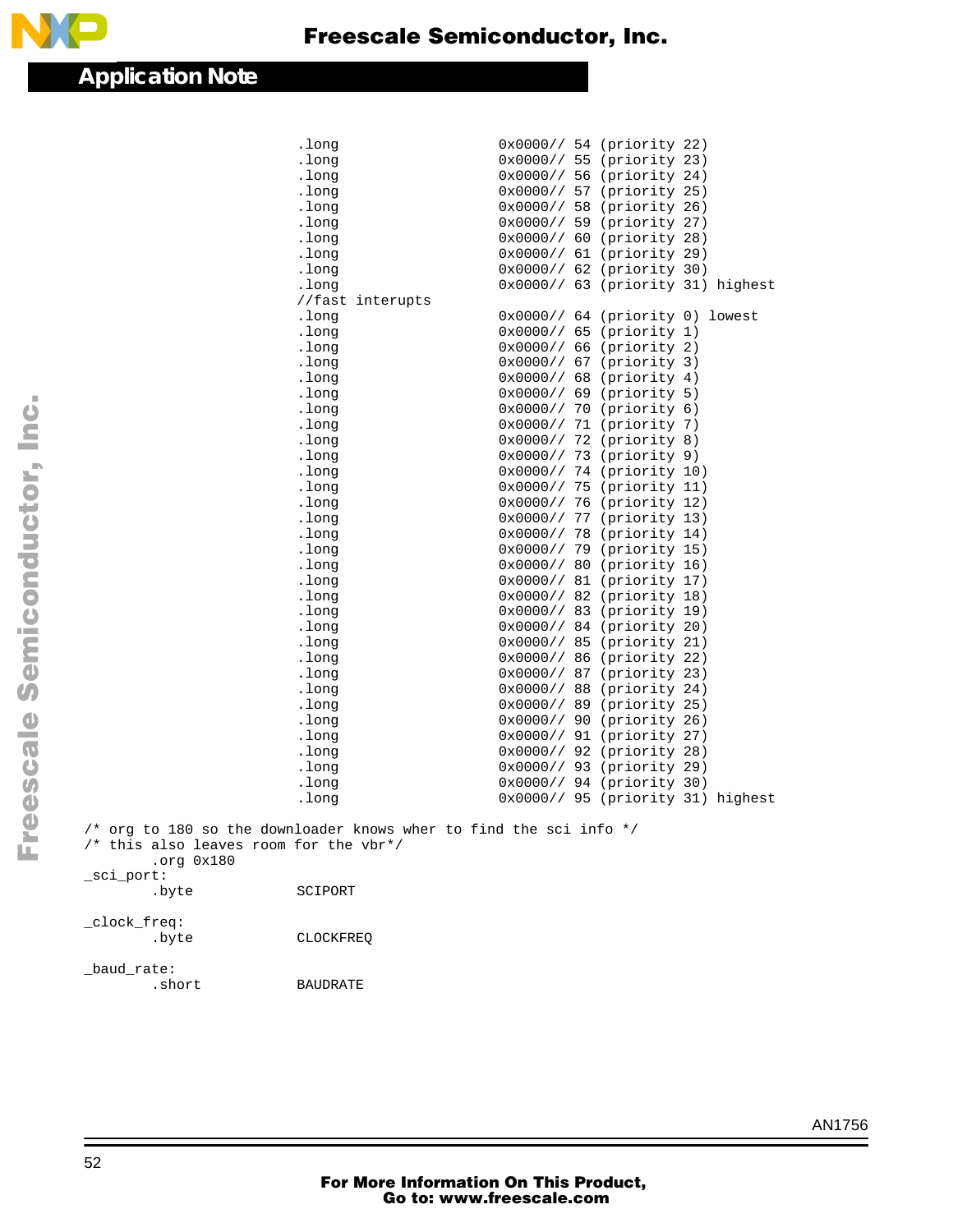```
                .long           0x0000// 54 (priority 22)
                .long           0x0000// 55 (priority 23)
                .long           0x0000// 56 (priority 24)
                .long           0x0000// 57 (priority 25)
                .long           0x0000// 58 (priority 26)
                .long           0x0000// 59 (priority 27)
                .long           0x0000// 60 (priority 28)
                .long           0x0000// 61 (priority 29)
                .long           0x0000// 62 (priority 30)
                .long           0x0000// 63 (priority 31) highest
                //fast interupts
                .long           0x0000// 64 (priority 0) lowest
                .long           0x0000// 65 (priority 1)
                .long           0x0000// 66 (priority 2)
                .long           0x0000// 67 (priority 3)
                .long           0x0000// 68 (priority 4)
                .long           0x0000// 69 (priority 5)
                .long           0x0000// 70 (priority 6)
                .long           0x0000// 71 (priority 7)
                .long           0x0000// 72 (priority 8)
                .long           0x0000// 73 (priority 9)
                .long           0x0000// 74 (priority 10)
                .long           0x0000// 75 (priority 11)
                .long           0x0000// 76 (priority 12)
                .long           0x0000// 77 (priority 13)
                .long           0x0000// 78 (priority 14)
                .long           0x0000// 79 (priority 15)
                .long           0x0000// 80 (priority 16)
                .long           0x0000// 81 (priority 17)
                .long           0x0000// 82 (priority 18)
                .long           0x0000// 83 (priority 19)
                .long           0x0000// 84 (priority 20)
                .long           0x0000// 85 (priority 21)
                .long           0x0000// 86 (priority 22)
                .long           0x0000// 87 (priority 23)
                .long           0x0000// 88 (priority 24)
                .long           0x0000// 89 (priority 25)
                .long           0x0000// 90 (priority 26)
                .long           0x0000// 91 (priority 27)
                .long           0x0000// 92 (priority 28)
                .long           0x0000// 93 (priority 29)
                .long           0x0000// 94 (priority 30)
                .long           0x0000// 95 (priority 31) highest

/* org to 180 so the downloader knows wher to find the sci info */
/* this also leaves room for the vbr*/
        .org 0x180
_sci_port:
        .byte           SCIPORT

_clock_freq:
        .byte           CLOCKFREQ

_baud_rate:
        .short          BAUDRATE
```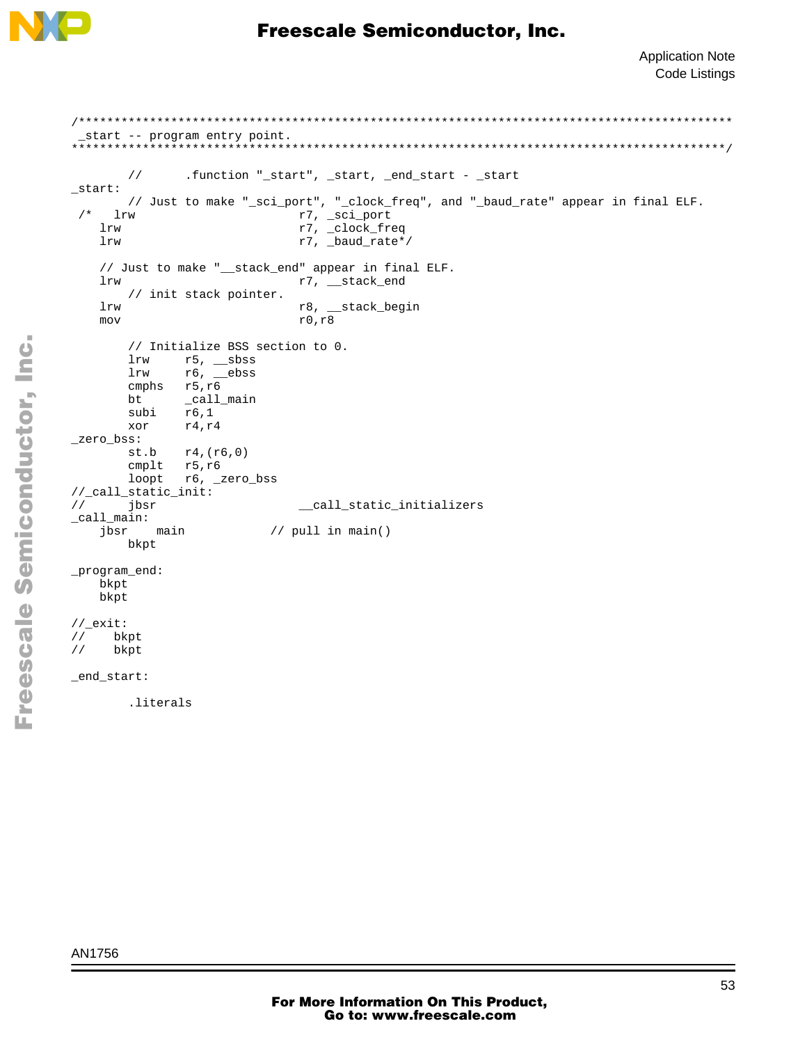```
/*******************************************************************************************
 _start -- program entry point.
*******************************************************************************************/

        //      .function "_start", _start, _end_start - _start
_start:
        // Just to make "_sci_port", "_clock_freq", and "_baud_rate" appear in final ELF.
 /*   lrw                       r7, _sci_port
    lrw                         r7, _clock_freq
    lrw                         r7, _baud_rate*/

    // Just to make "__stack_end" appear in final ELF.
    lrw                         r7, __stack_end
        // init stack pointer.
    lrw                         r8, __stack_begin
    mov                         r0,r8

        // Initialize BSS section to 0.
        lrw     r5, __sbss
        lrw     r6, __ebss
        cmphs   r5,r6
        bt      _call_main
        subi    r6,1
        xor     r4,r4
_zero_bss:
        st.b    r4,(r6,0)
        cmplt   r5,r6
        loopt   r6, _zero_bss
//_call_static_init:
//      jbsr                    __call_static_initializers
_call_main:
    jbsr    main            // pull in main()
        bkpt

_program_end:
    bkpt
    bkpt

//_exit:
//    bkpt
//    bkpt

_end_start:

        .literals
```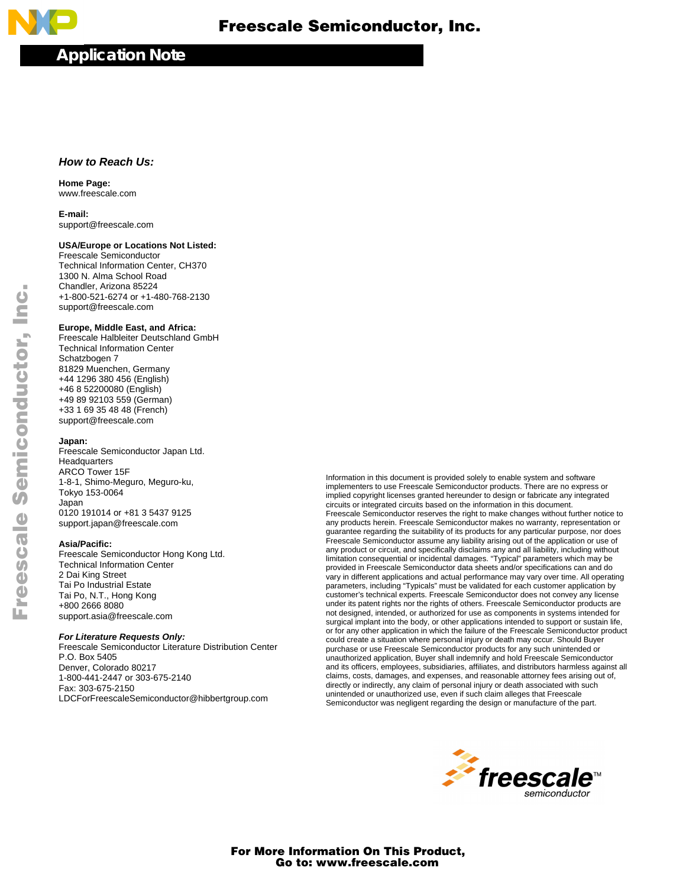# Application Note

***How to Reach Us:***

**Home Page:**
www.freescale.com

**E-mail:**
support@freescale.com

**USA/Europe or Locations Not Listed:**
Freescale Semiconductor
Technical Information Center, CH370
1300 N. Alma School Road
Chandler, Arizona 85224
+1-800-521-6274 or +1-480-768-2130
support@freescale.com

**Europe, Middle East, and Africa:**
Freescale Halbleiter Deutschland GmbH
Technical Information Center
Schatzbogen 7
81829 Muenchen, Germany
+44 1296 380 456 (English)
+46 8 52200080 (English)
+49 89 92103 559 (German)
+33 1 69 35 48 48 (French)
support@freescale.com

**Japan:**
Freescale Semiconductor Japan Ltd.
Headquarters
ARCO Tower 15F
1-8-1, Shimo-Meguro, Meguro-ku,
Tokyo 153-0064
Japan
0120 191014 or +81 3 5437 9125
support.japan@freescale.com

**Asia/Pacific:**
Freescale Semiconductor Hong Kong Ltd.
Technical Information Center
2 Dai King Street
Tai Po Industrial Estate
Tai Po, N.T., Hong Kong
+800 2666 8080
support.asia@freescale.com

***For Literature Requests Only:***
Freescale Semiconductor Literature Distribution Center
P.O. Box 5405
Denver, Colorado 80217
1-800-441-2447 or 303-675-2140
Fax: 303-675-2150
LDCForFreescaleSemiconductor@hibbertgroup.com

Information in this document is provided solely to enable system and software implementers to use Freescale Semiconductor products. There are no express or implied copyright licenses granted hereunder to design or fabricate any integrated circuits or integrated circuits based on the information in this document.
Freescale Semiconductor reserves the right to make changes without further notice to any products herein. Freescale Semiconductor makes no warranty, representation or guarantee regarding the suitability of its products for any particular purpose, nor does Freescale Semiconductor assume any liability arising out of the application or use of any product or circuit, and specifically disclaims any and all liability, including without limitation consequential or incidental damages. "Typical" parameters which may be provided in Freescale Semiconductor data sheets and/or specifications can and do vary in different applications and actual performance may vary over time. All operating parameters, including "Typicals" must be validated for each customer application by customer's technical experts. Freescale Semiconductor does not convey any license under its patent rights nor the rights of others. Freescale Semiconductor products are not designed, intended, or authorized for use as components in systems intended for surgical implant into the body, or other applications intended to support or sustain life, or for any other application in which the failure of the Freescale Semiconductor product could create a situation where personal injury or death may occur. Should Buyer purchase or use Freescale Semiconductor products for any such unintended or unauthorized application, Buyer shall indemnify and hold Freescale Semiconductor and its officers, employees, subsidiaries, affiliates, and distributors harmless against all claims, costs, damages, and expenses, and reasonable attorney fees arising out of, directly or indirectly, any claim of personal injury or death associated with such unintended or unauthorized use, even if such claim alleges that Freescale Semiconductor was negligent regarding the design or manufacture of the part.